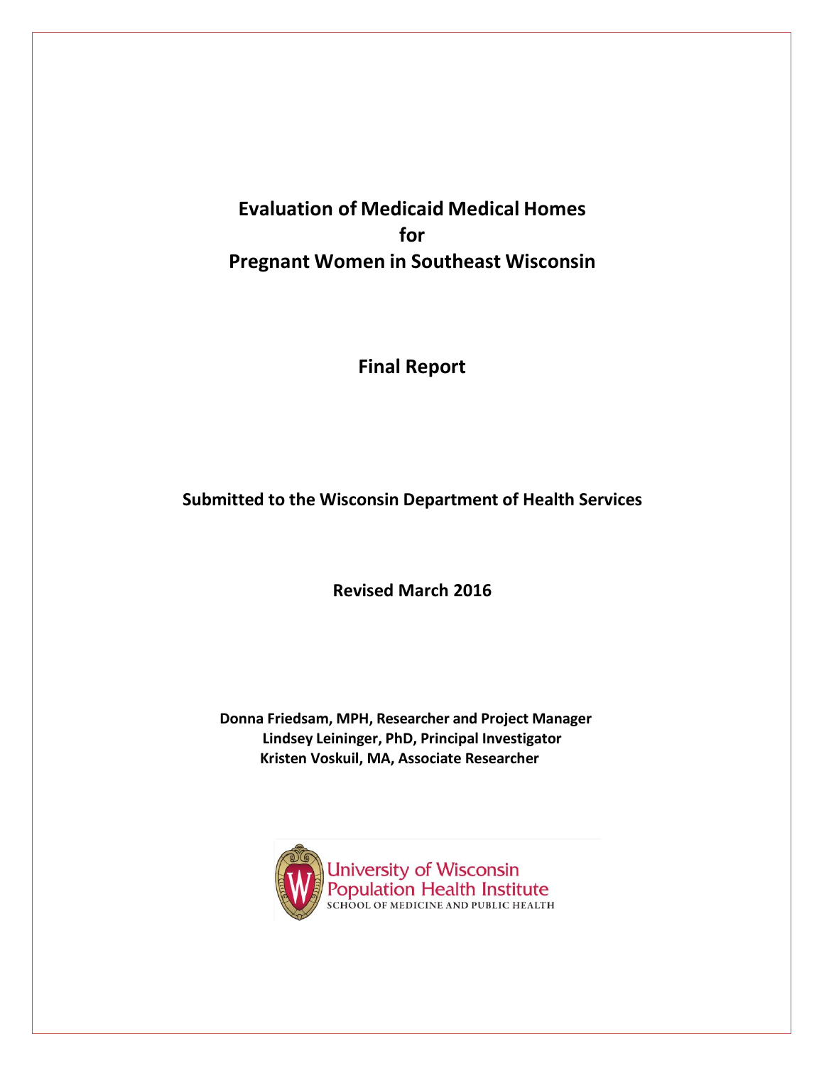# Evaluation of Medicaid Medical Homes for Pregnant Women in Southeast Wisconsin

## Final Report

**Submitted to the Wisconsin Department of Health Services**

**Revised March 2016**

**Donna Friedsam, MPH, Researcher and Project Manager**
**Lindsey Leininger, PhD, Principal Investigator**
**Kristen Voskuil, MA, Associate Researcher**

University of Wisconsin
Population Health Institute
SCHOOL OF MEDICINE AND PUBLIC HEALTH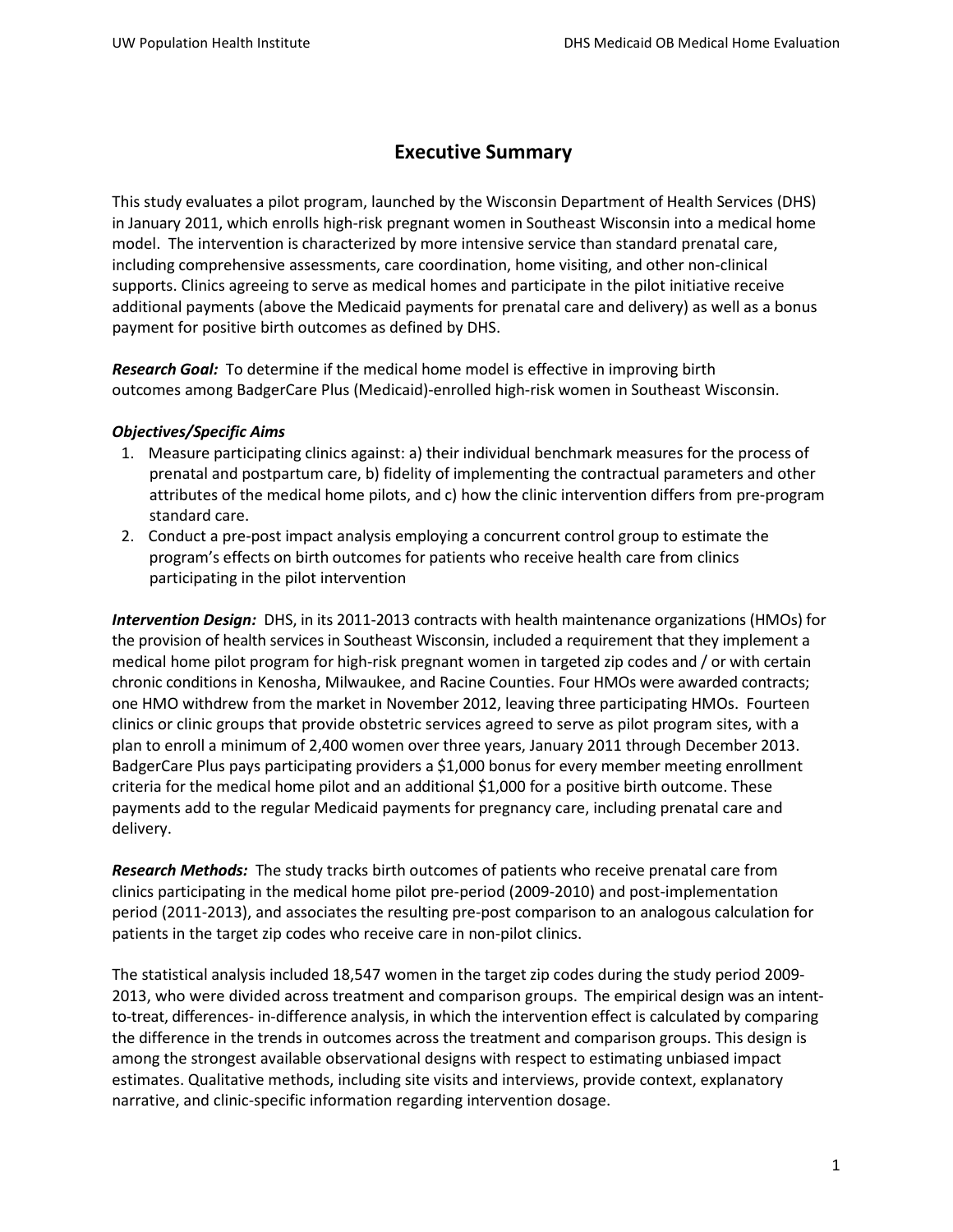# Executive Summary

This study evaluates a pilot program, launched by the Wisconsin Department of Health Services (DHS) in January 2011, which enrolls high-risk pregnant women in Southeast Wisconsin into a medical home model. The intervention is characterized by more intensive service than standard prenatal care, including comprehensive assessments, care coordination, home visiting, and other non-clinical supports. Clinics agreeing to serve as medical homes and participate in the pilot initiative receive additional payments (above the Medicaid payments for prenatal care and delivery) as well as a bonus payment for positive birth outcomes as defined by DHS.

***Research Goal:*** To determine if the medical home model is effective in improving birth outcomes among BadgerCare Plus (Medicaid)-enrolled high-risk women in Southeast Wisconsin.

***Objectives/Specific Aims***

1. Measure participating clinics against: a) their individual benchmark measures for the process of prenatal and postpartum care, b) fidelity of implementing the contractual parameters and other attributes of the medical home pilots, and c) how the clinic intervention differs from pre-program standard care.
2. Conduct a pre-post impact analysis employing a concurrent control group to estimate the program's effects on birth outcomes for patients who receive health care from clinics participating in the pilot intervention

***Intervention Design:*** DHS, in its 2011-2013 contracts with health maintenance organizations (HMOs) for the provision of health services in Southeast Wisconsin, included a requirement that they implement a medical home pilot program for high-risk pregnant women in targeted zip codes and / or with certain chronic conditions in Kenosha, Milwaukee, and Racine Counties. Four HMOs were awarded contracts; one HMO withdrew from the market in November 2012, leaving three participating HMOs. Fourteen clinics or clinic groups that provide obstetric services agreed to serve as pilot program sites, with a plan to enroll a minimum of 2,400 women over three years, January 2011 through December 2013. BadgerCare Plus pays participating providers a $1,000 bonus for every member meeting enrollment criteria for the medical home pilot and an additional $1,000 for a positive birth outcome. These payments add to the regular Medicaid payments for pregnancy care, including prenatal care and delivery.

***Research Methods:*** The study tracks birth outcomes of patients who receive prenatal care from clinics participating in the medical home pilot pre-period (2009-2010) and post-implementation period (2011-2013), and associates the resulting pre-post comparison to an analogous calculation for patients in the target zip codes who receive care in non-pilot clinics.

The statistical analysis included 18,547 women in the target zip codes during the study period 2009-2013, who were divided across treatment and comparison groups. The empirical design was an intent-to-treat, differences- in-difference analysis, in which the intervention effect is calculated by comparing the difference in the trends in outcomes across the treatment and comparison groups. This design is among the strongest available observational designs with respect to estimating unbiased impact estimates. Qualitative methods, including site visits and interviews, provide context, explanatory narrative, and clinic-specific information regarding intervention dosage.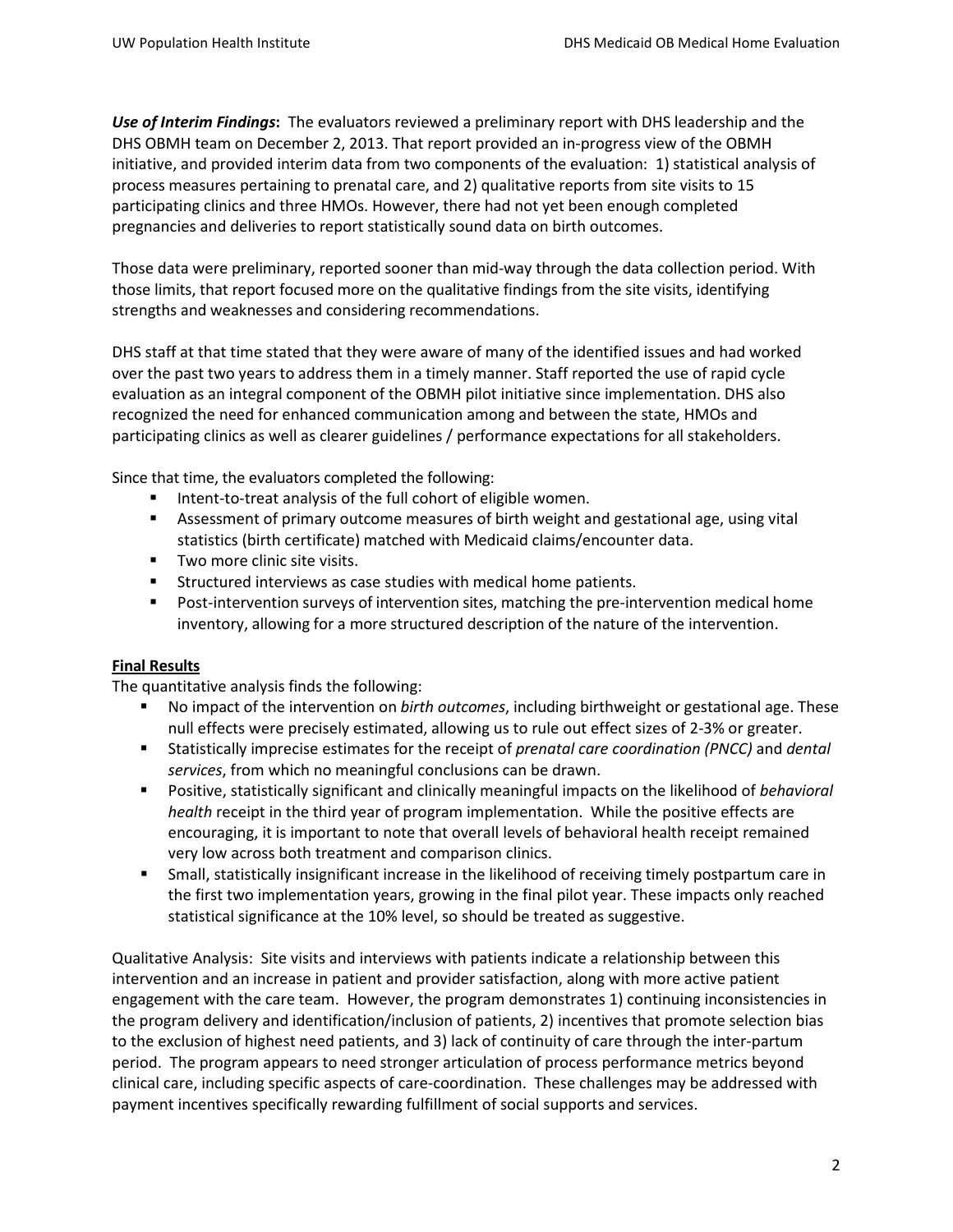***Use of Interim Findings*****:** The evaluators reviewed a preliminary report with DHS leadership and the DHS OBMH team on December 2, 2013. That report provided an in-progress view of the OBMH initiative, and provided interim data from two components of the evaluation: 1) statistical analysis of process measures pertaining to prenatal care, and 2) qualitative reports from site visits to 15 participating clinics and three HMOs. However, there had not yet been enough completed pregnancies and deliveries to report statistically sound data on birth outcomes.

Those data were preliminary, reported sooner than mid-way through the data collection period. With those limits, that report focused more on the qualitative findings from the site visits, identifying strengths and weaknesses and considering recommendations.

DHS staff at that time stated that they were aware of many of the identified issues and had worked over the past two years to address them in a timely manner. Staff reported the use of rapid cycle evaluation as an integral component of the OBMH pilot initiative since implementation. DHS also recognized the need for enhanced communication among and between the state, HMOs and participating clinics as well as clearer guidelines / performance expectations for all stakeholders.

Since that time, the evaluators completed the following:

- Intent-to-treat analysis of the full cohort of eligible women.
- Assessment of primary outcome measures of birth weight and gestational age, using vital statistics (birth certificate) matched with Medicaid claims/encounter data.
- Two more clinic site visits.
- Structured interviews as case studies with medical home patients.
- Post-intervention surveys of intervention sites, matching the pre-intervention medical home inventory, allowing for a more structured description of the nature of the intervention.

## Final Results

The quantitative analysis finds the following:

- No impact of the intervention on *birth outcomes*, including birthweight or gestational age. These null effects were precisely estimated, allowing us to rule out effect sizes of 2-3% or greater.
- Statistically imprecise estimates for the receipt of *prenatal care coordination (PNCC)* and *dental services*, from which no meaningful conclusions can be drawn.
- Positive, statistically significant and clinically meaningful impacts on the likelihood of *behavioral health* receipt in the third year of program implementation. While the positive effects are encouraging, it is important to note that overall levels of behavioral health receipt remained very low across both treatment and comparison clinics.
- Small, statistically insignificant increase in the likelihood of receiving timely postpartum care in the first two implementation years, growing in the final pilot year. These impacts only reached statistical significance at the 10% level, so should be treated as suggestive.

Qualitative Analysis: Site visits and interviews with patients indicate a relationship between this intervention and an increase in patient and provider satisfaction, along with more active patient engagement with the care team. However, the program demonstrates 1) continuing inconsistencies in the program delivery and identification/inclusion of patients, 2) incentives that promote selection bias to the exclusion of highest need patients, and 3) lack of continuity of care through the inter-partum period. The program appears to need stronger articulation of process performance metrics beyond clinical care, including specific aspects of care-coordination. These challenges may be addressed with payment incentives specifically rewarding fulfillment of social supports and services.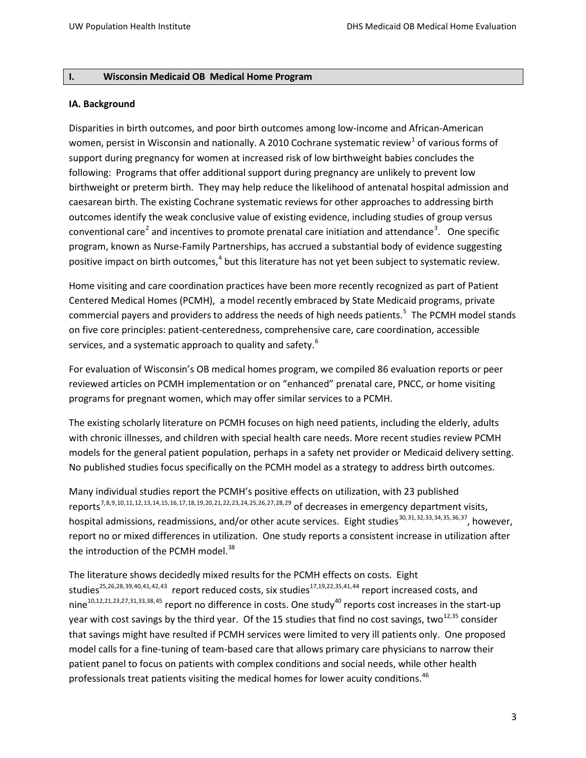## I. Wisconsin Medicaid OB Medical Home Program

### IA. Background

Disparities in birth outcomes, and poor birth outcomes among low-income and African-American women, persist in Wisconsin and nationally. A 2010 Cochrane systematic review[1] of various forms of support during pregnancy for women at increased risk of low birthweight babies concludes the following: Programs that offer additional support during pregnancy are unlikely to prevent low birthweight or preterm birth. They may help reduce the likelihood of antenatal hospital admission and caesarean birth. The existing Cochrane systematic reviews for other approaches to addressing birth outcomes identify the weak conclusive value of existing evidence, including studies of group versus conventional care[2] and incentives to promote prenatal care initiation and attendance[3]. One specific program, known as Nurse-Family Partnerships, has accrued a substantial body of evidence suggesting positive impact on birth outcomes,[4] but this literature has not yet been subject to systematic review.

Home visiting and care coordination practices have been more recently recognized as part of Patient Centered Medical Homes (PCMH), a model recently embraced by State Medicaid programs, private commercial payers and providers to address the needs of high needs patients.[5] The PCMH model stands on five core principles: patient-centeredness, comprehensive care, care coordination, accessible services, and a systematic approach to quality and safety.[6]

For evaluation of Wisconsin's OB medical homes program, we compiled 86 evaluation reports or peer reviewed articles on PCMH implementation or on "enhanced" prenatal care, PNCC, or home visiting programs for pregnant women, which may offer similar services to a PCMH.

The existing scholarly literature on PCMH focuses on high need patients, including the elderly, adults with chronic illnesses, and children with special health care needs. More recent studies review PCMH models for the general patient population, perhaps in a safety net provider or Medicaid delivery setting. No published studies focus specifically on the PCMH model as a strategy to address birth outcomes.

Many individual studies report the PCMH's positive effects on utilization, with 23 published reports[7,8,9,10,11,12,13,14,15,16,17,18,19,20,21,22,23,24,25,26,27,28,29] of decreases in emergency department visits, hospital admissions, readmissions, and/or other acute services. Eight studies[30,31,32,33,34,35,36,37], however, report no or mixed differences in utilization. One study reports a consistent increase in utilization after the introduction of the PCMH model.[38]

The literature shows decidedly mixed results for the PCMH effects on costs. Eight studies[25,26,28,39,40,41,42,43] report reduced costs, six studies[17,19,22,35,41,44] report increased costs, and nine[10,12,21,23,27,31,33,38,45] report no difference in costs. One study[40] reports cost increases in the start-up year with cost savings by the third year. Of the 15 studies that find no cost savings, two[12,35] consider that savings might have resulted if PCMH services were limited to very ill patients only. One proposed model calls for a fine-tuning of team-based care that allows primary care physicians to narrow their patient panel to focus on patients with complex conditions and social needs, while other health professionals treat patients visiting the medical homes for lower acuity conditions.[46]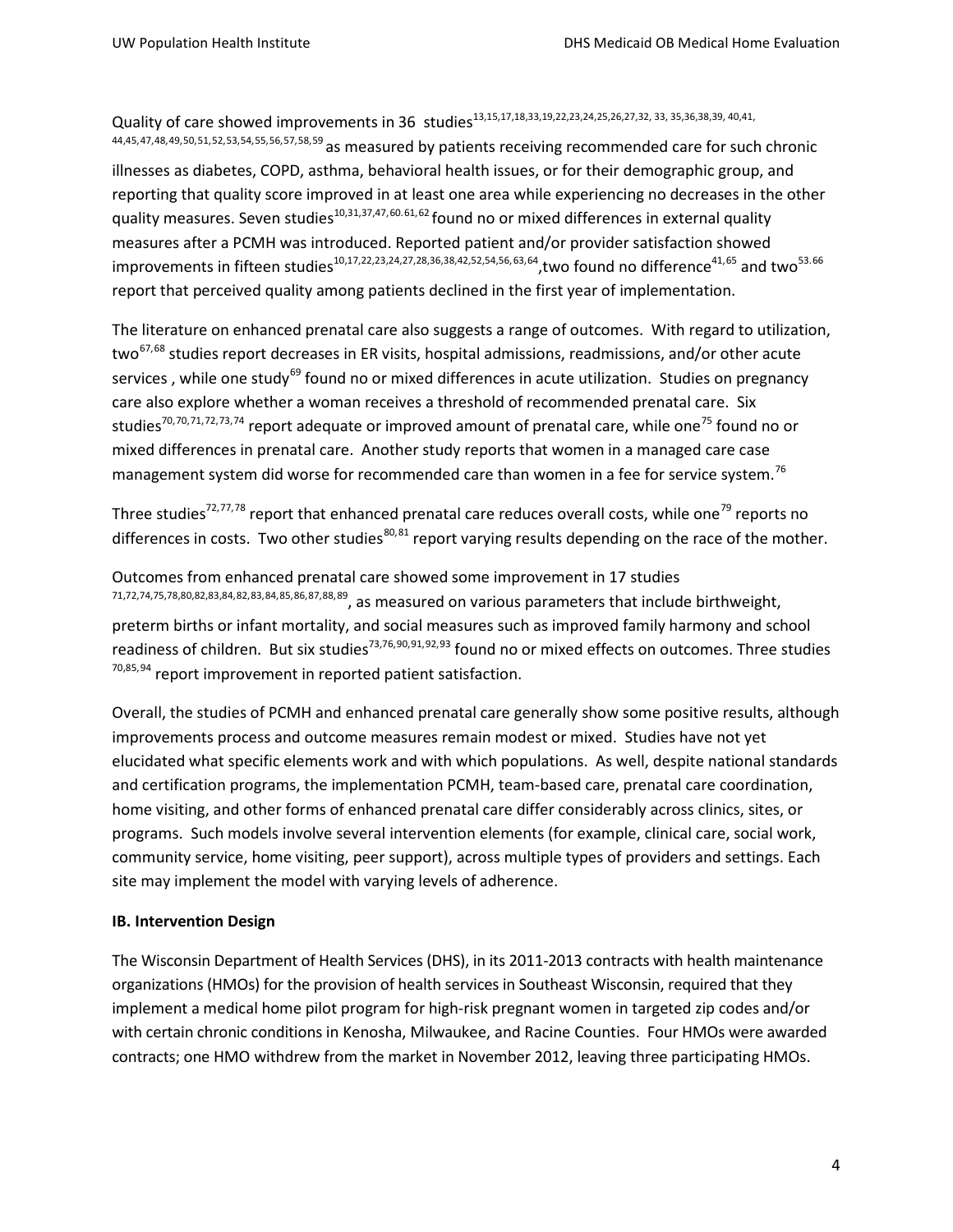Quality of care showed improvements in 36 studies[13,15,17,18,33,19,22,23,24,25,26,27,32, 33, 35,36,38,39, 40,41, 44,45,47,48,49,50,51,52,53,54,55,56,57,58,59] as measured by patients receiving recommended care for such chronic illnesses as diabetes, COPD, asthma, behavioral health issues, or for their demographic group, and reporting that quality score improved in at least one area while experiencing no decreases in the other quality measures. Seven studies[10,31,37,47,60.61,62] found no or mixed differences in external quality measures after a PCMH was introduced. Reported patient and/or provider satisfaction showed improvements in fifteen studies[10,17,22,23,24,27,28,36,38,42,52,54,56,63,64],two found no difference[41,65] and two[53.66] report that perceived quality among patients declined in the first year of implementation.

The literature on enhanced prenatal care also suggests a range of outcomes. With regard to utilization, two[67,68] studies report decreases in ER visits, hospital admissions, readmissions, and/or other acute services , while one study[69] found no or mixed differences in acute utilization. Studies on pregnancy care also explore whether a woman receives a threshold of recommended prenatal care. Six studies[70,70,71,72,73,74] report adequate or improved amount of prenatal care, while one[75] found no or mixed differences in prenatal care. Another study reports that women in a managed care case management system did worse for recommended care than women in a fee for service system.[76]

Three studies[72,77,78] report that enhanced prenatal care reduces overall costs, while one[79] reports no differences in costs. Two other studies[80,81] report varying results depending on the race of the mother.

Outcomes from enhanced prenatal care showed some improvement in 17 studies [71,72,74,75,78,80,82,83,84,82,83,84,85,86,87,88,89], as measured on various parameters that include birthweight, preterm births or infant mortality, and social measures such as improved family harmony and school readiness of children. But six studies[73,76,90,91,92,93] found no or mixed effects on outcomes. Three studies [70,85,94] report improvement in reported patient satisfaction.

Overall, the studies of PCMH and enhanced prenatal care generally show some positive results, although improvements process and outcome measures remain modest or mixed. Studies have not yet elucidated what specific elements work and with which populations. As well, despite national standards and certification programs, the implementation PCMH, team-based care, prenatal care coordination, home visiting, and other forms of enhanced prenatal care differ considerably across clinics, sites, or programs. Such models involve several intervention elements (for example, clinical care, social work, community service, home visiting, peer support), across multiple types of providers and settings. Each site may implement the model with varying levels of adherence.

**IB. Intervention Design**

The Wisconsin Department of Health Services (DHS), in its 2011-2013 contracts with health maintenance organizations (HMOs) for the provision of health services in Southeast Wisconsin, required that they implement a medical home pilot program for high-risk pregnant women in targeted zip codes and/or with certain chronic conditions in Kenosha, Milwaukee, and Racine Counties. Four HMOs were awarded contracts; one HMO withdrew from the market in November 2012, leaving three participating HMOs.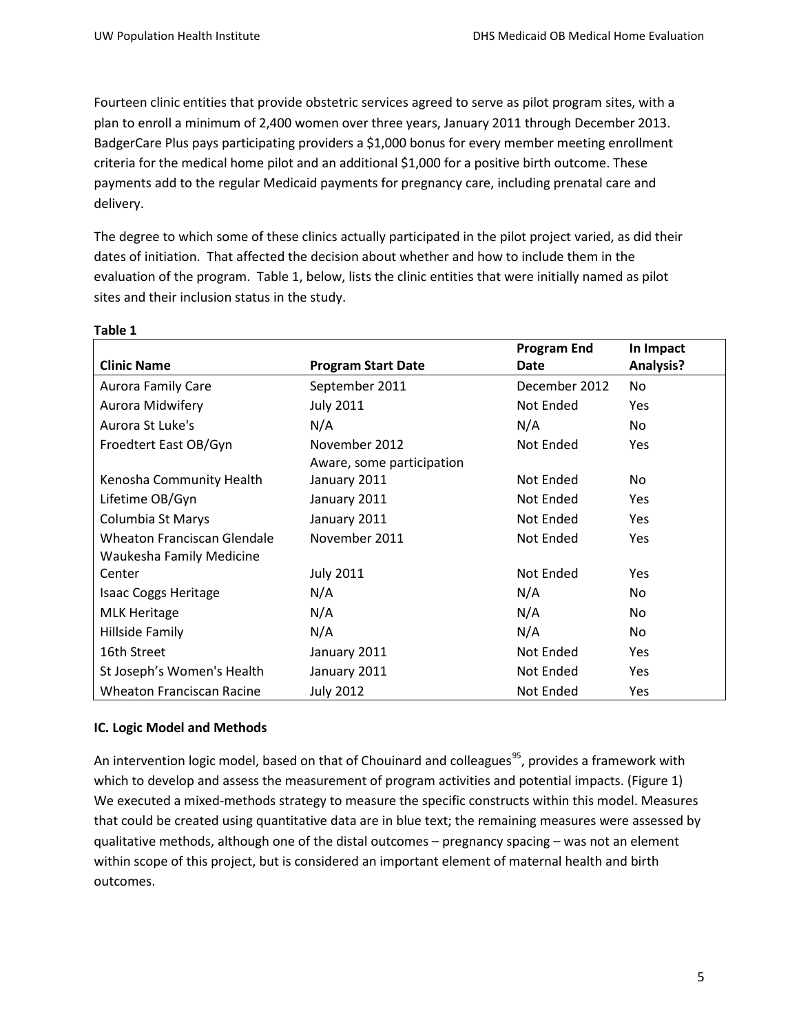Fourteen clinic entities that provide obstetric services agreed to serve as pilot program sites, with a plan to enroll a minimum of 2,400 women over three years, January 2011 through December 2013. BadgerCare Plus pays participating providers a $1,000 bonus for every member meeting enrollment criteria for the medical home pilot and an additional $1,000 for a positive birth outcome. These payments add to the regular Medicaid payments for pregnancy care, including prenatal care and delivery.

The degree to which some of these clinics actually participated in the pilot project varied, as did their dates of initiation. That affected the decision about whether and how to include them in the evaluation of the program. Table 1, below, lists the clinic entities that were initially named as pilot sites and their inclusion status in the study.

**Table 1**

| Clinic Name | Program Start Date | Program End Date | In Impact Analysis? |
|---|---|---|---|
| Aurora Family Care | September 2011 | December 2012 | No |
| Aurora Midwifery | July 2011 | Not Ended | Yes |
| Aurora St Luke's | N/A | N/A | No |
| Froedtert East OB/Gyn | November 2012 | Not Ended | Yes |
| Kenosha Community Health | Aware, some participation January 2011 | Not Ended | No |
| Lifetime OB/Gyn | January 2011 | Not Ended | Yes |
| Columbia St Marys | January 2011 | Not Ended | Yes |
| Wheaton Franciscan Glendale | November 2011 | Not Ended | Yes |
| Waukesha Family Medicine Center | July 2011 | Not Ended | Yes |
| Isaac Coggs Heritage | N/A | N/A | No |
| MLK Heritage | N/A | N/A | No |
| Hillside Family | N/A | N/A | No |
| 16th Street | January 2011 | Not Ended | Yes |
| St Joseph's Women's Health | January 2011 | Not Ended | Yes |
| Wheaton Franciscan Racine | July 2012 | Not Ended | Yes |

### IC. Logic Model and Methods

An intervention logic model, based on that of Chouinard and colleagues[95], provides a framework with which to develop and assess the measurement of program activities and potential impacts. (Figure 1) We executed a mixed-methods strategy to measure the specific constructs within this model. Measures that could be created using quantitative data are in blue text; the remaining measures were assessed by qualitative methods, although one of the distal outcomes – pregnancy spacing – was not an element within scope of this project, but is considered an important element of maternal health and birth outcomes.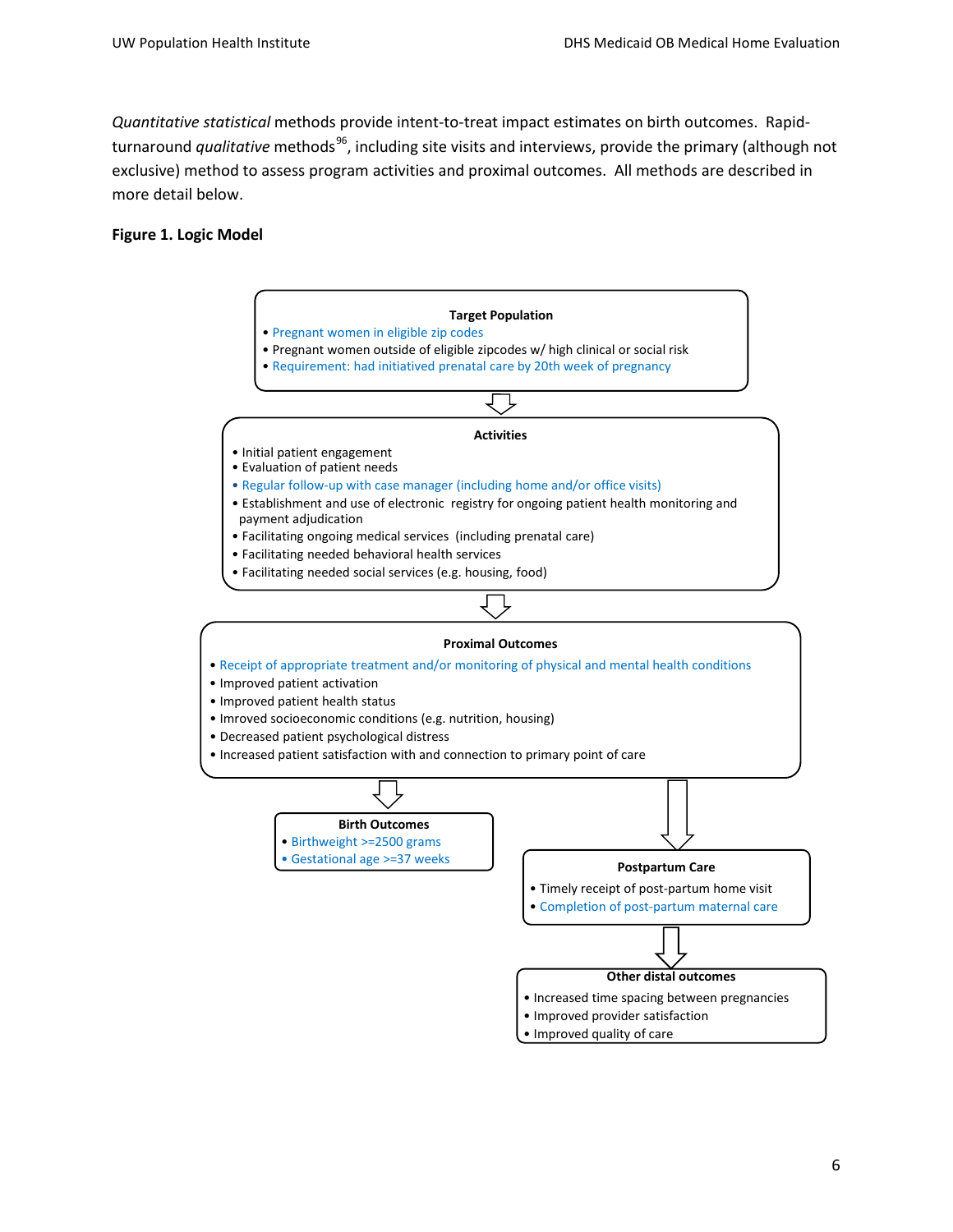*Quantitative statistical* methods provide intent-to-treat impact estimates on birth outcomes. Rapid-turnaround *qualitative* methods[96], including site visits and interviews, provide the primary (although not exclusive) method to assess program activities and proximal outcomes. All methods are described in more detail below.

**Figure 1. Logic Model**

**Target Population**

- Pregnant women in eligible zip codes
- Pregnant women outside of eligible zipcodes w/ high clinical or social risk
- Requirement: had initiatived prenatal care by 20th week of pregnancy

↓

**Activities**

- Initial patient engagement
- Evaluation of patient needs
- Regular follow-up with case manager (including home and/or office visits)
- Establishment and use of electronic registry for ongoing patient health monitoring and payment adjudication
- Facilitating ongoing medical services (including prenatal care)
- Facilitating needed behavioral health services
- Facilitating needed social services (e.g. housing, food)

↓

**Proximal Outcomes**

- Receipt of appropriate treatment and/or monitoring of physical and mental health conditions
- Improved patient activation
- Improved patient health status
- Imroved socioeconomic conditions (e.g. nutrition, housing)
- Decreased patient psychological distress
- Increased patient satisfaction with and connection to primary point of care

↓

**Birth Outcomes**

- Birthweight >=2500 grams
- Gestational age >=37 weeks

**Postpartum Care**

- Timely receipt of post-partum home visit
- Completion of post-partum maternal care

↓

**Other distal outcomes**

- Increased time spacing between pregnancies
- Improved provider satisfaction
- Improved quality of care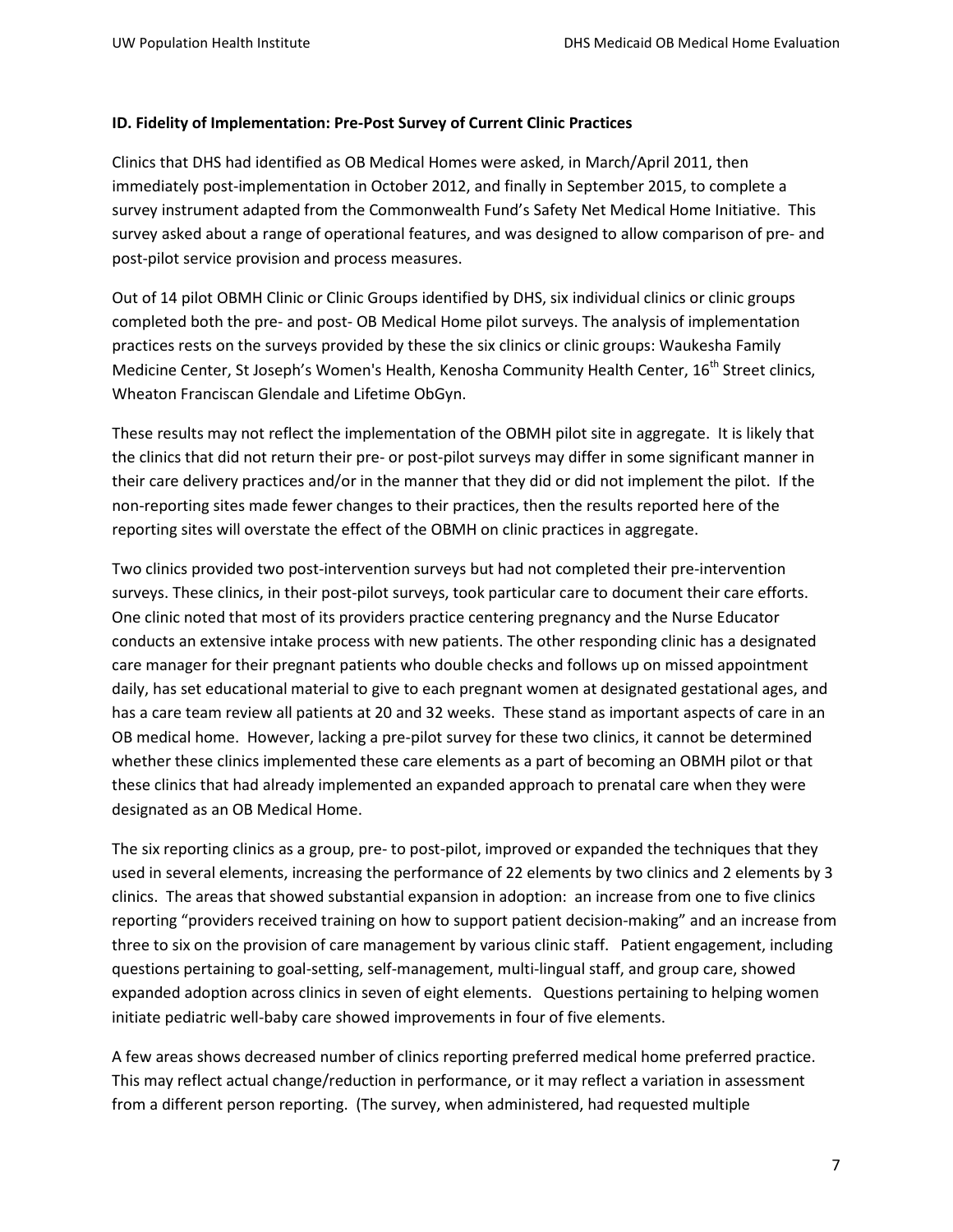**ID. Fidelity of Implementation: Pre-Post Survey of Current Clinic Practices**

Clinics that DHS had identified as OB Medical Homes were asked, in March/April 2011, then immediately post-implementation in October 2012, and finally in September 2015, to complete a survey instrument adapted from the Commonwealth Fund's Safety Net Medical Home Initiative. This survey asked about a range of operational features, and was designed to allow comparison of pre- and post-pilot service provision and process measures.

Out of 14 pilot OBMH Clinic or Clinic Groups identified by DHS, six individual clinics or clinic groups completed both the pre- and post- OB Medical Home pilot surveys. The analysis of implementation practices rests on the surveys provided by these the six clinics or clinic groups: Waukesha Family Medicine Center, St Joseph's Women's Health, Kenosha Community Health Center, 16th Street clinics, Wheaton Franciscan Glendale and Lifetime ObGyn.

These results may not reflect the implementation of the OBMH pilot site in aggregate. It is likely that the clinics that did not return their pre- or post-pilot surveys may differ in some significant manner in their care delivery practices and/or in the manner that they did or did not implement the pilot. If the non-reporting sites made fewer changes to their practices, then the results reported here of the reporting sites will overstate the effect of the OBMH on clinic practices in aggregate.

Two clinics provided two post-intervention surveys but had not completed their pre-intervention surveys. These clinics, in their post-pilot surveys, took particular care to document their care efforts. One clinic noted that most of its providers practice centering pregnancy and the Nurse Educator conducts an extensive intake process with new patients. The other responding clinic has a designated care manager for their pregnant patients who double checks and follows up on missed appointment daily, has set educational material to give to each pregnant women at designated gestational ages, and has a care team review all patients at 20 and 32 weeks. These stand as important aspects of care in an OB medical home. However, lacking a pre-pilot survey for these two clinics, it cannot be determined whether these clinics implemented these care elements as a part of becoming an OBMH pilot or that these clinics that had already implemented an expanded approach to prenatal care when they were designated as an OB Medical Home.

The six reporting clinics as a group, pre- to post-pilot, improved or expanded the techniques that they used in several elements, increasing the performance of 22 elements by two clinics and 2 elements by 3 clinics. The areas that showed substantial expansion in adoption: an increase from one to five clinics reporting "providers received training on how to support patient decision-making" and an increase from three to six on the provision of care management by various clinic staff. Patient engagement, including questions pertaining to goal-setting, self-management, multi-lingual staff, and group care, showed expanded adoption across clinics in seven of eight elements. Questions pertaining to helping women initiate pediatric well-baby care showed improvements in four of five elements.

A few areas shows decreased number of clinics reporting preferred medical home preferred practice. This may reflect actual change/reduction in performance, or it may reflect a variation in assessment from a different person reporting. (The survey, when administered, had requested multiple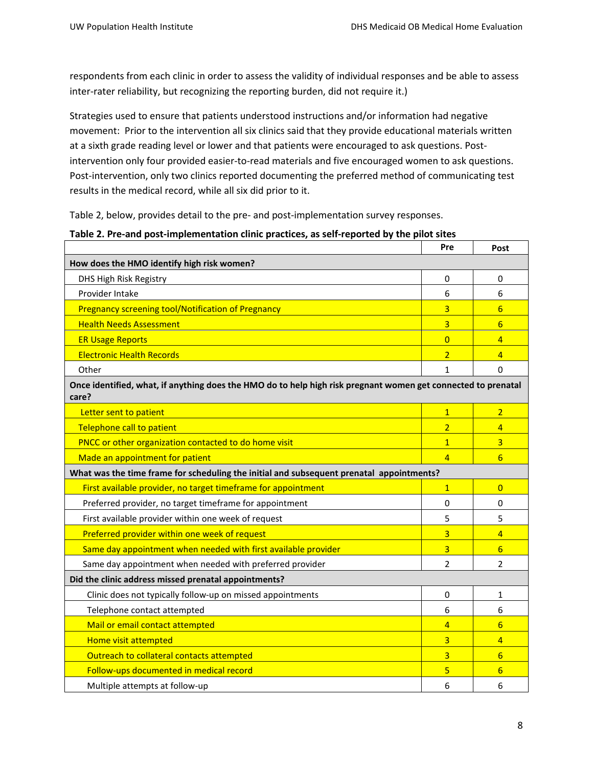respondents from each clinic in order to assess the validity of individual responses and be able to assess inter-rater reliability, but recognizing the reporting burden, did not require it.)

Strategies used to ensure that patients understood instructions and/or information had negative movement: Prior to the intervention all six clinics said that they provide educational materials written at a sixth grade reading level or lower and that patients were encouraged to ask questions. Post-intervention only four provided easier-to-read materials and five encouraged women to ask questions. Post-intervention, only two clinics reported documenting the preferred method of communicating test results in the medical record, while all six did prior to it.

Table 2, below, provides detail to the pre- and post-implementation survey responses.

**Table 2. Pre-and post-implementation clinic practices, as self-reported by the pilot sites**

| | Pre | Post |
|---|---|---|
| **How does the HMO identify high risk women?** | | |
| DHS High Risk Registry | 0 | 0 |
| Provider Intake | 6 | 6 |
| Pregnancy screening tool/Notification of Pregnancy | 3 | 6 |
| Health Needs Assessment | 3 | 6 |
| ER Usage Reports | 0 | 4 |
| Electronic Health Records | 2 | 4 |
| Other | 1 | 0 |
| **Once identified, what, if anything does the HMO do to help high risk pregnant women get connected to prenatal care?** | | |
| Letter sent to patient | 1 | 2 |
| Telephone call to patient | 2 | 4 |
| PNCC or other organization contacted to do home visit | 1 | 3 |
| Made an appointment for patient | 4 | 6 |
| **What was the time frame for scheduling the initial and subsequent prenatal appointments?** | | |
| First available provider, no target timeframe for appointment | 1 | 0 |
| Preferred provider, no target timeframe for appointment | 0 | 0 |
| First available provider within one week of request | 5 | 5 |
| Preferred provider within one week of request | 3 | 4 |
| Same day appointment when needed with first available provider | 3 | 6 |
| Same day appointment when needed with preferred provider | 2 | 2 |
| **Did the clinic address missed prenatal appointments?** | | |
| Clinic does not typically follow-up on missed appointments | 0 | 1 |
| Telephone contact attempted | 6 | 6 |
| Mail or email contact attempted | 4 | 6 |
| Home visit attempted | 3 | 4 |
| Outreach to collateral contacts attempted | 3 | 6 |
| Follow-ups documented in medical record | 5 | 6 |
| Multiple attempts at follow-up | 6 | 6 |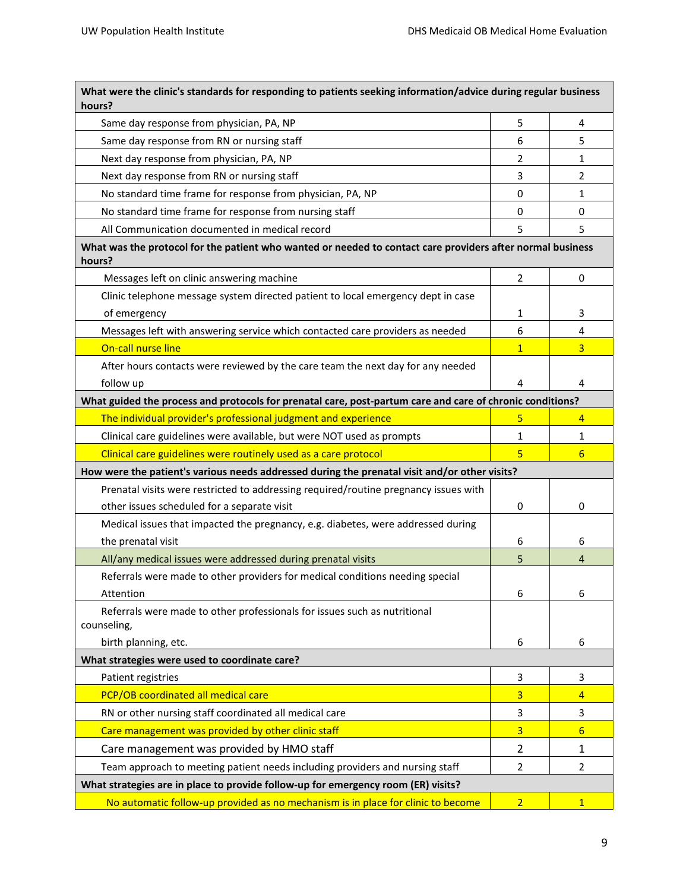| What were the clinic's standards for responding to patients seeking information/advice during regular business hours? | | |
|---|---|---|
| Same day response from physician, PA, NP | 5 | 4 |
| Same day response from RN or nursing staff | 6 | 5 |
| Next day response from physician, PA, NP | 2 | 1 |
| Next day response from RN or nursing staff | 3 | 2 |
| No standard time frame for response from physician, PA, NP | 0 | 1 |
| No standard time frame for response from nursing staff | 0 | 0 |
| All Communication documented in medical record | 5 | 5 |
| **What was the protocol for the patient who wanted or needed to contact care providers after normal business hours?** | | |
| Messages left on clinic answering machine | 2 | 0 |
| Clinic telephone message system directed patient to local emergency dept in case of emergency | 1 | 3 |
| Messages left with answering service which contacted care providers as needed | 6 | 4 |
| On-call nurse line | 1 | 3 |
| After hours contacts were reviewed by the care team the next day for any needed follow up | 4 | 4 |
| **What guided the process and protocols for prenatal care, post-partum care and care of chronic conditions?** | | |
| The individual provider's professional judgment and experience | 5 | 4 |
| Clinical care guidelines were available, but were NOT used as prompts | 1 | 1 |
| Clinical care guidelines were routinely used as a care protocol | 5 | 6 |
| **How were the patient's various needs addressed during the prenatal visit and/or other visits?** | | |
| Prenatal visits were restricted to addressing required/routine pregnancy issues with other issues scheduled for a separate visit | 0 | 0 |
| Medical issues that impacted the pregnancy, e.g. diabetes, were addressed during the prenatal visit | 6 | 6 |
| All/any medical issues were addressed during prenatal visits | 5 | 4 |
| Referrals were made to other providers for medical conditions needing special Attention | 6 | 6 |
| Referrals were made to other professionals for issues such as nutritional counseling, birth planning, etc. | 6 | 6 |
| **What strategies were used to coordinate care?** | | |
| Patient registries | 3 | 3 |
| PCP/OB coordinated all medical care | 3 | 4 |
| RN or other nursing staff coordinated all medical care | 3 | 3 |
| Care management was provided by other clinic staff | 3 | 6 |
| Care management was provided by HMO staff | 2 | 1 |
| Team approach to meeting patient needs including providers and nursing staff | 2 | 2 |
| **What strategies are in place to provide follow-up for emergency room (ER) visits?** | | |
| No automatic follow-up provided as no mechanism is in place for clinic to become | 2 | 1 |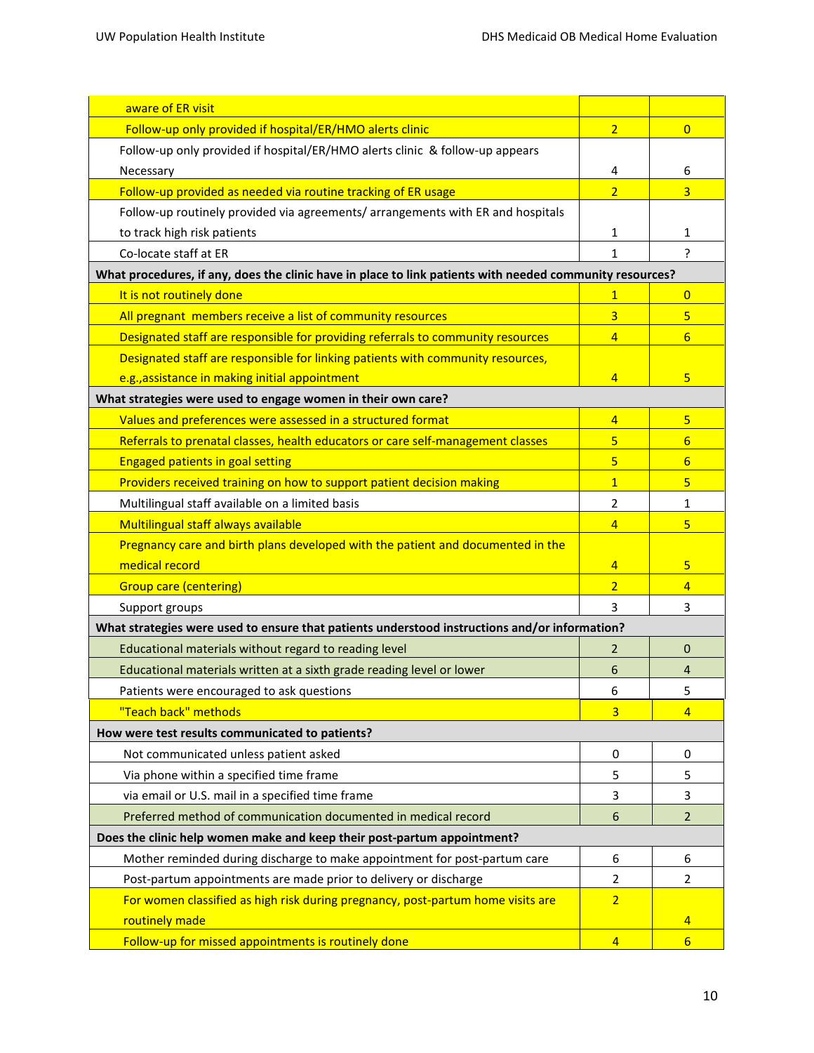| | | |
|---|---|---|
| aware of ER visit | | |
| Follow-up only provided if hospital/ER/HMO alerts clinic | 2 | 0 |
| Follow-up only provided if hospital/ER/HMO alerts clinic & follow-up appears Necessary | 4 | 6 |
| Follow-up provided as needed via routine tracking of ER usage | 2 | 3 |
| Follow-up routinely provided via agreements/ arrangements with ER and hospitals to track high risk patients | 1 | 1 |
| Co-locate staff at ER | 1 | ? |
| **What procedures, if any, does the clinic have in place to link patients with needed community resources?** | | |
| It is not routinely done | 1 | 0 |
| All pregnant members receive a list of community resources | 3 | 5 |
| Designated staff are responsible for providing referrals to community resources | 4 | 6 |
| Designated staff are responsible for linking patients with community resources, e.g.,assistance in making initial appointment | 4 | 5 |
| **What strategies were used to engage women in their own care?** | | |
| Values and preferences were assessed in a structured format | 4 | 5 |
| Referrals to prenatal classes, health educators or care self-management classes | 5 | 6 |
| Engaged patients in goal setting | 5 | 6 |
| Providers received training on how to support patient decision making | 1 | 5 |
| Multilingual staff available on a limited basis | 2 | 1 |
| Multilingual staff always available | 4 | 5 |
| Pregnancy care and birth plans developed with the patient and documented in the medical record | 4 | 5 |
| Group care (centering) | 2 | 4 |
| Support groups | 3 | 3 |
| **What strategies were used to ensure that patients understood instructions and/or information?** | | |
| Educational materials without regard to reading level | 2 | 0 |
| Educational materials written at a sixth grade reading level or lower | 6 | 4 |
| Patients were encouraged to ask questions | 6 | 5 |
| "Teach back" methods | 3 | 4 |
| **How were test results communicated to patients?** | | |
| Not communicated unless patient asked | 0 | 0 |
| Via phone within a specified time frame | 5 | 5 |
| via email or U.S. mail in a specified time frame | 3 | 3 |
| Preferred method of communication documented in medical record | 6 | 2 |
| **Does the clinic help women make and keep their post-partum appointment?** | | |
| Mother reminded during discharge to make appointment for post-partum care | 6 | 6 |
| Post-partum appointments are made prior to delivery or discharge | 2 | 2 |
| For women classified as high risk during pregnancy, post-partum home visits are routinely made | 2 | 4 |
| Follow-up for missed appointments is routinely done | 4 | 6 |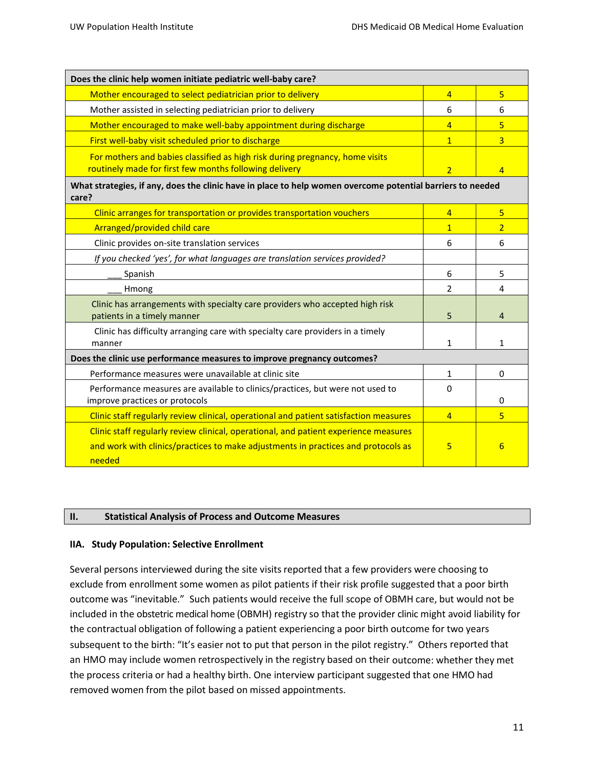| Does the clinic help women initiate pediatric well-baby care? | | |
|---|---|---|
| Mother encouraged to select pediatrician prior to delivery | 4 | 5 |
| Mother assisted in selecting pediatrician prior to delivery | 6 | 6 |
| Mother encouraged to make well-baby appointment during discharge | 4 | 5 |
| First well-baby visit scheduled prior to discharge | 1 | 3 |
| For mothers and babies classified as high risk during pregnancy, home visits routinely made for first few months following delivery | 2 | 4 |
| **What strategies, if any, does the clinic have in place to help women overcome potential barriers to needed care?** | | |
| Clinic arranges for transportation or provides transportation vouchers | 4 | 5 |
| Arranged/provided child care | 1 | 2 |
| Clinic provides on-site translation services | 6 | 6 |
| *If you checked 'yes', for what languages are translation services provided?* | | |
| ___ Spanish | 6 | 5 |
| ___ Hmong | 2 | 4 |
| Clinic has arrangements with specialty care providers who accepted high risk patients in a timely manner | 5 | 4 |
| Clinic has difficulty arranging care with specialty care providers in a timely manner | 1 | 1 |
| **Does the clinic use performance measures to improve pregnancy outcomes?** | | |
| Performance measures were unavailable at clinic site | 1 | 0 |
| Performance measures are available to clinics/practices, but were not used to improve practices or protocols | 0 | 0 |
| Clinic staff regularly review clinical, operational and patient satisfaction measures | 4 | 5 |
| Clinic staff regularly review clinical, operational, and patient experience measures and work with clinics/practices to make adjustments in practices and protocols as needed | 5 | 6 |

## II. Statistical Analysis of Process and Outcome Measures

### IIA. Study Population: Selective Enrollment

Several persons interviewed during the site visits reported that a few providers were choosing to exclude from enrollment some women as pilot patients if their risk profile suggested that a poor birth outcome was "inevitable." Such patients would receive the full scope of OBMH care, but would not be included in the obstetric medical home (OBMH) registry so that the provider clinic might avoid liability for the contractual obligation of following a patient experiencing a poor birth outcome for two years subsequent to the birth: "It's easier not to put that person in the pilot registry." Others reported that an HMO may include women retrospectively in the registry based on their outcome: whether they met the process criteria or had a healthy birth. One interview participant suggested that one HMO had removed women from the pilot based on missed appointments.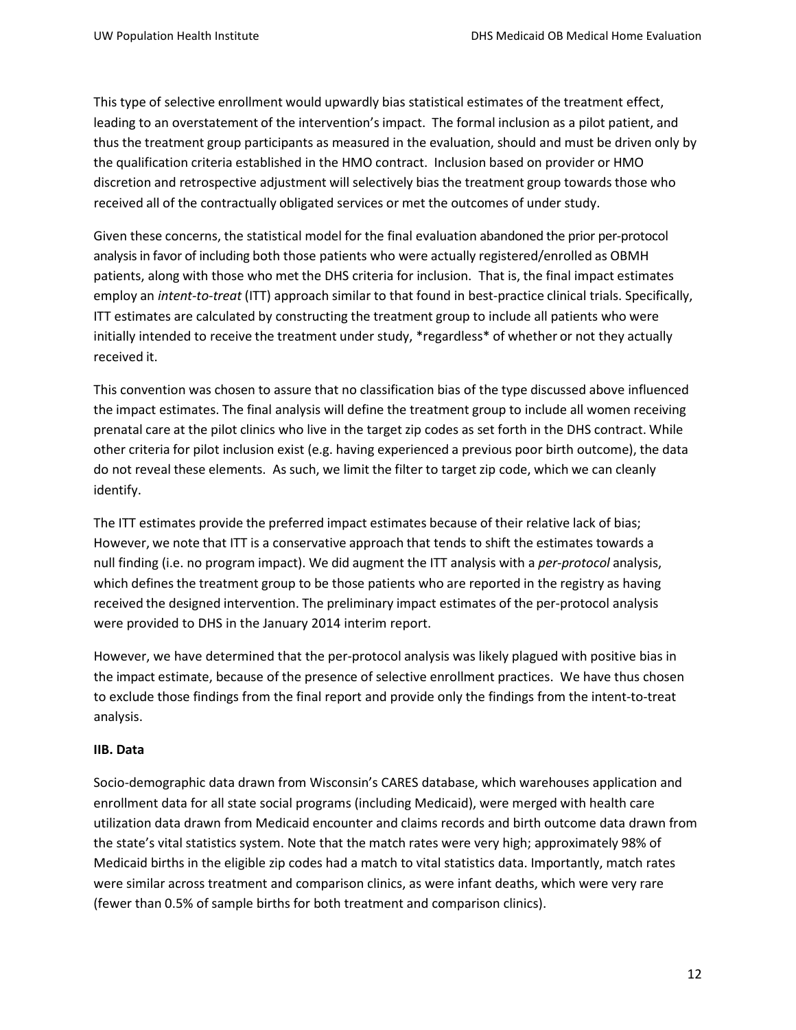This type of selective enrollment would upwardly bias statistical estimates of the treatment effect, leading to an overstatement of the intervention's impact. The formal inclusion as a pilot patient, and thus the treatment group participants as measured in the evaluation, should and must be driven only by the qualification criteria established in the HMO contract. Inclusion based on provider or HMO discretion and retrospective adjustment will selectively bias the treatment group towards those who received all of the contractually obligated services or met the outcomes of under study.

Given these concerns, the statistical model for the final evaluation abandoned the prior per-protocol analysis in favor of including both those patients who were actually registered/enrolled as OBMH patients, along with those who met the DHS criteria for inclusion. That is, the final impact estimates employ an *intent-to-treat* (ITT) approach similar to that found in best-practice clinical trials. Specifically, ITT estimates are calculated by constructing the treatment group to include all patients who were initially intended to receive the treatment under study, *regardless* of whether or not they actually received it.

This convention was chosen to assure that no classification bias of the type discussed above influenced the impact estimates. The final analysis will define the treatment group to include all women receiving prenatal care at the pilot clinics who live in the target zip codes as set forth in the DHS contract. While other criteria for pilot inclusion exist (e.g. having experienced a previous poor birth outcome), the data do not reveal these elements. As such, we limit the filter to target zip code, which we can cleanly identify.

The ITT estimates provide the preferred impact estimates because of their relative lack of bias; However, we note that ITT is a conservative approach that tends to shift the estimates towards a null finding (i.e. no program impact). We did augment the ITT analysis with a *per-protocol* analysis, which defines the treatment group to be those patients who are reported in the registry as having received the designed intervention. The preliminary impact estimates of the per-protocol analysis were provided to DHS in the January 2014 interim report.

However, we have determined that the per-protocol analysis was likely plagued with positive bias in the impact estimate, because of the presence of selective enrollment practices. We have thus chosen to exclude those findings from the final report and provide only the findings from the intent-to-treat analysis.

**IIB. Data**

Socio-demographic data drawn from Wisconsin's CARES database, which warehouses application and enrollment data for all state social programs (including Medicaid), were merged with health care utilization data drawn from Medicaid encounter and claims records and birth outcome data drawn from the state's vital statistics system. Note that the match rates were very high; approximately 98% of Medicaid births in the eligible zip codes had a match to vital statistics data. Importantly, match rates were similar across treatment and comparison clinics, as were infant deaths, which were very rare (fewer than 0.5% of sample births for both treatment and comparison clinics).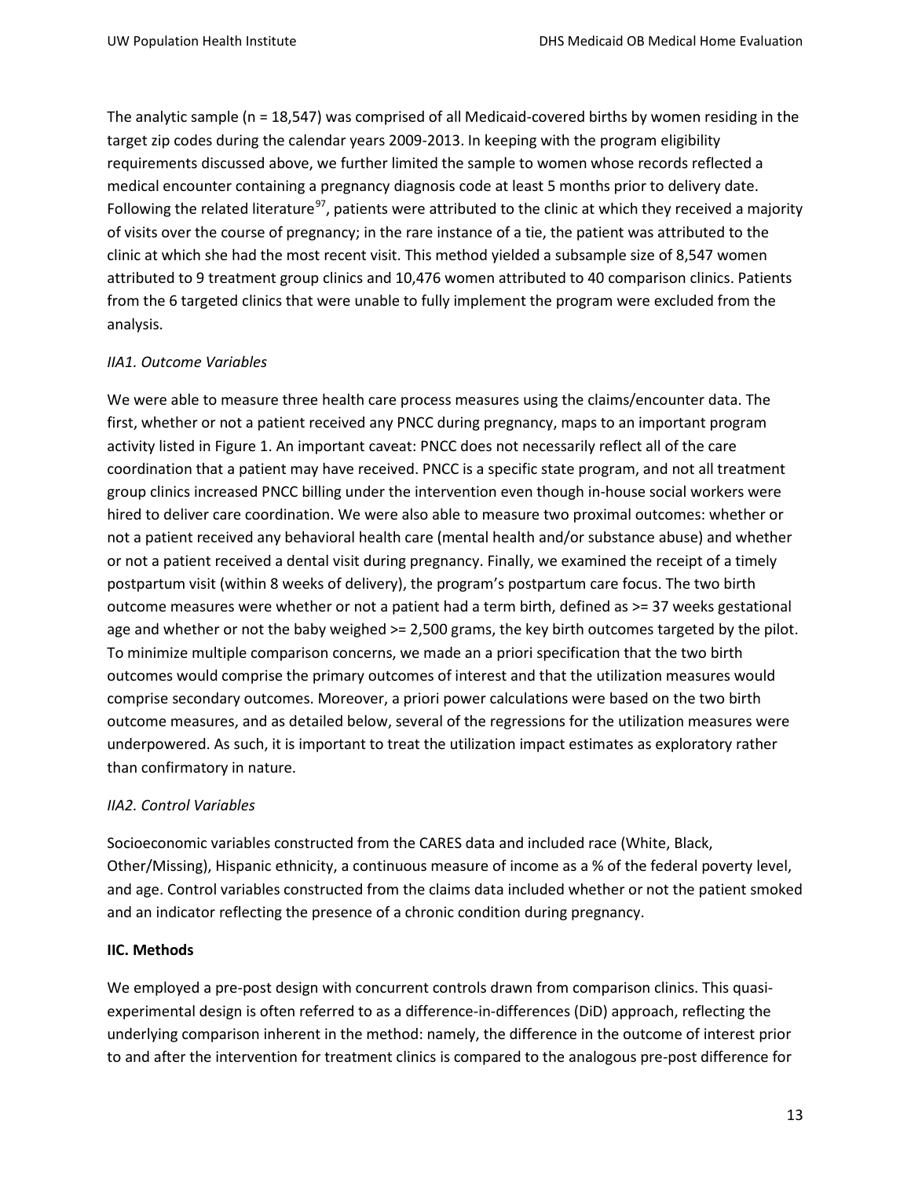The analytic sample (n = 18,547) was comprised of all Medicaid-covered births by women residing in the target zip codes during the calendar years 2009-2013. In keeping with the program eligibility requirements discussed above, we further limited the sample to women whose records reflected a medical encounter containing a pregnancy diagnosis code at least 5 months prior to delivery date. Following the related literature[97], patients were attributed to the clinic at which they received a majority of visits over the course of pregnancy; in the rare instance of a tie, the patient was attributed to the clinic at which she had the most recent visit. This method yielded a subsample size of 8,547 women attributed to 9 treatment group clinics and 10,476 women attributed to 40 comparison clinics. Patients from the 6 targeted clinics that were unable to fully implement the program were excluded from the analysis.

*IIA1. Outcome Variables*

We were able to measure three health care process measures using the claims/encounter data. The first, whether or not a patient received any PNCC during pregnancy, maps to an important program activity listed in Figure 1. An important caveat: PNCC does not necessarily reflect all of the care coordination that a patient may have received. PNCC is a specific state program, and not all treatment group clinics increased PNCC billing under the intervention even though in-house social workers were hired to deliver care coordination. We were also able to measure two proximal outcomes: whether or not a patient received any behavioral health care (mental health and/or substance abuse) and whether or not a patient received a dental visit during pregnancy. Finally, we examined the receipt of a timely postpartum visit (within 8 weeks of delivery), the program's postpartum care focus. The two birth outcome measures were whether or not a patient had a term birth, defined as >= 37 weeks gestational age and whether or not the baby weighed >= 2,500 grams, the key birth outcomes targeted by the pilot. To minimize multiple comparison concerns, we made an a priori specification that the two birth outcomes would comprise the primary outcomes of interest and that the utilization measures would comprise secondary outcomes. Moreover, a priori power calculations were based on the two birth outcome measures, and as detailed below, several of the regressions for the utilization measures were underpowered. As such, it is important to treat the utilization impact estimates as exploratory rather than confirmatory in nature.

*IIA2. Control Variables*

Socioeconomic variables constructed from the CARES data and included race (White, Black, Other/Missing), Hispanic ethnicity, a continuous measure of income as a % of the federal poverty level, and age. Control variables constructed from the claims data included whether or not the patient smoked and an indicator reflecting the presence of a chronic condition during pregnancy.

**IIC. Methods**

We employed a pre-post design with concurrent controls drawn from comparison clinics. This quasi-experimental design is often referred to as a difference-in-differences (DiD) approach, reflecting the underlying comparison inherent in the method: namely, the difference in the outcome of interest prior to and after the intervention for treatment clinics is compared to the analogous pre-post difference for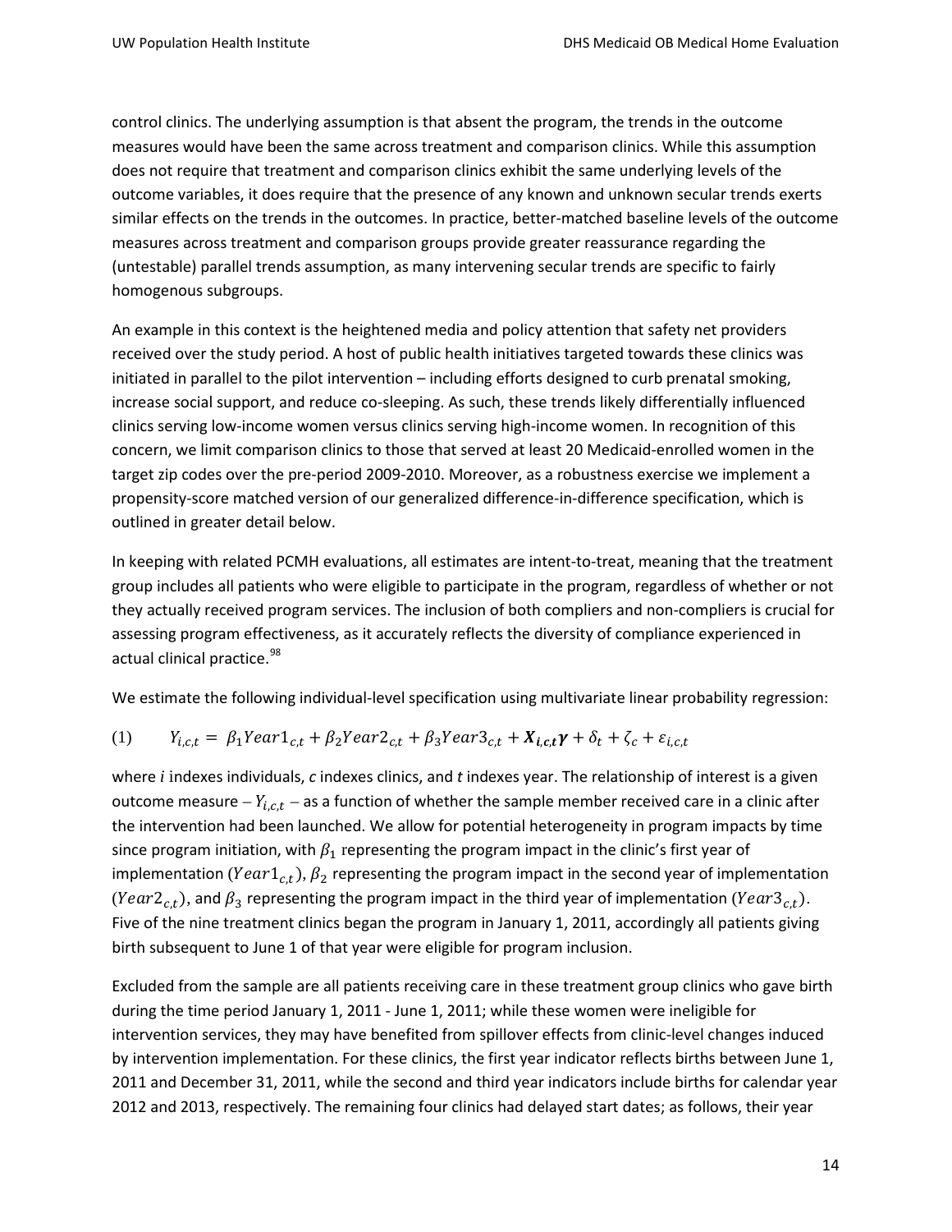control clinics. The underlying assumption is that absent the program, the trends in the outcome measures would have been the same across treatment and comparison clinics. While this assumption does not require that treatment and comparison clinics exhibit the same underlying levels of the outcome variables, it does require that the presence of any known and unknown secular trends exerts similar effects on the trends in the outcomes. In practice, better-matched baseline levels of the outcome measures across treatment and comparison groups provide greater reassurance regarding the (untestable) parallel trends assumption, as many intervening secular trends are specific to fairly homogenous subgroups.

An example in this context is the heightened media and policy attention that safety net providers received over the study period. A host of public health initiatives targeted towards these clinics was initiated in parallel to the pilot intervention – including efforts designed to curb prenatal smoking, increase social support, and reduce co-sleeping. As such, these trends likely differentially influenced clinics serving low-income women versus clinics serving high-income women. In recognition of this concern, we limit comparison clinics to those that served at least 20 Medicaid-enrolled women in the target zip codes over the pre-period 2009-2010. Moreover, as a robustness exercise we implement a propensity-score matched version of our generalized difference-in-difference specification, which is outlined in greater detail below.

In keeping with related PCMH evaluations, all estimates are intent-to-treat, meaning that the treatment group includes all patients who were eligible to participate in the program, regardless of whether or not they actually received program services. The inclusion of both compliers and non-compliers is crucial for assessing program effectiveness, as it accurately reflects the diversity of compliance experienced in actual clinical practice.[98]

We estimate the following individual-level specification using multivariate linear probability regression:

$$(1) \qquad Y_{i,c,t} = \beta_1 Year1_{c,t} + \beta_2 Year2_{c,t} + \beta_3 Year3_{c,t} + \boldsymbol{X_{i,c,t}}\boldsymbol{\gamma} + \delta_t + \zeta_c + \varepsilon_{i,c,t}$$

where *i* indexes individuals, *c* indexes clinics, and *t* indexes year. The relationship of interest is a given outcome measure – $Y_{i,c,t}$ – as a function of whether the sample member received care in a clinic after the intervention had been launched. We allow for potential heterogeneity in program impacts by time since program initiation, with $\beta_1$ representing the program impact in the clinic's first year of implementation ($Year1_{c,t}$), $\beta_2$ representing the program impact in the second year of implementation ($Year2_{c,t}$), and $\beta_3$ representing the program impact in the third year of implementation ($Year3_{c,t}$). Five of the nine treatment clinics began the program in January 1, 2011, accordingly all patients giving birth subsequent to June 1 of that year were eligible for program inclusion.

Excluded from the sample are all patients receiving care in these treatment group clinics who gave birth during the time period January 1, 2011 - June 1, 2011; while these women were ineligible for intervention services, they may have benefited from spillover effects from clinic-level changes induced by intervention implementation. For these clinics, the first year indicator reflects births between June 1, 2011 and December 31, 2011, while the second and third year indicators include births for calendar year 2012 and 2013, respectively. The remaining four clinics had delayed start dates; as follows, their year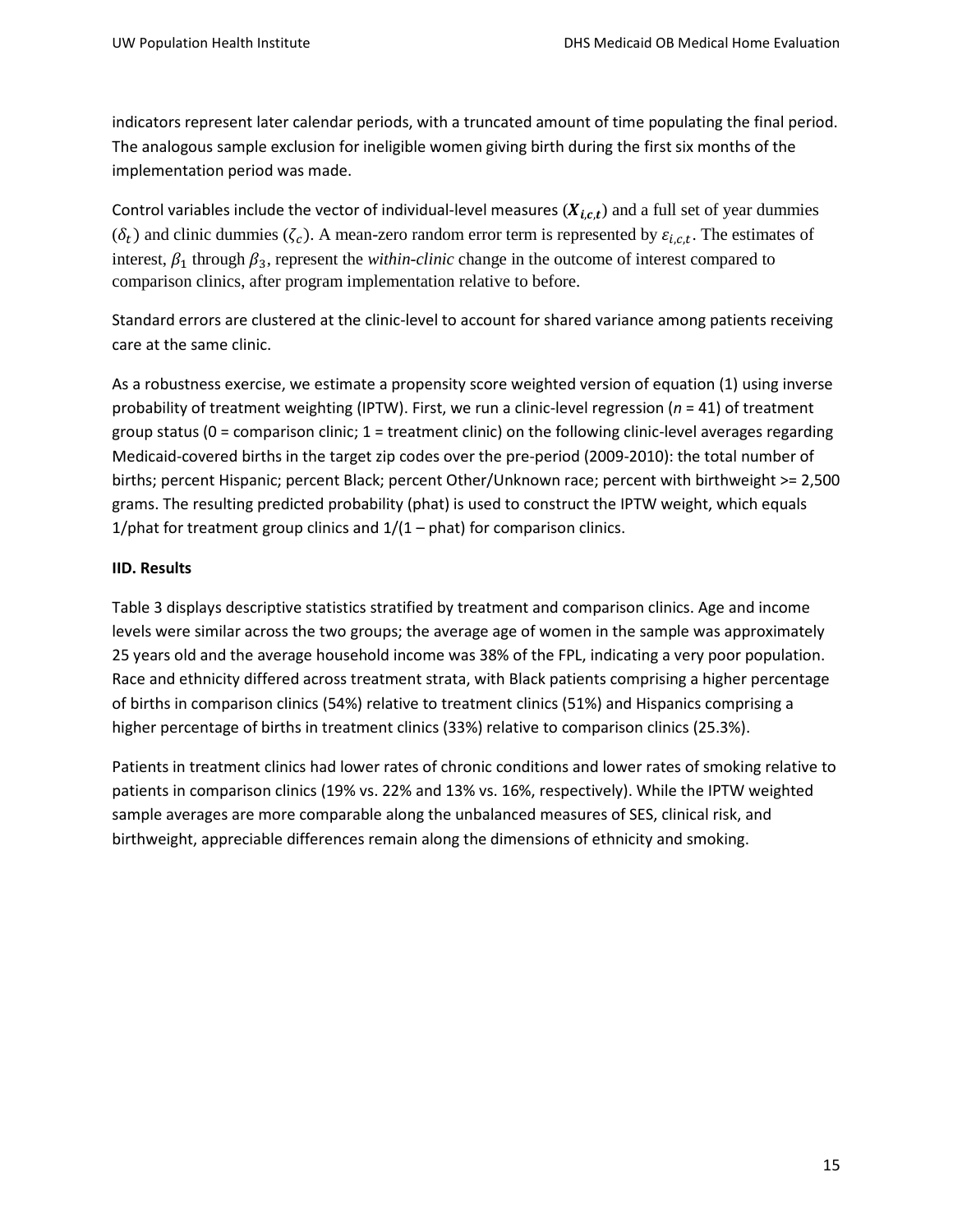indicators represent later calendar periods, with a truncated amount of time populating the final period. The analogous sample exclusion for ineligible women giving birth during the first six months of the implementation period was made.

Control variables include the vector of individual-level measures ($\boldsymbol{X_{i,c,t}}$) and a full set of year dummies ($\delta_t$) and clinic dummies ($\zeta_c$). A mean-zero random error term is represented by $\varepsilon_{i,c,t}$. The estimates of interest, $\beta_1$ through $\beta_3$, represent the *within-clinic* change in the outcome of interest compared to comparison clinics, after program implementation relative to before.

Standard errors are clustered at the clinic-level to account for shared variance among patients receiving care at the same clinic.

As a robustness exercise, we estimate a propensity score weighted version of equation (1) using inverse probability of treatment weighting (IPTW). First, we run a clinic-level regression ($n$ = 41) of treatment group status (0 = comparison clinic; 1 = treatment clinic) on the following clinic-level averages regarding Medicaid-covered births in the target zip codes over the pre-period (2009-2010): the total number of births; percent Hispanic; percent Black; percent Other/Unknown race; percent with birthweight >= 2,500 grams. The resulting predicted probability (phat) is used to construct the IPTW weight, which equals 1/phat for treatment group clinics and 1/(1 – phat) for comparison clinics.

**IID. Results**

Table 3 displays descriptive statistics stratified by treatment and comparison clinics. Age and income levels were similar across the two groups; the average age of women in the sample was approximately 25 years old and the average household income was 38% of the FPL, indicating a very poor population. Race and ethnicity differed across treatment strata, with Black patients comprising a higher percentage of births in comparison clinics (54%) relative to treatment clinics (51%) and Hispanics comprising a higher percentage of births in treatment clinics (33%) relative to comparison clinics (25.3%).

Patients in treatment clinics had lower rates of chronic conditions and lower rates of smoking relative to patients in comparison clinics (19% vs. 22% and 13% vs. 16%, respectively). While the IPTW weighted sample averages are more comparable along the unbalanced measures of SES, clinical risk, and birthweight, appreciable differences remain along the dimensions of ethnicity and smoking.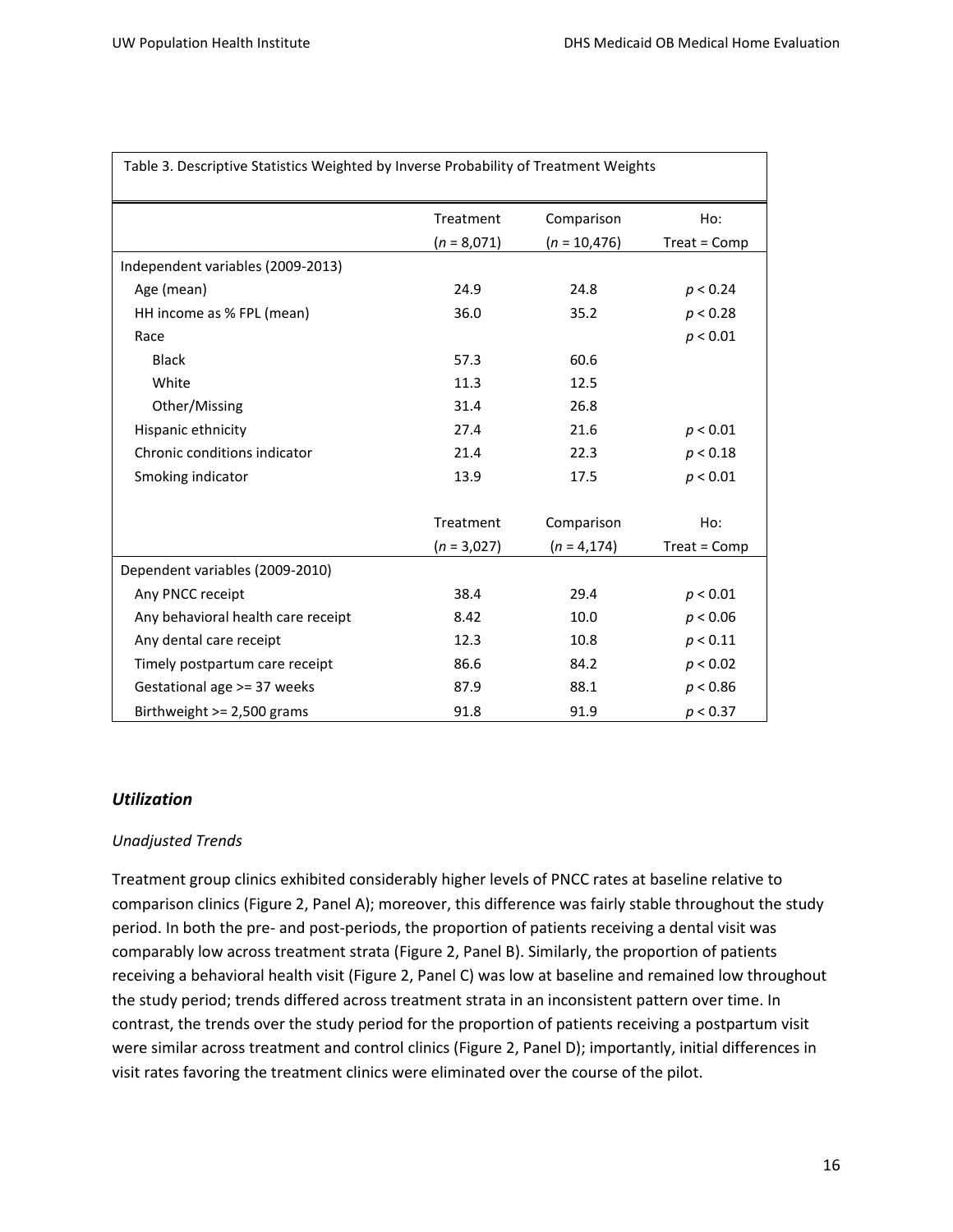Table 3. Descriptive Statistics Weighted by Inverse Probability of Treatment Weights

| | Treatment ($n$ = 8,071) | Comparison ($n$ = 10,476) | Ho: Treat = Comp |
|---|---|---|---|
| Independent variables (2009-2013) | | | |
| Age (mean) | 24.9 | 24.8 | $p < 0.24$ |
| HH income as % FPL (mean) | 36.0 | 35.2 | $p < 0.28$ |
| Race | | | $p < 0.01$ |
| Black | 57.3 | 60.6 | |
| White | 11.3 | 12.5 | |
| Other/Missing | 31.4 | 26.8 | |
| Hispanic ethnicity | 27.4 | 21.6 | $p < 0.01$ |
| Chronic conditions indicator | 21.4 | 22.3 | $p < 0.18$ |
| Smoking indicator | 13.9 | 17.5 | $p < 0.01$ |
| | **Treatment ($n$ = 3,027)** | **Comparison ($n$ = 4,174)** | **Ho: Treat = Comp** |
| Dependent variables (2009-2010) | | | |
| Any PNCC receipt | 38.4 | 29.4 | $p < 0.01$ |
| Any behavioral health care receipt | 8.42 | 10.0 | $p < 0.06$ |
| Any dental care receipt | 12.3 | 10.8 | $p < 0.11$ |
| Timely postpartum care receipt | 86.6 | 84.2 | $p < 0.02$ |
| Gestational age >= 37 weeks | 87.9 | 88.1 | $p < 0.86$ |
| Birthweight >= 2,500 grams | 91.8 | 91.9 | $p < 0.37$ |

## *Utilization*

### *Unadjusted Trends*

Treatment group clinics exhibited considerably higher levels of PNCC rates at baseline relative to comparison clinics (Figure 2, Panel A); moreover, this difference was fairly stable throughout the study period. In both the pre- and post-periods, the proportion of patients receiving a dental visit was comparably low across treatment strata (Figure 2, Panel B). Similarly, the proportion of patients receiving a behavioral health visit (Figure 2, Panel C) was low at baseline and remained low throughout the study period; trends differed across treatment strata in an inconsistent pattern over time. In contrast, the trends over the study period for the proportion of patients receiving a postpartum visit were similar across treatment and control clinics (Figure 2, Panel D); importantly, initial differences in visit rates favoring the treatment clinics were eliminated over the course of the pilot.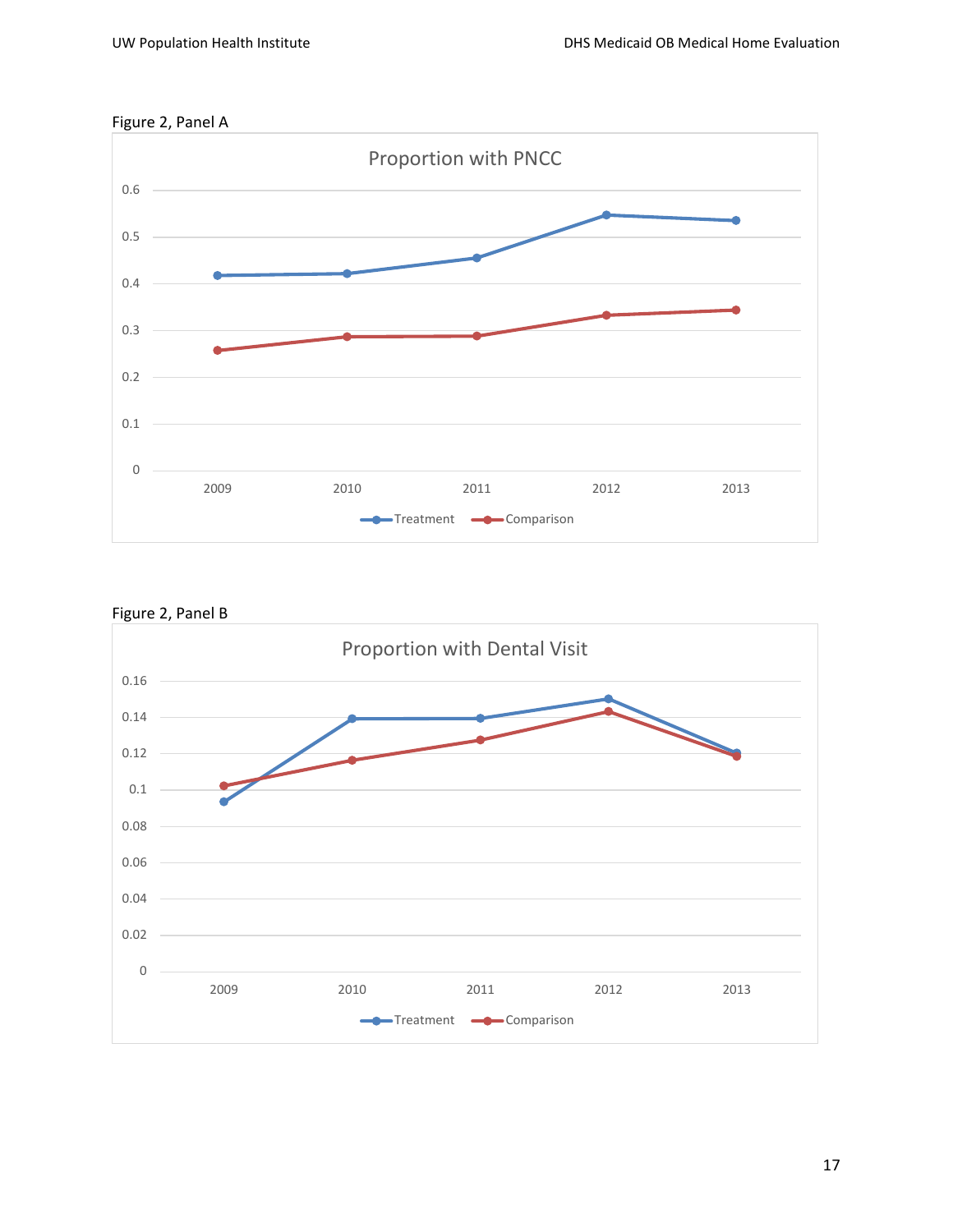Figure 2, Panel A

Figure 2, Panel B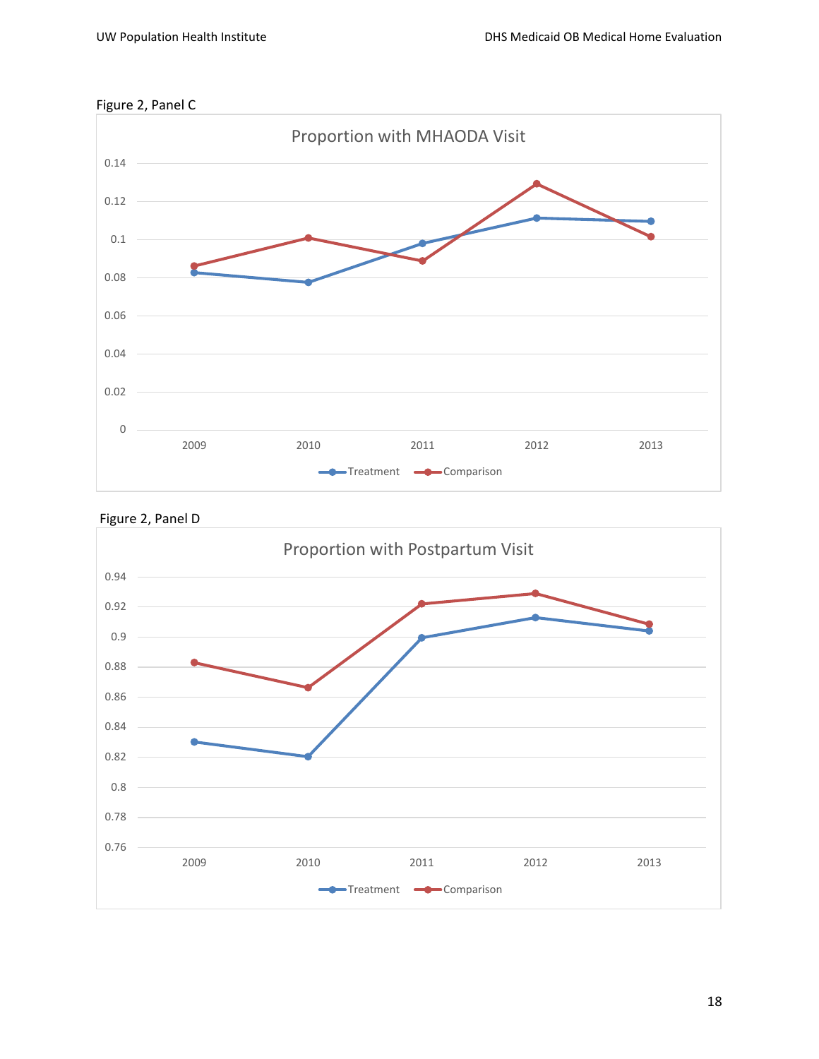Figure 2, Panel C

Proportion with MHAODA Visit

Figure 2, Panel D

Proportion with Postpartum Visit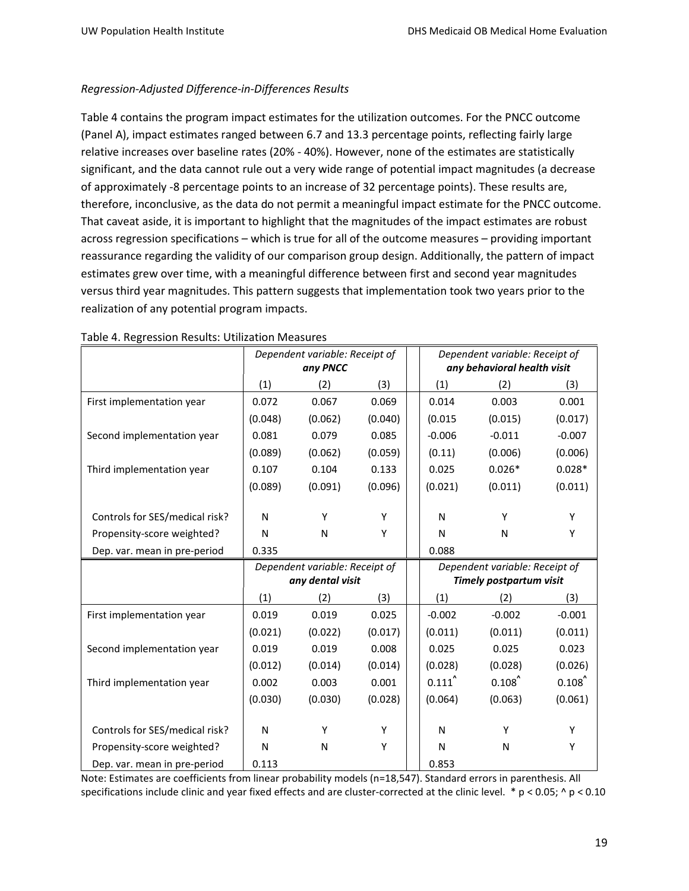*Regression-Adjusted Difference-in-Differences Results*

Table 4 contains the program impact estimates for the utilization outcomes. For the PNCC outcome (Panel A), impact estimates ranged between 6.7 and 13.3 percentage points, reflecting fairly large relative increases over baseline rates (20% - 40%). However, none of the estimates are statistically significant, and the data cannot rule out a very wide range of potential impact magnitudes (a decrease of approximately -8 percentage points to an increase of 32 percentage points). These results are, therefore, inconclusive, as the data do not permit a meaningful impact estimate for the PNCC outcome. That caveat aside, it is important to highlight that the magnitudes of the impact estimates are robust across regression specifications – which is true for all of the outcome measures – providing important reassurance regarding the validity of our comparison group design. Additionally, the pattern of impact estimates grew over time, with a meaningful difference between first and second year magnitudes versus third year magnitudes. This pattern suggests that implementation took two years prior to the realization of any potential program impacts.

Table 4. Regression Results: Utilization Measures

| | *Dependent variable: Receipt of **any PNCC*** | | | *Dependent variable: Receipt of **any behavioral health visit*** | | |
|---|---|---|---|---|---|---|
| | (1) | (2) | (3) | (1) | (2) | (3) |
| First implementation year | 0.072 | 0.067 | 0.069 | 0.014 | 0.003 | 0.001 |
| | (0.048) | (0.062) | (0.040) | (0.015 | (0.015) | (0.017) |
| Second implementation year | 0.081 | 0.079 | 0.085 | -0.006 | -0.011 | -0.007 |
| | (0.089) | (0.062) | (0.059) | (0.11) | (0.006) | (0.006) |
| Third implementation year | 0.107 | 0.104 | 0.133 | 0.025 | 0.026* | 0.028* |
| | (0.089) | (0.091) | (0.096) | (0.021) | (0.011) | (0.011) |
| Controls for SES/medical risk? | N | Y | Y | N | Y | Y |
| Propensity-score weighted? | N | N | Y | N | N | Y |
| Dep. var. mean in pre-period | 0.335 | | | 0.088 | | |
| | *Dependent variable: Receipt of **any dental visit*** | | | *Dependent variable: Receipt of **Timely postpartum visit*** | | |
| | (1) | (2) | (3) | (1) | (2) | (3) |
| First implementation year | 0.019 | 0.019 | 0.025 | -0.002 | -0.002 | -0.001 |
| | (0.021) | (0.022) | (0.017) | (0.011) | (0.011) | (0.011) |
| Second implementation year | 0.019 | 0.019 | 0.008 | 0.025 | 0.025 | 0.023 |
| | (0.012) | (0.014) | (0.014) | (0.028) | (0.028) | (0.026) |
| Third implementation year | 0.002 | 0.003 | 0.001 | 0.111^ | 0.108^ | 0.108^ |
| | (0.030) | (0.030) | (0.028) | (0.064) | (0.063) | (0.061) |
| Controls for SES/medical risk? | N | Y | Y | N | Y | Y |
| Propensity-score weighted? | N | N | Y | N | N | Y |
| Dep. var. mean in pre-period | 0.113 | | | 0.853 | | |

Note: Estimates are coefficients from linear probability models (n=18,547). Standard errors in parenthesis. All specifications include clinic and year fixed effects and are cluster-corrected at the clinic level. * $p < 0.05$; ^ $p < 0.10$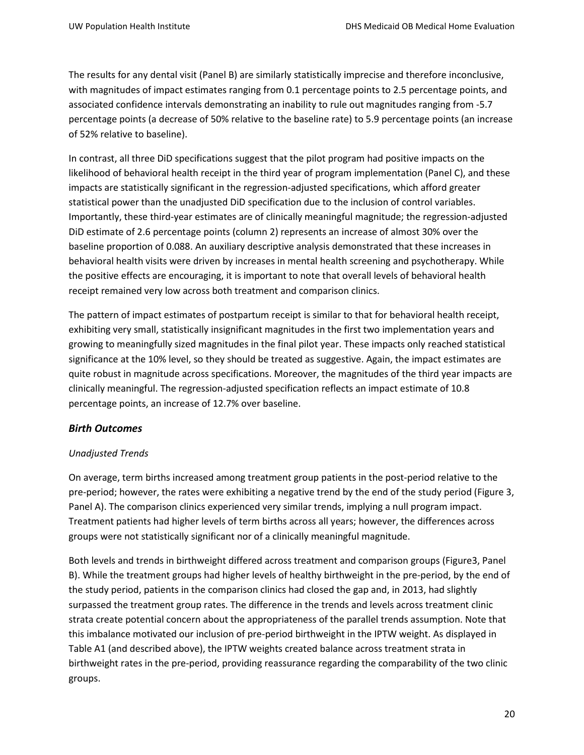The results for any dental visit (Panel B) are similarly statistically imprecise and therefore inconclusive, with magnitudes of impact estimates ranging from 0.1 percentage points to 2.5 percentage points, and associated confidence intervals demonstrating an inability to rule out magnitudes ranging from -5.7 percentage points (a decrease of 50% relative to the baseline rate) to 5.9 percentage points (an increase of 52% relative to baseline).

In contrast, all three DiD specifications suggest that the pilot program had positive impacts on the likelihood of behavioral health receipt in the third year of program implementation (Panel C), and these impacts are statistically significant in the regression-adjusted specifications, which afford greater statistical power than the unadjusted DiD specification due to the inclusion of control variables. Importantly, these third-year estimates are of clinically meaningful magnitude; the regression-adjusted DiD estimate of 2.6 percentage points (column 2) represents an increase of almost 30% over the baseline proportion of 0.088. An auxiliary descriptive analysis demonstrated that these increases in behavioral health visits were driven by increases in mental health screening and psychotherapy. While the positive effects are encouraging, it is important to note that overall levels of behavioral health receipt remained very low across both treatment and comparison clinics.

The pattern of impact estimates of postpartum receipt is similar to that for behavioral health receipt, exhibiting very small, statistically insignificant magnitudes in the first two implementation years and growing to meaningfully sized magnitudes in the final pilot year. These impacts only reached statistical significance at the 10% level, so they should be treated as suggestive. Again, the impact estimates are quite robust in magnitude across specifications. Moreover, the magnitudes of the third year impacts are clinically meaningful. The regression-adjusted specification reflects an impact estimate of 10.8 percentage points, an increase of 12.7% over baseline.

### *Birth Outcomes*

*Unadjusted Trends*

On average, term births increased among treatment group patients in the post-period relative to the pre-period; however, the rates were exhibiting a negative trend by the end of the study period (Figure 3, Panel A). The comparison clinics experienced very similar trends, implying a null program impact. Treatment patients had higher levels of term births across all years; however, the differences across groups were not statistically significant nor of a clinically meaningful magnitude.

Both levels and trends in birthweight differed across treatment and comparison groups (Figure3, Panel B). While the treatment groups had higher levels of healthy birthweight in the pre-period, by the end of the study period, patients in the comparison clinics had closed the gap and, in 2013, had slightly surpassed the treatment group rates. The difference in the trends and levels across treatment clinic strata create potential concern about the appropriateness of the parallel trends assumption. Note that this imbalance motivated our inclusion of pre-period birthweight in the IPTW weight. As displayed in Table A1 (and described above), the IPTW weights created balance across treatment strata in birthweight rates in the pre-period, providing reassurance regarding the comparability of the two clinic groups.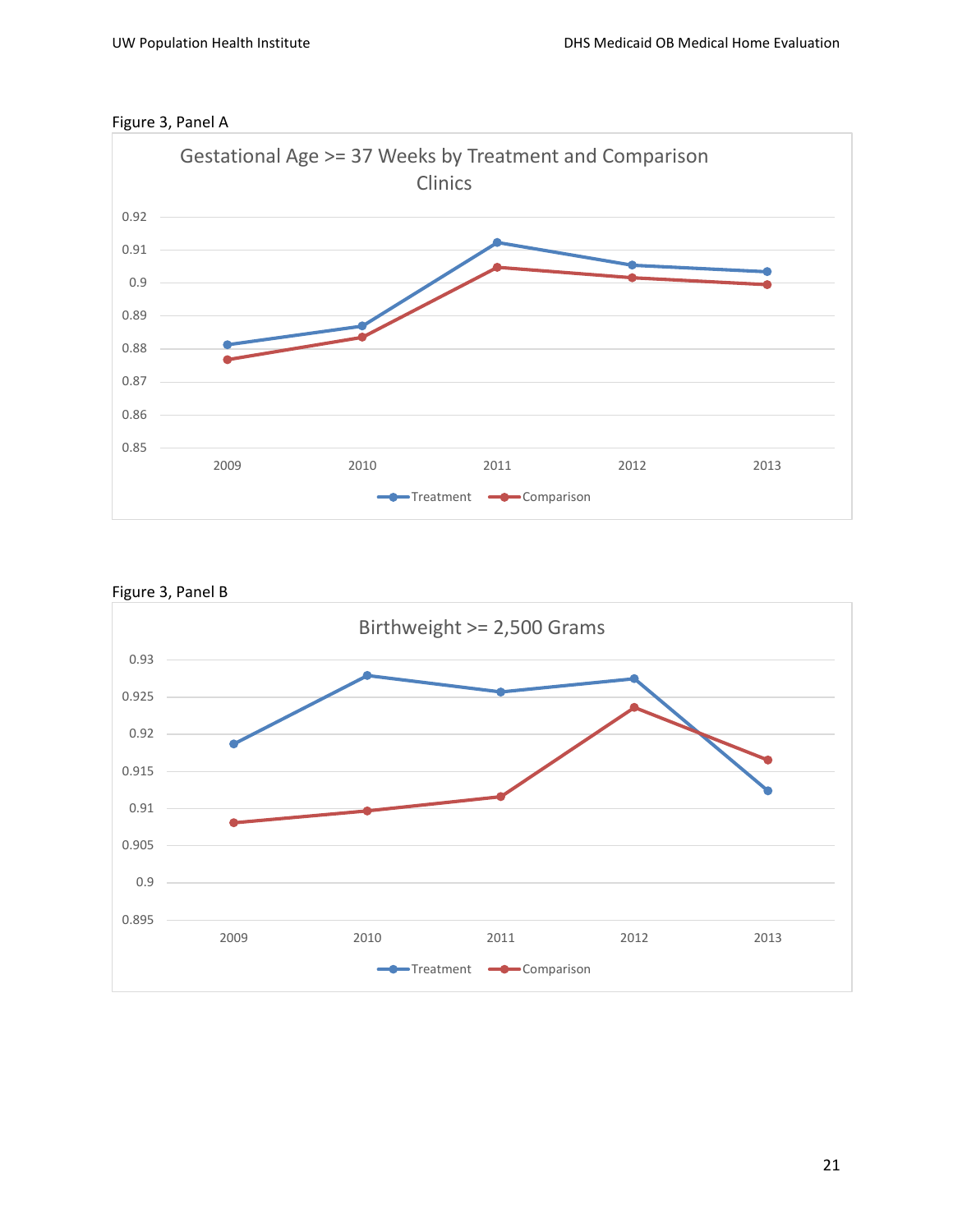Figure 3, Panel A

Gestational Age >= 37 Weeks by Treatment and Comparison Clinics

Figure 3, Panel B

Birthweight >= 2,500 Grams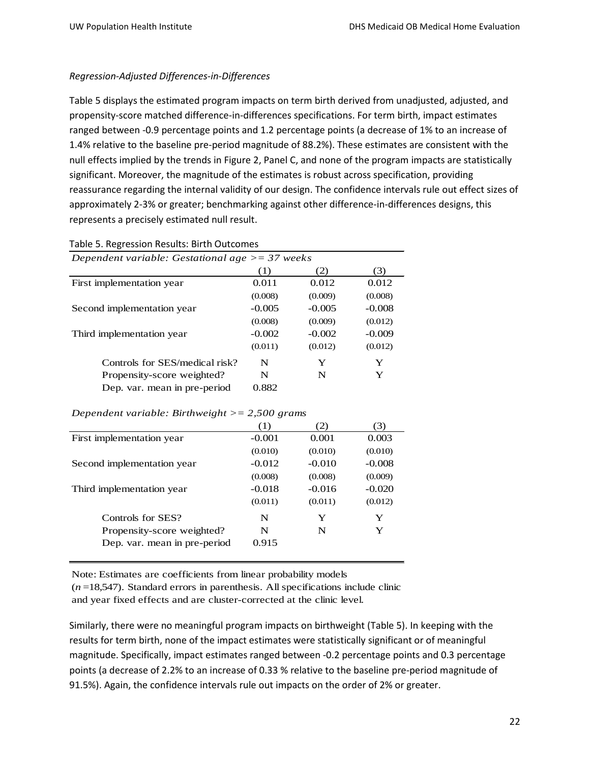*Regression-Adjusted Differences-in-Differences*

Table 5 displays the estimated program impacts on term birth derived from unadjusted, adjusted, and propensity-score matched difference-in-differences specifications. For term birth, impact estimates ranged between -0.9 percentage points and 1.2 percentage points (a decrease of 1% to an increase of 1.4% relative to the baseline pre-period magnitude of 88.2%). These estimates are consistent with the null effects implied by the trends in Figure 2, Panel C, and none of the program impacts are statistically significant. Moreover, the magnitude of the estimates is robust across specification, providing reassurance regarding the internal validity of our design. The confidence intervals rule out effect sizes of approximately 2-3% or greater; benchmarking against other difference-in-differences designs, this represents a precisely estimated null result.

Table 5. Regression Results: Birth Outcomes

| *Dependent variable: Gestational age >= 37 weeks* | | | |
|---|---|---|---|
| | (1) | (2) | (3) |
| First implementation year | 0.011 | 0.012 | 0.012 |
| | (0.008) | (0.009) | (0.008) |
| Second implementation year | -0.005 | -0.005 | -0.008 |
| | (0.008) | (0.009) | (0.012) |
| Third implementation year | -0.002 | -0.002 | -0.009 |
| | (0.011) | (0.012) | (0.012) |
| Controls for SES/medical risk? | N | Y | Y |
| Propensity-score weighted? | N | N | Y |
| Dep. var. mean in pre-period | 0.882 | | |

| *Dependent variable: Birthweight >= 2,500 grams* | | | |
|---|---|---|---|
| | (1) | (2) | (3) |
| First implementation year | -0.001 | 0.001 | 0.003 |
| | (0.010) | (0.010) | (0.010) |
| Second implementation year | -0.012 | -0.010 | -0.008 |
| | (0.008) | (0.008) | (0.009) |
| Third implementation year | -0.018 | -0.016 | -0.020 |
| | (0.011) | (0.011) | (0.012) |
| Controls for SES? | N | Y | Y |
| Propensity-score weighted? | N | N | Y |
| Dep. var. mean in pre-period | 0.915 | | |

Note: Estimates are coefficients from linear probability models ($n$=18,547). Standard errors in parenthesis. All specifications include clinic and year fixed effects and are cluster-corrected at the clinic level.

Similarly, there were no meaningful program impacts on birthweight (Table 5). In keeping with the results for term birth, none of the impact estimates were statistically significant or of meaningful magnitude. Specifically, impact estimates ranged between -0.2 percentage points and 0.3 percentage points (a decrease of 2.2% to an increase of 0.33 % relative to the baseline pre-period magnitude of 91.5%). Again, the confidence intervals rule out impacts on the order of 2% or greater.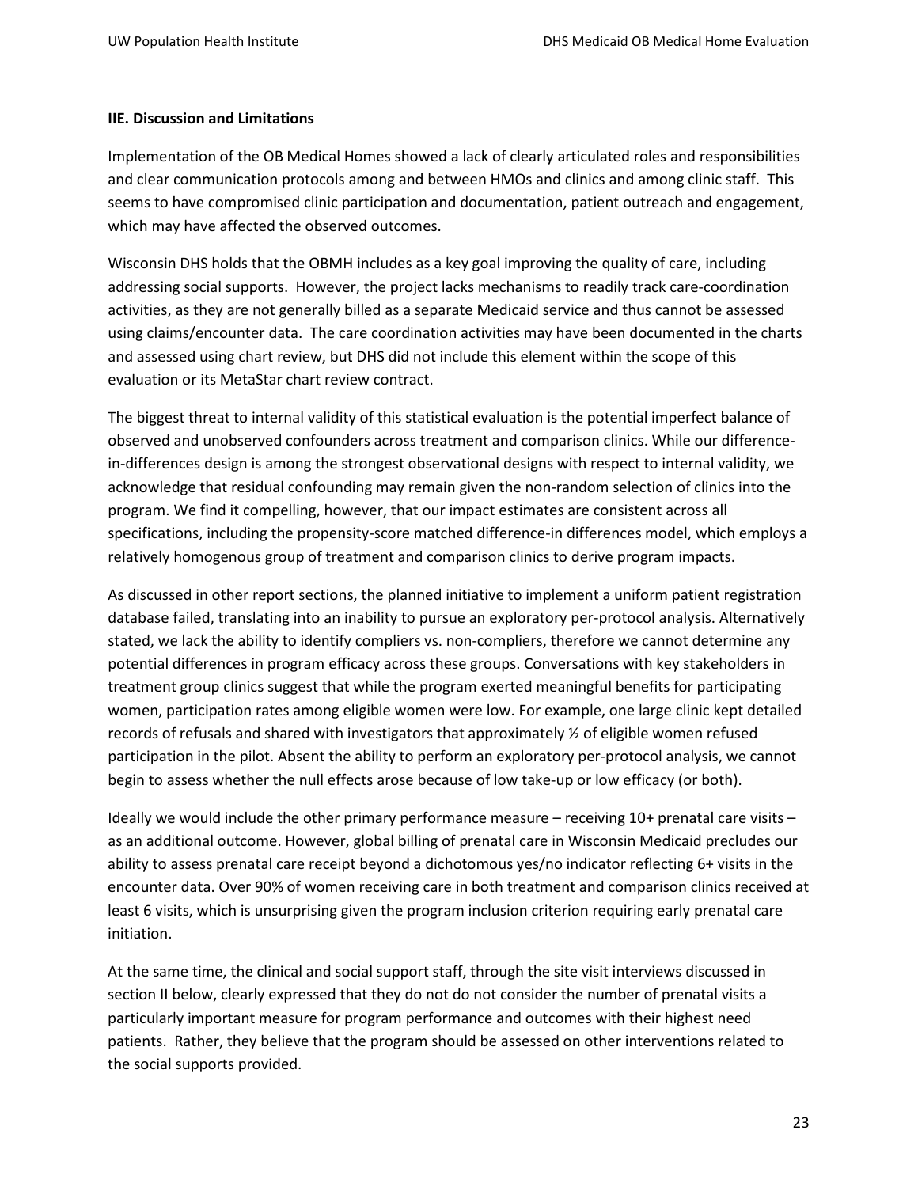**IIE. Discussion and Limitations**

Implementation of the OB Medical Homes showed a lack of clearly articulated roles and responsibilities and clear communication protocols among and between HMOs and clinics and among clinic staff. This seems to have compromised clinic participation and documentation, patient outreach and engagement, which may have affected the observed outcomes.

Wisconsin DHS holds that the OBMH includes as a key goal improving the quality of care, including addressing social supports. However, the project lacks mechanisms to readily track care-coordination activities, as they are not generally billed as a separate Medicaid service and thus cannot be assessed using claims/encounter data. The care coordination activities may have been documented in the charts and assessed using chart review, but DHS did not include this element within the scope of this evaluation or its MetaStar chart review contract.

The biggest threat to internal validity of this statistical evaluation is the potential imperfect balance of observed and unobserved confounders across treatment and comparison clinics. While our difference-in-differences design is among the strongest observational designs with respect to internal validity, we acknowledge that residual confounding may remain given the non-random selection of clinics into the program. We find it compelling, however, that our impact estimates are consistent across all specifications, including the propensity-score matched difference-in differences model, which employs a relatively homogenous group of treatment and comparison clinics to derive program impacts.

As discussed in other report sections, the planned initiative to implement a uniform patient registration database failed, translating into an inability to pursue an exploratory per-protocol analysis. Alternatively stated, we lack the ability to identify compliers vs. non-compliers, therefore we cannot determine any potential differences in program efficacy across these groups. Conversations with key stakeholders in treatment group clinics suggest that while the program exerted meaningful benefits for participating women, participation rates among eligible women were low. For example, one large clinic kept detailed records of refusals and shared with investigators that approximately ½ of eligible women refused participation in the pilot. Absent the ability to perform an exploratory per-protocol analysis, we cannot begin to assess whether the null effects arose because of low take-up or low efficacy (or both).

Ideally we would include the other primary performance measure – receiving 10+ prenatal care visits – as an additional outcome. However, global billing of prenatal care in Wisconsin Medicaid precludes our ability to assess prenatal care receipt beyond a dichotomous yes/no indicator reflecting 6+ visits in the encounter data. Over 90% of women receiving care in both treatment and comparison clinics received at least 6 visits, which is unsurprising given the program inclusion criterion requiring early prenatal care initiation.

At the same time, the clinical and social support staff, through the site visit interviews discussed in section II below, clearly expressed that they do not do not consider the number of prenatal visits a particularly important measure for program performance and outcomes with their highest need patients. Rather, they believe that the program should be assessed on other interventions related to the social supports provided.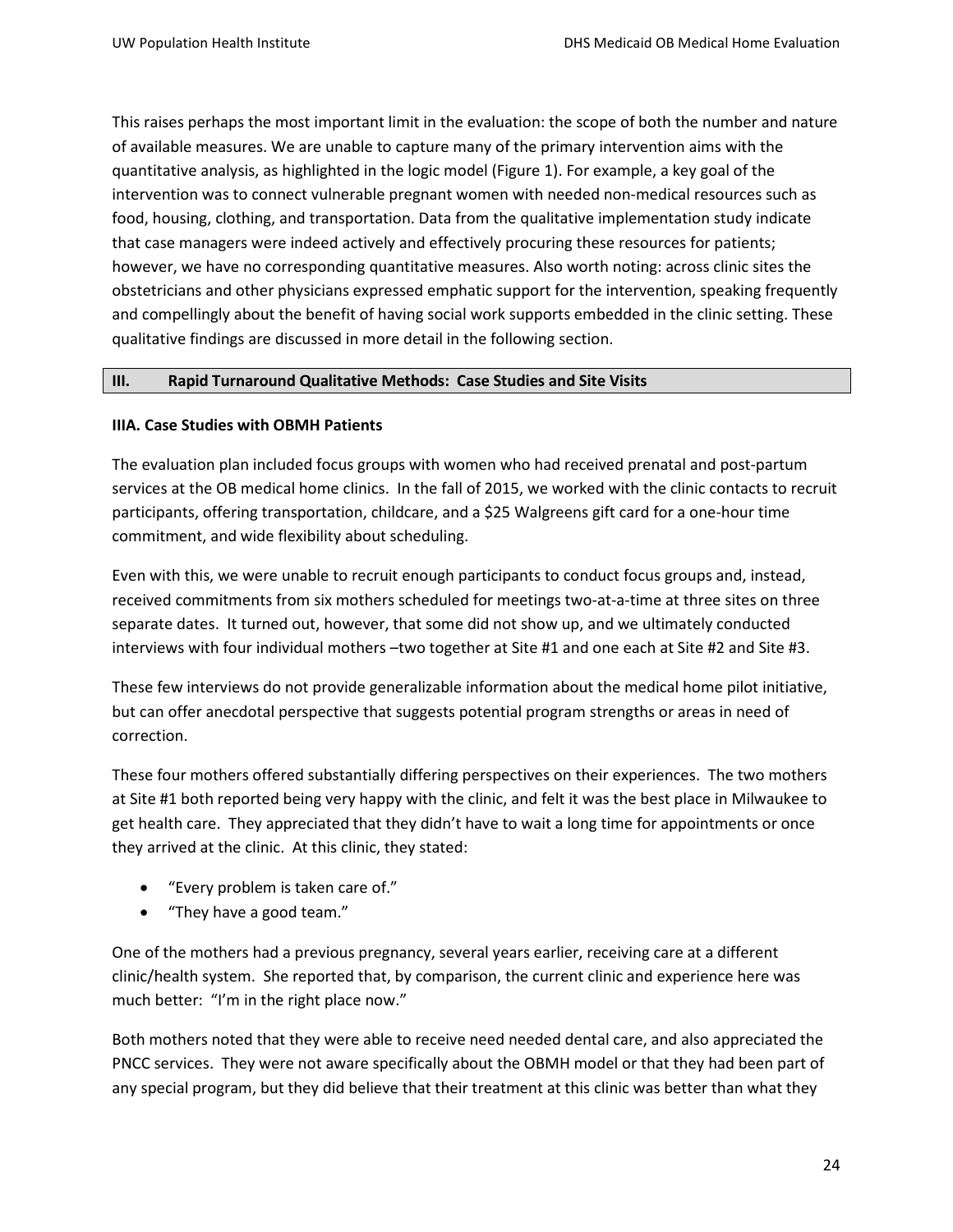This raises perhaps the most important limit in the evaluation: the scope of both the number and nature of available measures. We are unable to capture many of the primary intervention aims with the quantitative analysis, as highlighted in the logic model (Figure 1). For example, a key goal of the intervention was to connect vulnerable pregnant women with needed non-medical resources such as food, housing, clothing, and transportation. Data from the qualitative implementation study indicate that case managers were indeed actively and effectively procuring these resources for patients; however, we have no corresponding quantitative measures. Also worth noting: across clinic sites the obstetricians and other physicians expressed emphatic support for the intervention, speaking frequently and compellingly about the benefit of having social work supports embedded in the clinic setting. These qualitative findings are discussed in more detail in the following section.

## III. Rapid Turnaround Qualitative Methods: Case Studies and Site Visits

### IIIA. Case Studies with OBMH Patients

The evaluation plan included focus groups with women who had received prenatal and post-partum services at the OB medical home clinics. In the fall of 2015, we worked with the clinic contacts to recruit participants, offering transportation, childcare, and a $25 Walgreens gift card for a one-hour time commitment, and wide flexibility about scheduling.

Even with this, we were unable to recruit enough participants to conduct focus groups and, instead, received commitments from six mothers scheduled for meetings two-at-a-time at three sites on three separate dates. It turned out, however, that some did not show up, and we ultimately conducted interviews with four individual mothers –two together at Site #1 and one each at Site #2 and Site #3.

These few interviews do not provide generalizable information about the medical home pilot initiative, but can offer anecdotal perspective that suggests potential program strengths or areas in need of correction.

These four mothers offered substantially differing perspectives on their experiences. The two mothers at Site #1 both reported being very happy with the clinic, and felt it was the best place in Milwaukee to get health care. They appreciated that they didn't have to wait a long time for appointments or once they arrived at the clinic. At this clinic, they stated:

- "Every problem is taken care of."
- "They have a good team."

One of the mothers had a previous pregnancy, several years earlier, receiving care at a different clinic/health system. She reported that, by comparison, the current clinic and experience here was much better: "I'm in the right place now."

Both mothers noted that they were able to receive need needed dental care, and also appreciated the PNCC services. They were not aware specifically about the OBMH model or that they had been part of any special program, but they did believe that their treatment at this clinic was better than what they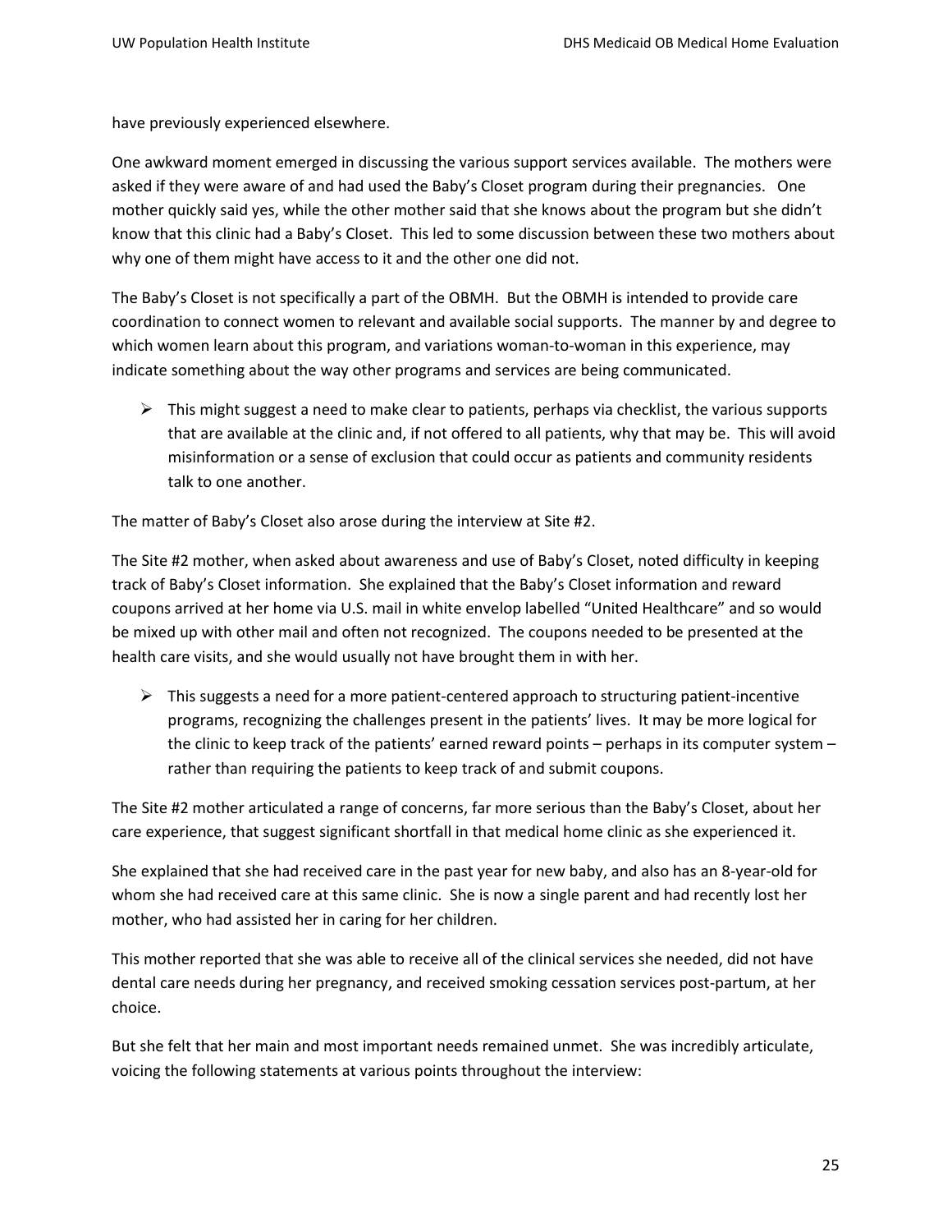have previously experienced elsewhere.

One awkward moment emerged in discussing the various support services available. The mothers were asked if they were aware of and had used the Baby's Closet program during their pregnancies. One mother quickly said yes, while the other mother said that she knows about the program but she didn't know that this clinic had a Baby's Closet. This led to some discussion between these two mothers about why one of them might have access to it and the other one did not.

The Baby's Closet is not specifically a part of the OBMH. But the OBMH is intended to provide care coordination to connect women to relevant and available social supports. The manner by and degree to which women learn about this program, and variations woman-to-woman in this experience, may indicate something about the way other programs and services are being communicated.

- This might suggest a need to make clear to patients, perhaps via checklist, the various supports that are available at the clinic and, if not offered to all patients, why that may be. This will avoid misinformation or a sense of exclusion that could occur as patients and community residents talk to one another.

The matter of Baby's Closet also arose during the interview at Site #2.

The Site #2 mother, when asked about awareness and use of Baby's Closet, noted difficulty in keeping track of Baby's Closet information. She explained that the Baby's Closet information and reward coupons arrived at her home via U.S. mail in white envelop labelled "United Healthcare" and so would be mixed up with other mail and often not recognized. The coupons needed to be presented at the health care visits, and she would usually not have brought them in with her.

- This suggests a need for a more patient-centered approach to structuring patient-incentive programs, recognizing the challenges present in the patients' lives. It may be more logical for the clinic to keep track of the patients' earned reward points – perhaps in its computer system – rather than requiring the patients to keep track of and submit coupons.

The Site #2 mother articulated a range of concerns, far more serious than the Baby's Closet, about her care experience, that suggest significant shortfall in that medical home clinic as she experienced it.

She explained that she had received care in the past year for new baby, and also has an 8-year-old for whom she had received care at this same clinic. She is now a single parent and had recently lost her mother, who had assisted her in caring for her children.

This mother reported that she was able to receive all of the clinical services she needed, did not have dental care needs during her pregnancy, and received smoking cessation services post-partum, at her choice.

But she felt that her main and most important needs remained unmet. She was incredibly articulate, voicing the following statements at various points throughout the interview: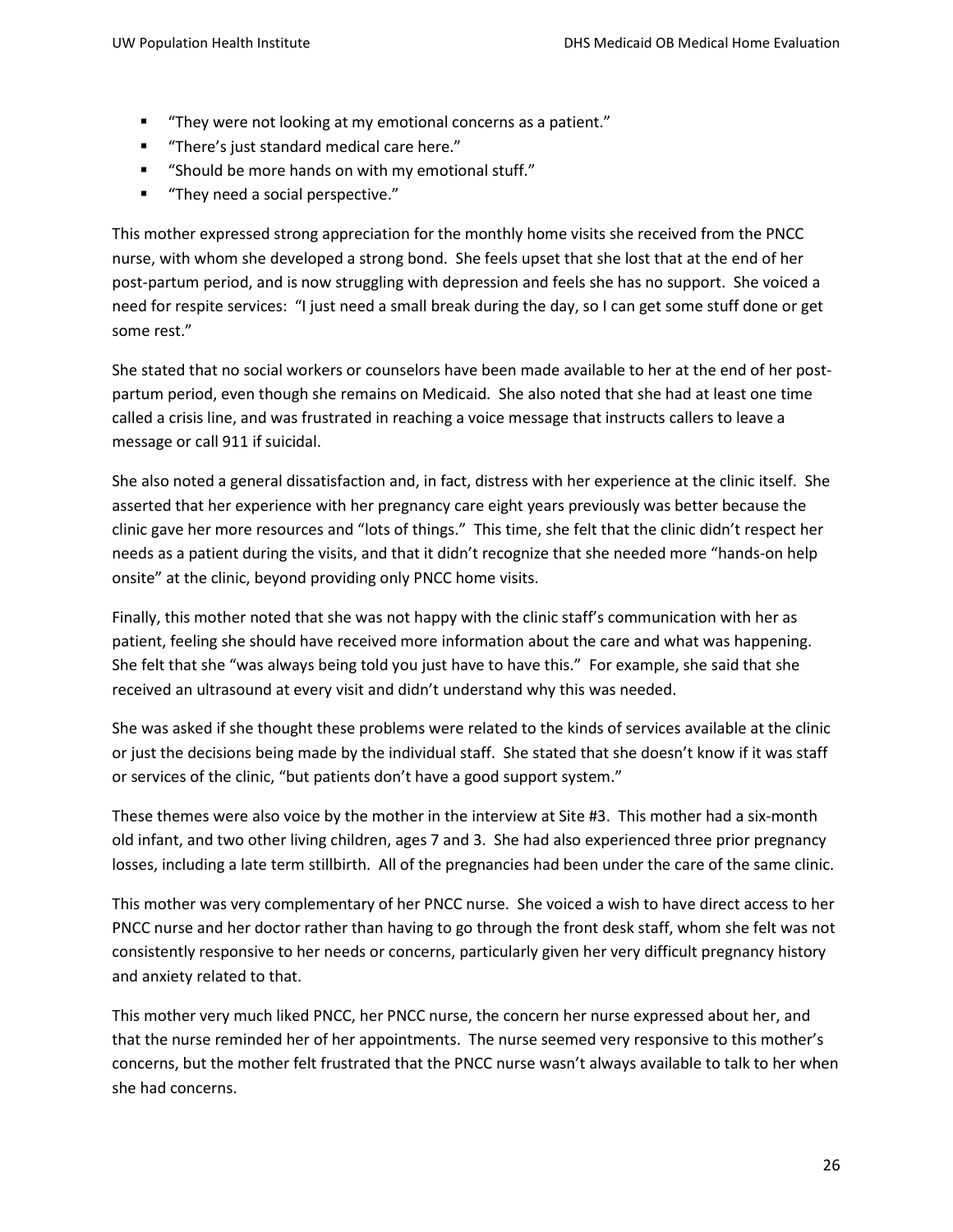- "They were not looking at my emotional concerns as a patient."
- "There's just standard medical care here."
- "Should be more hands on with my emotional stuff."
- "They need a social perspective."

This mother expressed strong appreciation for the monthly home visits she received from the PNCC nurse, with whom she developed a strong bond. She feels upset that she lost that at the end of her post-partum period, and is now struggling with depression and feels she has no support. She voiced a need for respite services: "I just need a small break during the day, so I can get some stuff done or get some rest."

She stated that no social workers or counselors have been made available to her at the end of her post-partum period, even though she remains on Medicaid. She also noted that she had at least one time called a crisis line, and was frustrated in reaching a voice message that instructs callers to leave a message or call 911 if suicidal.

She also noted a general dissatisfaction and, in fact, distress with her experience at the clinic itself. She asserted that her experience with her pregnancy care eight years previously was better because the clinic gave her more resources and "lots of things." This time, she felt that the clinic didn't respect her needs as a patient during the visits, and that it didn't recognize that she needed more "hands-on help onsite" at the clinic, beyond providing only PNCC home visits.

Finally, this mother noted that she was not happy with the clinic staff's communication with her as patient, feeling she should have received more information about the care and what was happening. She felt that she "was always being told you just have to have this." For example, she said that she received an ultrasound at every visit and didn't understand why this was needed.

She was asked if she thought these problems were related to the kinds of services available at the clinic or just the decisions being made by the individual staff. She stated that she doesn't know if it was staff or services of the clinic, "but patients don't have a good support system."

These themes were also voice by the mother in the interview at Site #3. This mother had a six-month old infant, and two other living children, ages 7 and 3. She had also experienced three prior pregnancy losses, including a late term stillbirth. All of the pregnancies had been under the care of the same clinic.

This mother was very complementary of her PNCC nurse. She voiced a wish to have direct access to her PNCC nurse and her doctor rather than having to go through the front desk staff, whom she felt was not consistently responsive to her needs or concerns, particularly given her very difficult pregnancy history and anxiety related to that.

This mother very much liked PNCC, her PNCC nurse, the concern her nurse expressed about her, and that the nurse reminded her of her appointments. The nurse seemed very responsive to this mother's concerns, but the mother felt frustrated that the PNCC nurse wasn't always available to talk to her when she had concerns.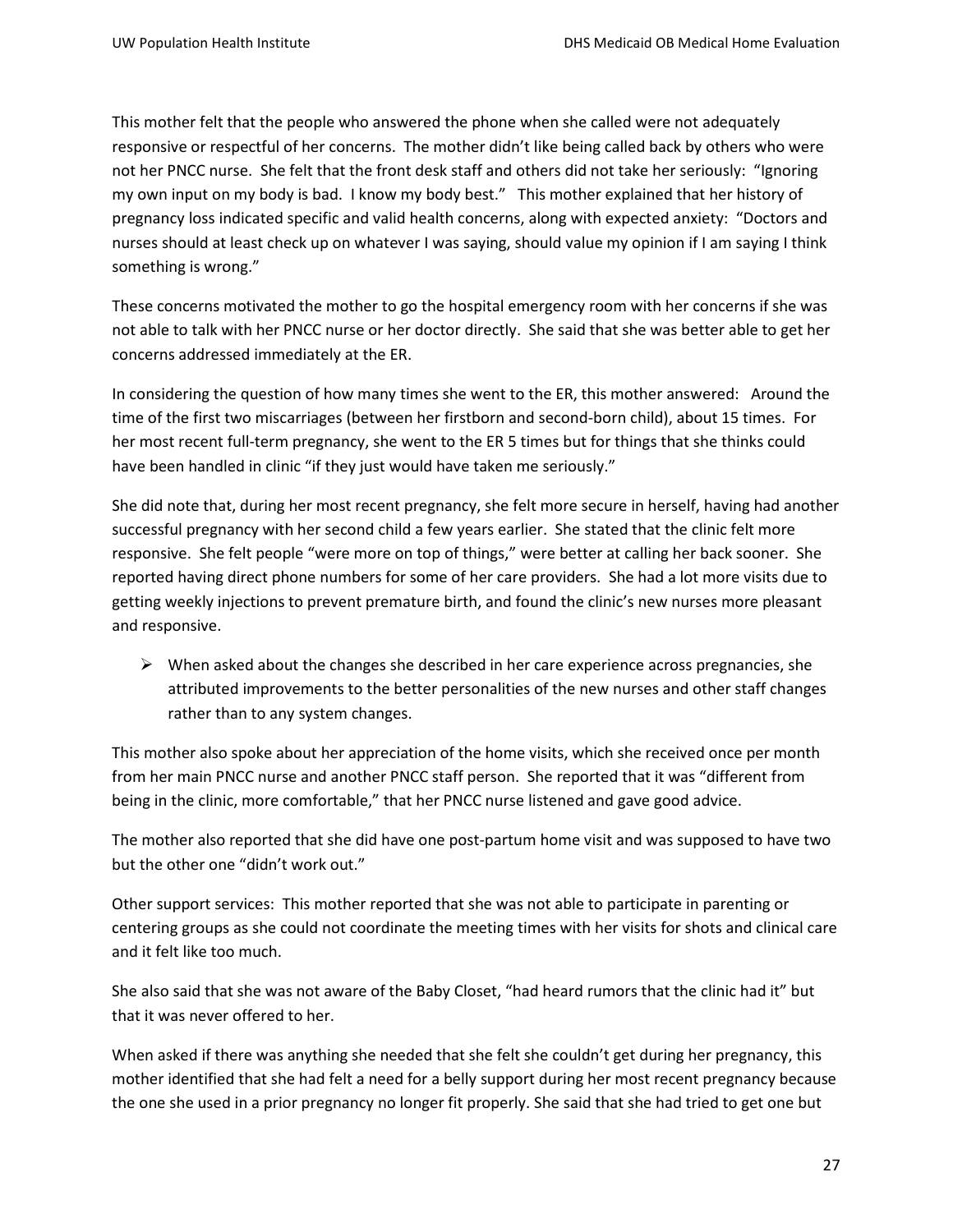This mother felt that the people who answered the phone when she called were not adequately responsive or respectful of her concerns. The mother didn't like being called back by others who were not her PNCC nurse. She felt that the front desk staff and others did not take her seriously: "Ignoring my own input on my body is bad. I know my body best." This mother explained that her history of pregnancy loss indicated specific and valid health concerns, along with expected anxiety: "Doctors and nurses should at least check up on whatever I was saying, should value my opinion if I am saying I think something is wrong."

These concerns motivated the mother to go the hospital emergency room with her concerns if she was not able to talk with her PNCC nurse or her doctor directly. She said that she was better able to get her concerns addressed immediately at the ER.

In considering the question of how many times she went to the ER, this mother answered: Around the time of the first two miscarriages (between her firstborn and second-born child), about 15 times. For her most recent full-term pregnancy, she went to the ER 5 times but for things that she thinks could have been handled in clinic "if they just would have taken me seriously."

She did note that, during her most recent pregnancy, she felt more secure in herself, having had another successful pregnancy with her second child a few years earlier. She stated that the clinic felt more responsive. She felt people "were more on top of things," were better at calling her back sooner. She reported having direct phone numbers for some of her care providers. She had a lot more visits due to getting weekly injections to prevent premature birth, and found the clinic's new nurses more pleasant and responsive.

- When asked about the changes she described in her care experience across pregnancies, she attributed improvements to the better personalities of the new nurses and other staff changes rather than to any system changes.

This mother also spoke about her appreciation of the home visits, which she received once per month from her main PNCC nurse and another PNCC staff person. She reported that it was "different from being in the clinic, more comfortable," that her PNCC nurse listened and gave good advice.

The mother also reported that she did have one post-partum home visit and was supposed to have two but the other one "didn't work out."

Other support services: This mother reported that she was not able to participate in parenting or centering groups as she could not coordinate the meeting times with her visits for shots and clinical care and it felt like too much.

She also said that she was not aware of the Baby Closet, "had heard rumors that the clinic had it" but that it was never offered to her.

When asked if there was anything she needed that she felt she couldn't get during her pregnancy, this mother identified that she had felt a need for a belly support during her most recent pregnancy because the one she used in a prior pregnancy no longer fit properly. She said that she had tried to get one but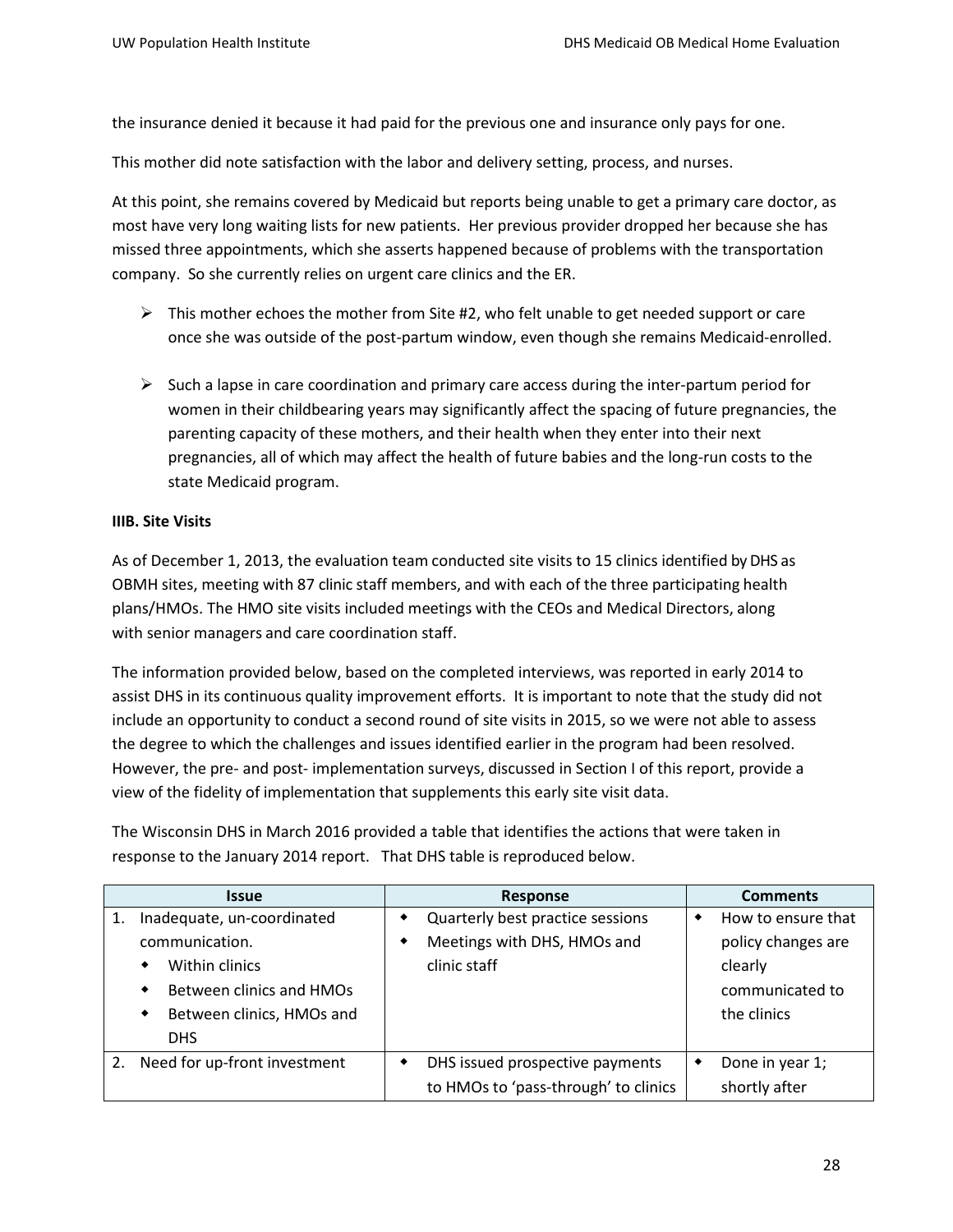the insurance denied it because it had paid for the previous one and insurance only pays for one.

This mother did note satisfaction with the labor and delivery setting, process, and nurses.

At this point, she remains covered by Medicaid but reports being unable to get a primary care doctor, as most have very long waiting lists for new patients. Her previous provider dropped her because she has missed three appointments, which she asserts happened because of problems with the transportation company. So she currently relies on urgent care clinics and the ER.

- This mother echoes the mother from Site #2, who felt unable to get needed support or care once she was outside of the post-partum window, even though she remains Medicaid-enrolled.

- Such a lapse in care coordination and primary care access during the inter-partum period for women in their childbearing years may significantly affect the spacing of future pregnancies, the parenting capacity of these mothers, and their health when they enter into their next pregnancies, all of which may affect the health of future babies and the long-run costs to the state Medicaid program.

**IIIB. Site Visits**

As of December 1, 2013, the evaluation team conducted site visits to 15 clinics identified by DHS as OBMH sites, meeting with 87 clinic staff members, and with each of the three participating health plans/HMOs. The HMO site visits included meetings with the CEOs and Medical Directors, along with senior managers and care coordination staff.

The information provided below, based on the completed interviews, was reported in early 2014 to assist DHS in its continuous quality improvement efforts. It is important to note that the study did not include an opportunity to conduct a second round of site visits in 2015, so we were not able to assess the degree to which the challenges and issues identified earlier in the program had been resolved. However, the pre- and post- implementation surveys, discussed in Section I of this report, provide a view of the fidelity of implementation that supplements this early site visit data.

The Wisconsin DHS in March 2016 provided a table that identifies the actions that were taken in response to the January 2014 report. That DHS table is reproduced below.

| Issue | Response | Comments |
|---|---|---|
| 1. Inadequate, un-coordinated communication.<br>• Within clinics<br>• Between clinics and HMOs<br>• Between clinics, HMOs and DHS | • Quarterly best practice sessions<br>• Meetings with DHS, HMOs and clinic staff | • How to ensure that policy changes are clearly communicated to the clinics |
| 2. Need for up-front investment | • DHS issued prospective payments to HMOs to 'pass-through' to clinics | • Done in year 1; shortly after |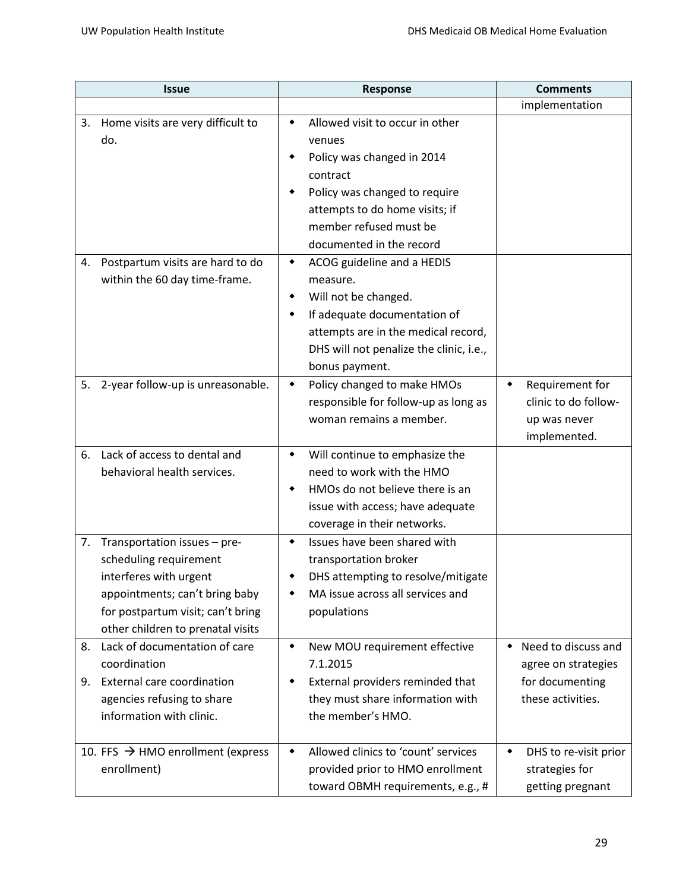| Issue | Response | Comments |
|---|---|---|
| | | implementation |
| 3. Home visits are very difficult to do. | • Allowed visit to occur in other venues<br>• Policy was changed in 2014 contract<br>• Policy was changed to require attempts to do home visits; if member refused must be documented in the record | |
| 4. Postpartum visits are hard to do within the 60 day time-frame. | • ACOG guideline and a HEDIS measure.<br>• Will not be changed.<br>• If adequate documentation of attempts are in the medical record, DHS will not penalize the clinic, i.e., bonus payment. | |
| 5. 2-year follow-up is unreasonable. | • Policy changed to make HMOs responsible for follow-up as long as woman remains a member. | • Requirement for clinic to do follow-up was never implemented. |
| 6. Lack of access to dental and behavioral health services. | • Will continue to emphasize the need to work with the HMO<br>• HMOs do not believe there is an issue with access; have adequate coverage in their networks. | |
| 7. Transportation issues – pre-scheduling requirement interferes with urgent appointments; can't bring baby for postpartum visit; can't bring other children to prenatal visits | • Issues have been shared with transportation broker<br>• DHS attempting to resolve/mitigate<br>• MA issue across all services and populations | |
| 8. Lack of documentation of care coordination<br>9. External care coordination agencies refusing to share information with clinic. | • New MOU requirement effective 7.1.2015<br>• External providers reminded that they must share information with the member's HMO. | • Need to discuss and agree on strategies for documenting these activities. |
| 10. FFS → HMO enrollment (express enrollment) | • Allowed clinics to 'count' services provided prior to HMO enrollment toward OBMH requirements, e.g., # | • DHS to re-visit prior strategies for getting pregnant |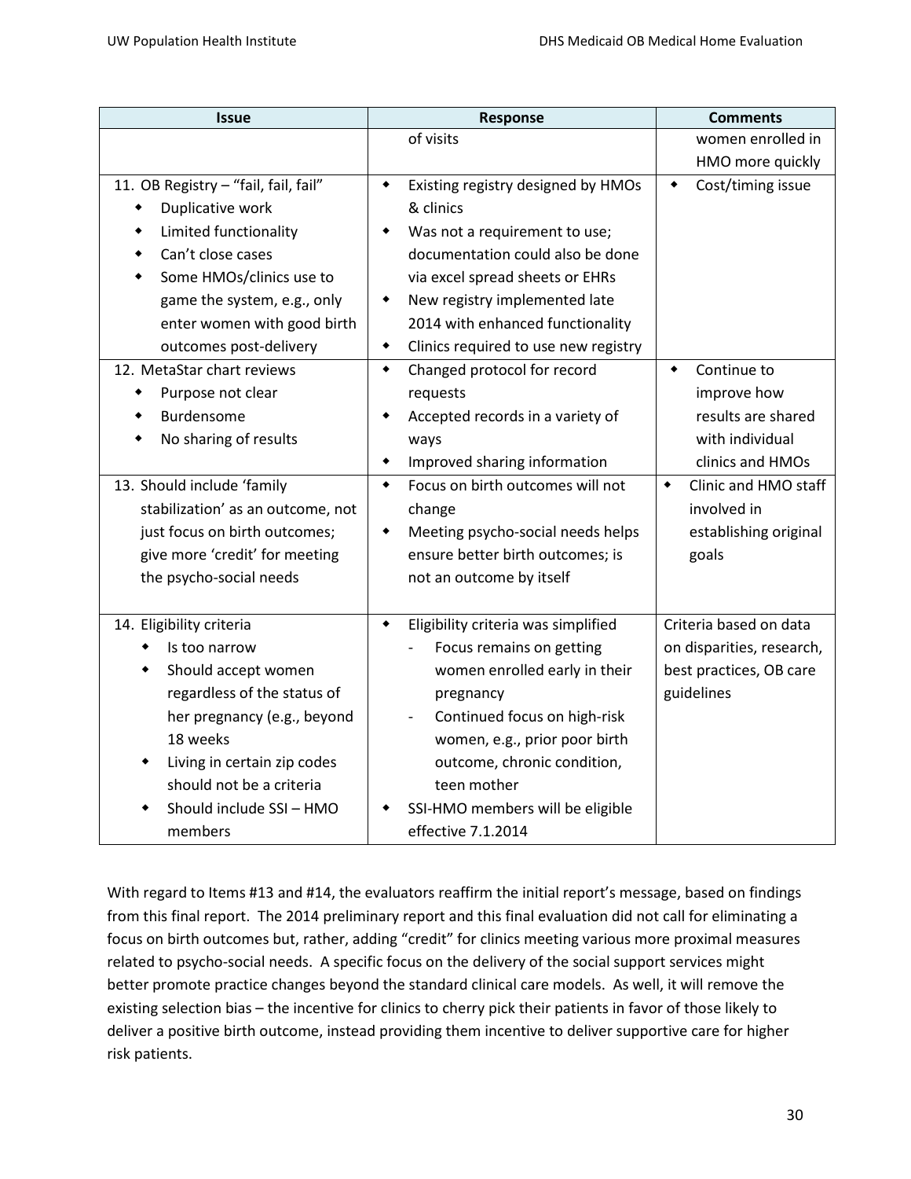| Issue | Response | Comments |
|---|---|---|
| | of visits | women enrolled in HMO more quickly |
| 11. OB Registry – "fail, fail, fail"<br>◆ Duplicative work<br>◆ Limited functionality<br>◆ Can't close cases<br>◆ Some HMOs/clinics use to game the system, e.g., only enter women with good birth outcomes post-delivery | ◆ Existing registry designed by HMOs & clinics<br>◆ Was not a requirement to use; documentation could also be done via excel spread sheets or EHRs<br>◆ New registry implemented late 2014 with enhanced functionality<br>◆ Clinics required to use new registry | ◆ Cost/timing issue |
| 12. MetaStar chart reviews<br>◆ Purpose not clear<br>◆ Burdensome<br>◆ No sharing of results | ◆ Changed protocol for record requests<br>◆ Accepted records in a variety of ways<br>◆ Improved sharing information | ◆ Continue to improve how results are shared with individual clinics and HMOs |
| 13. Should include 'family stabilization' as an outcome, not just focus on birth outcomes; give more 'credit' for meeting the psycho-social needs | ◆ Focus on birth outcomes will not change<br>◆ Meeting psycho-social needs helps ensure better birth outcomes; is not an outcome by itself | ◆ Clinic and HMO staff involved in establishing original goals |
| 14. Eligibility criteria<br>◆ Is too narrow<br>◆ Should accept women regardless of the status of her pregnancy (e.g., beyond 18 weeks<br>◆ Living in certain zip codes should not be a criteria<br>◆ Should include SSI – HMO members | ◆ Eligibility criteria was simplified<br>- Focus remains on getting women enrolled early in their pregnancy<br>- Continued focus on high-risk women, e.g., prior poor birth outcome, chronic condition, teen mother<br>◆ SSI-HMO members will be eligible effective 7.1.2014 | Criteria based on data on disparities, research, best practices, OB care guidelines |

With regard to Items #13 and #14, the evaluators reaffirm the initial report's message, based on findings from this final report. The 2014 preliminary report and this final evaluation did not call for eliminating a focus on birth outcomes but, rather, adding "credit" for clinics meeting various more proximal measures related to psycho-social needs. A specific focus on the delivery of the social support services might better promote practice changes beyond the standard clinical care models. As well, it will remove the existing selection bias – the incentive for clinics to cherry pick their patients in favor of those likely to deliver a positive birth outcome, instead providing them incentive to deliver supportive care for higher risk patients.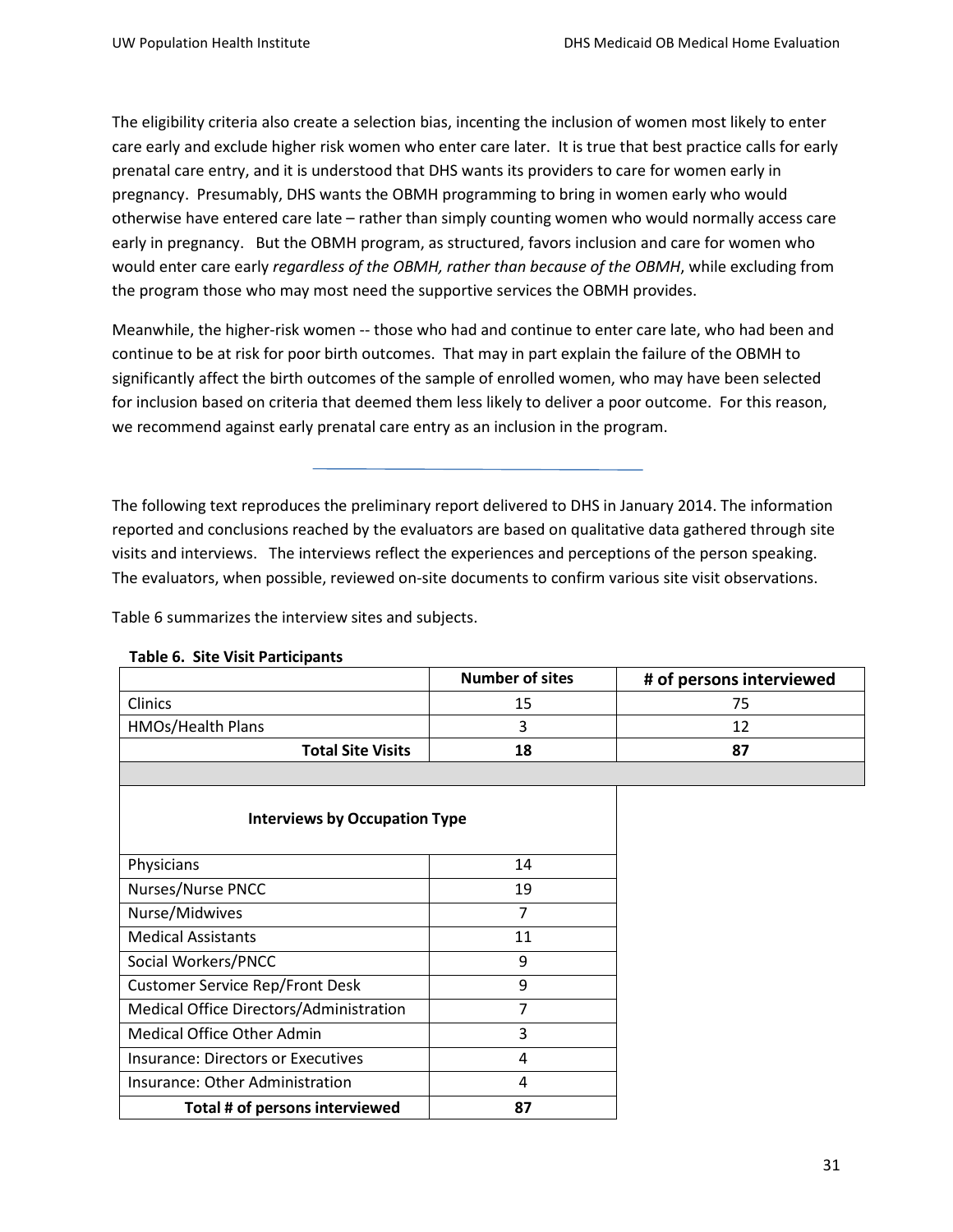The eligibility criteria also create a selection bias, incenting the inclusion of women most likely to enter care early and exclude higher risk women who enter care later. It is true that best practice calls for early prenatal care entry, and it is understood that DHS wants its providers to care for women early in pregnancy. Presumably, DHS wants the OBMH programming to bring in women early who would otherwise have entered care late – rather than simply counting women who would normally access care early in pregnancy. But the OBMH program, as structured, favors inclusion and care for women who would enter care early *regardless of the OBMH, rather than because of the OBMH*, while excluding from the program those who may most need the supportive services the OBMH provides.

Meanwhile, the higher-risk women -- those who had and continue to enter care late, who had been and continue to be at risk for poor birth outcomes. That may in part explain the failure of the OBMH to significantly affect the birth outcomes of the sample of enrolled women, who may have been selected for inclusion based on criteria that deemed them less likely to deliver a poor outcome. For this reason, we recommend against early prenatal care entry as an inclusion in the program.

---

The following text reproduces the preliminary report delivered to DHS in January 2014. The information reported and conclusions reached by the evaluators are based on qualitative data gathered through site visits and interviews. The interviews reflect the experiences and perceptions of the person speaking. The evaluators, when possible, reviewed on-site documents to confirm various site visit observations.

Table 6 summarizes the interview sites and subjects.

**Table 6. Site Visit Participants**

| | Number of sites | # of persons interviewed |
|---|---|---|
| Clinics | 15 | 75 |
| HMOs/Health Plans | 3 | 12 |
| **Total Site Visits** | **18** | **87** |

| **Interviews by Occupation Type** | |
|---|---|
| Physicians | 14 |
| Nurses/Nurse PNCC | 19 |
| Nurse/Midwives | 7 |
| Medical Assistants | 11 |
| Social Workers/PNCC | 9 |
| Customer Service Rep/Front Desk | 9 |
| Medical Office Directors/Administration | 7 |
| Medical Office Other Admin | 3 |
| Insurance: Directors or Executives | 4 |
| Insurance: Other Administration | 4 |
| **Total # of persons interviewed** | **87** |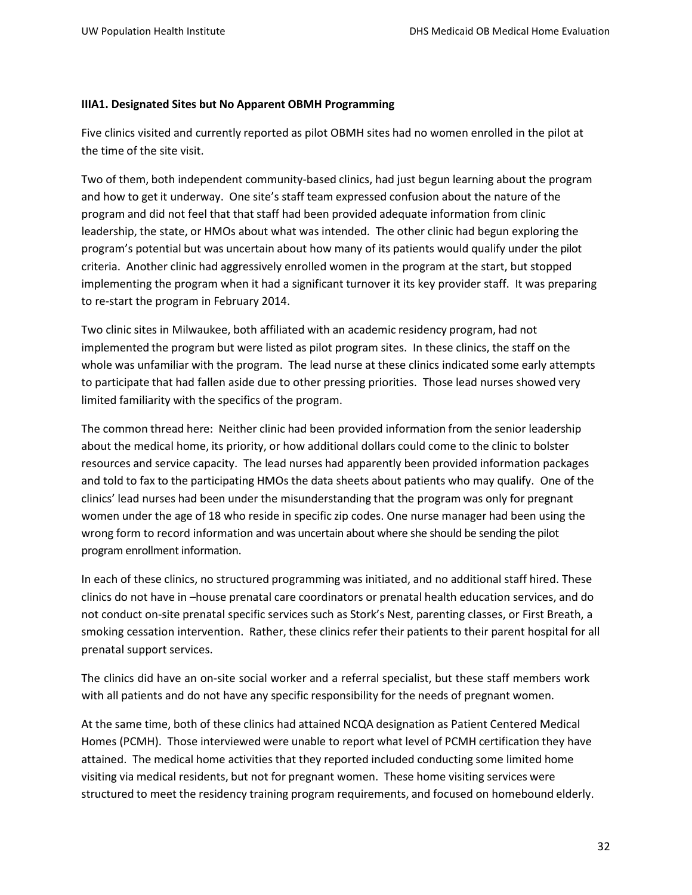**IIIA1. Designated Sites but No Apparent OBMH Programming**

Five clinics visited and currently reported as pilot OBMH sites had no women enrolled in the pilot at the time of the site visit.

Two of them, both independent community-based clinics, had just begun learning about the program and how to get it underway. One site's staff team expressed confusion about the nature of the program and did not feel that that staff had been provided adequate information from clinic leadership, the state, or HMOs about what was intended. The other clinic had begun exploring the program's potential but was uncertain about how many of its patients would qualify under the pilot criteria. Another clinic had aggressively enrolled women in the program at the start, but stopped implementing the program when it had a significant turnover it its key provider staff. It was preparing to re-start the program in February 2014.

Two clinic sites in Milwaukee, both affiliated with an academic residency program, had not implemented the program but were listed as pilot program sites. In these clinics, the staff on the whole was unfamiliar with the program. The lead nurse at these clinics indicated some early attempts to participate that had fallen aside due to other pressing priorities. Those lead nurses showed very limited familiarity with the specifics of the program.

The common thread here: Neither clinic had been provided information from the senior leadership about the medical home, its priority, or how additional dollars could come to the clinic to bolster resources and service capacity. The lead nurses had apparently been provided information packages and told to fax to the participating HMOs the data sheets about patients who may qualify. One of the clinics' lead nurses had been under the misunderstanding that the program was only for pregnant women under the age of 18 who reside in specific zip codes. One nurse manager had been using the wrong form to record information and was uncertain about where she should be sending the pilot program enrollment information.

In each of these clinics, no structured programming was initiated, and no additional staff hired. These clinics do not have in –house prenatal care coordinators or prenatal health education services, and do not conduct on-site prenatal specific services such as Stork's Nest, parenting classes, or First Breath, a smoking cessation intervention. Rather, these clinics refer their patients to their parent hospital for all prenatal support services.

The clinics did have an on-site social worker and a referral specialist, but these staff members work with all patients and do not have any specific responsibility for the needs of pregnant women.

At the same time, both of these clinics had attained NCQA designation as Patient Centered Medical Homes (PCMH). Those interviewed were unable to report what level of PCMH certification they have attained. The medical home activities that they reported included conducting some limited home visiting via medical residents, but not for pregnant women. These home visiting services were structured to meet the residency training program requirements, and focused on homebound elderly.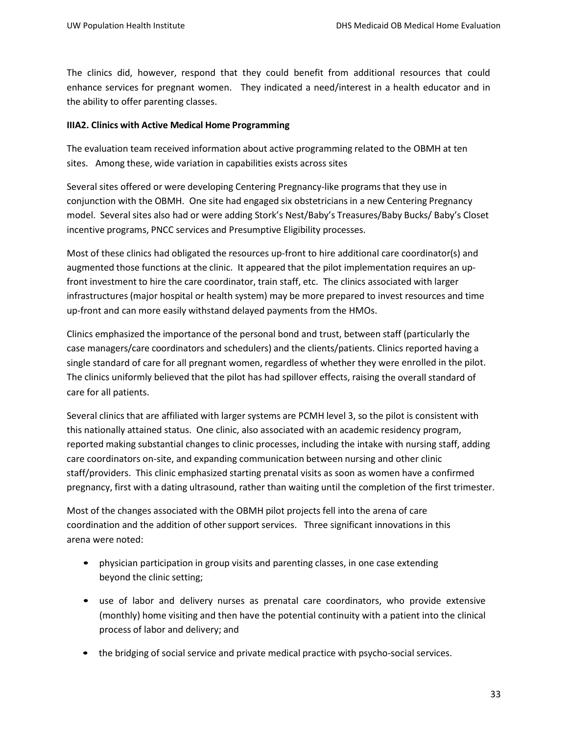The clinics did, however, respond that they could benefit from additional resources that could enhance services for pregnant women. They indicated a need/interest in a health educator and in the ability to offer parenting classes.

**IIIA2. Clinics with Active Medical Home Programming**

The evaluation team received information about active programming related to the OBMH at ten sites. Among these, wide variation in capabilities exists across sites

Several sites offered or were developing Centering Pregnancy-like programs that they use in conjunction with the OBMH. One site had engaged six obstetricians in a new Centering Pregnancy model. Several sites also had or were adding Stork's Nest/Baby's Treasures/Baby Bucks/ Baby's Closet incentive programs, PNCC services and Presumptive Eligibility processes.

Most of these clinics had obligated the resources up-front to hire additional care coordinator(s) and augmented those functions at the clinic. It appeared that the pilot implementation requires an up-front investment to hire the care coordinator, train staff, etc. The clinics associated with larger infrastructures (major hospital or health system) may be more prepared to invest resources and time up-front and can more easily withstand delayed payments from the HMOs.

Clinics emphasized the importance of the personal bond and trust, between staff (particularly the case managers/care coordinators and schedulers) and the clients/patients. Clinics reported having a single standard of care for all pregnant women, regardless of whether they were enrolled in the pilot. The clinics uniformly believed that the pilot has had spillover effects, raising the overall standard of care for all patients.

Several clinics that are affiliated with larger systems are PCMH level 3, so the pilot is consistent with this nationally attained status. One clinic, also associated with an academic residency program, reported making substantial changes to clinic processes, including the intake with nursing staff, adding care coordinators on-site, and expanding communication between nursing and other clinic staff/providers. This clinic emphasized starting prenatal visits as soon as women have a confirmed pregnancy, first with a dating ultrasound, rather than waiting until the completion of the first trimester.

Most of the changes associated with the OBMH pilot projects fell into the arena of care coordination and the addition of other support services. Three significant innovations in this arena were noted:

- physician participation in group visits and parenting classes, in one case extending beyond the clinic setting;
- use of labor and delivery nurses as prenatal care coordinators, who provide extensive (monthly) home visiting and then have the potential continuity with a patient into the clinical process of labor and delivery; and
- the bridging of social service and private medical practice with psycho-social services.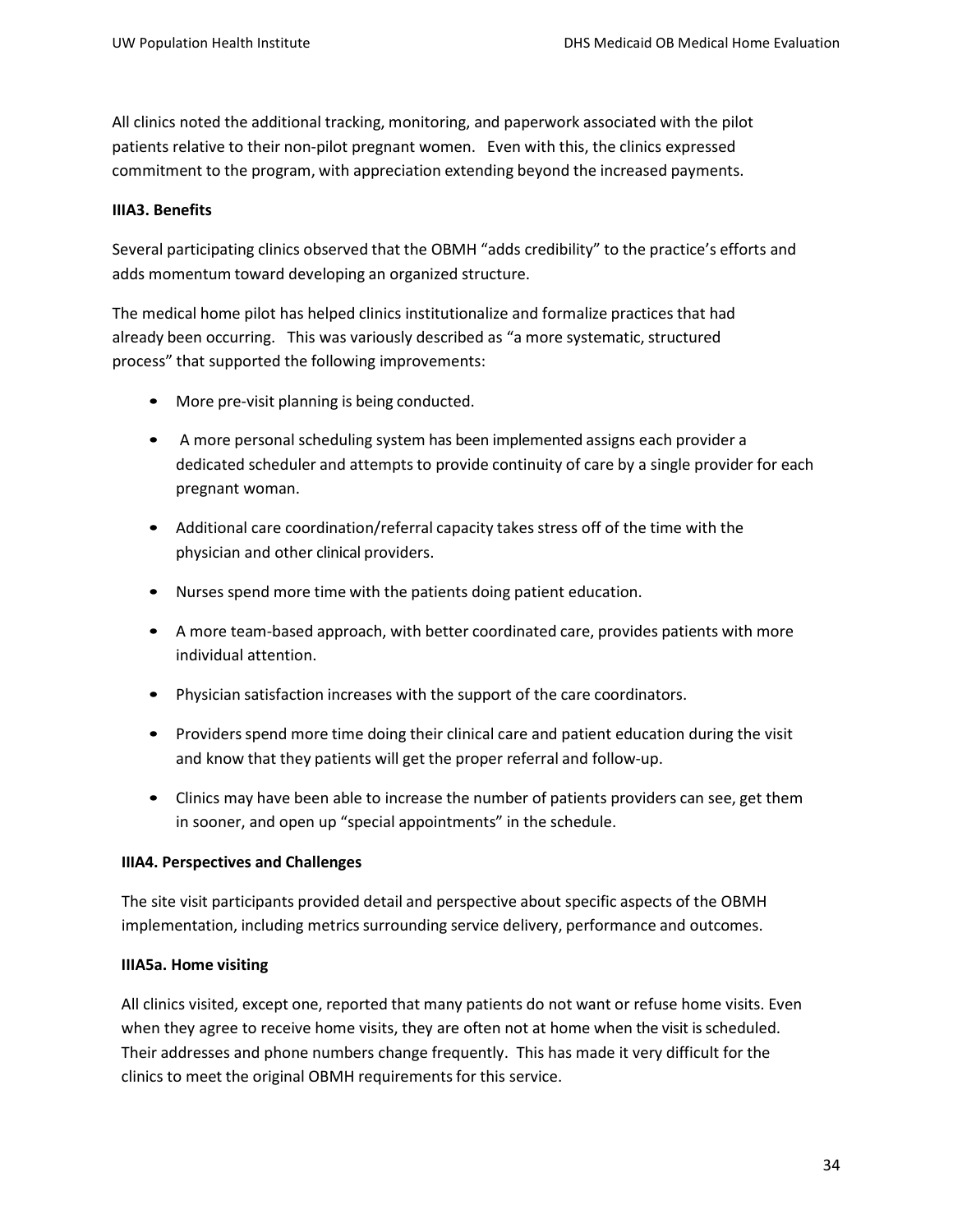All clinics noted the additional tracking, monitoring, and paperwork associated with the pilot patients relative to their non-pilot pregnant women. Even with this, the clinics expressed commitment to the program, with appreciation extending beyond the increased payments.

**IIIA3. Benefits**

Several participating clinics observed that the OBMH "adds credibility" to the practice's efforts and adds momentum toward developing an organized structure.

The medical home pilot has helped clinics institutionalize and formalize practices that had already been occurring. This was variously described as "a more systematic, structured process" that supported the following improvements:

- More pre-visit planning is being conducted.
- A more personal scheduling system has been implemented assigns each provider a dedicated scheduler and attempts to provide continuity of care by a single provider for each pregnant woman.
- Additional care coordination/referral capacity takes stress off of the time with the physician and other clinical providers.
- Nurses spend more time with the patients doing patient education.
- A more team-based approach, with better coordinated care, provides patients with more individual attention.
- Physician satisfaction increases with the support of the care coordinators.
- Providers spend more time doing their clinical care and patient education during the visit and know that they patients will get the proper referral and follow-up.
- Clinics may have been able to increase the number of patients providers can see, get them in sooner, and open up "special appointments" in the schedule.

**IIIA4. Perspectives and Challenges**

The site visit participants provided detail and perspective about specific aspects of the OBMH implementation, including metrics surrounding service delivery, performance and outcomes.

**IIIA5a. Home visiting**

All clinics visited, except one, reported that many patients do not want or refuse home visits. Even when they agree to receive home visits, they are often not at home when the visit is scheduled. Their addresses and phone numbers change frequently. This has made it very difficult for the clinics to meet the original OBMH requirements for this service.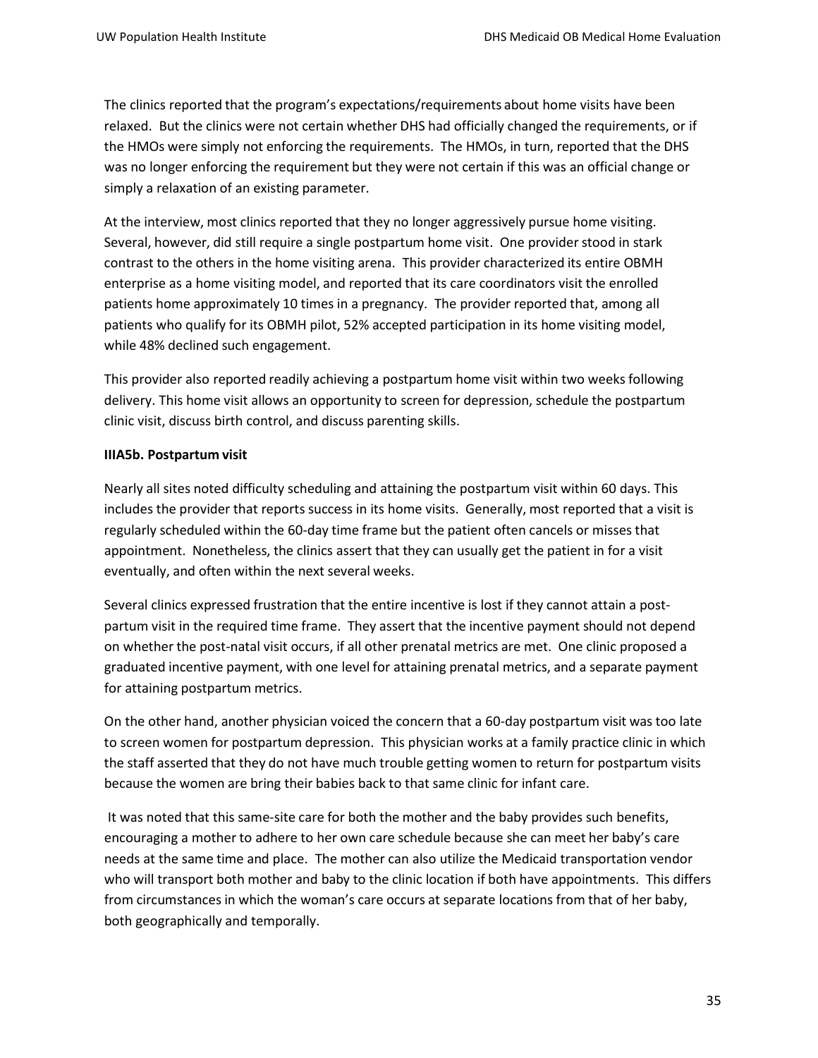The clinics reported that the program's expectations/requirements about home visits have been relaxed. But the clinics were not certain whether DHS had officially changed the requirements, or if the HMOs were simply not enforcing the requirements. The HMOs, in turn, reported that the DHS was no longer enforcing the requirement but they were not certain if this was an official change or simply a relaxation of an existing parameter.

At the interview, most clinics reported that they no longer aggressively pursue home visiting. Several, however, did still require a single postpartum home visit. One provider stood in stark contrast to the others in the home visiting arena. This provider characterized its entire OBMH enterprise as a home visiting model, and reported that its care coordinators visit the enrolled patients home approximately 10 times in a pregnancy. The provider reported that, among all patients who qualify for its OBMH pilot, 52% accepted participation in its home visiting model, while 48% declined such engagement.

This provider also reported readily achieving a postpartum home visit within two weeks following delivery. This home visit allows an opportunity to screen for depression, schedule the postpartum clinic visit, discuss birth control, and discuss parenting skills.

**IIIA5b. Postpartum visit**

Nearly all sites noted difficulty scheduling and attaining the postpartum visit within 60 days. This includes the provider that reports success in its home visits. Generally, most reported that a visit is regularly scheduled within the 60-day time frame but the patient often cancels or misses that appointment. Nonetheless, the clinics assert that they can usually get the patient in for a visit eventually, and often within the next several weeks.

Several clinics expressed frustration that the entire incentive is lost if they cannot attain a post-partum visit in the required time frame. They assert that the incentive payment should not depend on whether the post-natal visit occurs, if all other prenatal metrics are met. One clinic proposed a graduated incentive payment, with one level for attaining prenatal metrics, and a separate payment for attaining postpartum metrics.

On the other hand, another physician voiced the concern that a 60-day postpartum visit was too late to screen women for postpartum depression. This physician works at a family practice clinic in which the staff asserted that they do not have much trouble getting women to return for postpartum visits because the women are bring their babies back to that same clinic for infant care.

It was noted that this same-site care for both the mother and the baby provides such benefits, encouraging a mother to adhere to her own care schedule because she can meet her baby's care needs at the same time and place. The mother can also utilize the Medicaid transportation vendor who will transport both mother and baby to the clinic location if both have appointments. This differs from circumstances in which the woman's care occurs at separate locations from that of her baby, both geographically and temporally.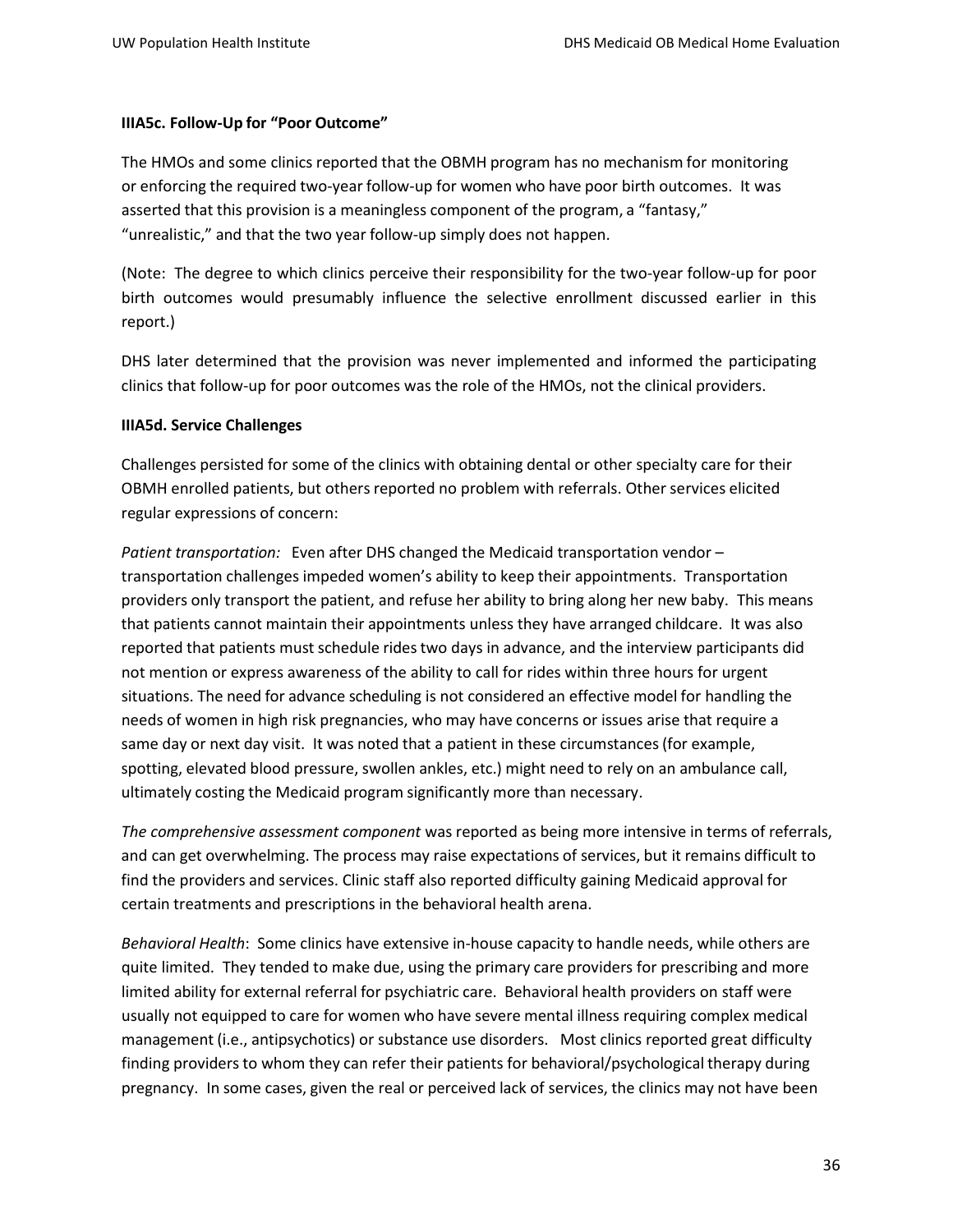### IIIA5c. Follow-Up for "Poor Outcome"

The HMOs and some clinics reported that the OBMH program has no mechanism for monitoring or enforcing the required two-year follow-up for women who have poor birth outcomes. It was asserted that this provision is a meaningless component of the program, a "fantasy," "unrealistic," and that the two year follow-up simply does not happen.

(Note: The degree to which clinics perceive their responsibility for the two-year follow-up for poor birth outcomes would presumably influence the selective enrollment discussed earlier in this report.)

DHS later determined that the provision was never implemented and informed the participating clinics that follow-up for poor outcomes was the role of the HMOs, not the clinical providers.

### IIIA5d. Service Challenges

Challenges persisted for some of the clinics with obtaining dental or other specialty care for their OBMH enrolled patients, but others reported no problem with referrals. Other services elicited regular expressions of concern:

*Patient transportation:* Even after DHS changed the Medicaid transportation vendor – transportation challenges impeded women's ability to keep their appointments. Transportation providers only transport the patient, and refuse her ability to bring along her new baby. This means that patients cannot maintain their appointments unless they have arranged childcare. It was also reported that patients must schedule rides two days in advance, and the interview participants did not mention or express awareness of the ability to call for rides within three hours for urgent situations. The need for advance scheduling is not considered an effective model for handling the needs of women in high risk pregnancies, who may have concerns or issues arise that require a same day or next day visit. It was noted that a patient in these circumstances (for example, spotting, elevated blood pressure, swollen ankles, etc.) might need to rely on an ambulance call, ultimately costing the Medicaid program significantly more than necessary.

*The comprehensive assessment component* was reported as being more intensive in terms of referrals, and can get overwhelming. The process may raise expectations of services, but it remains difficult to find the providers and services. Clinic staff also reported difficulty gaining Medicaid approval for certain treatments and prescriptions in the behavioral health arena.

*Behavioral Health*: Some clinics have extensive in-house capacity to handle needs, while others are quite limited. They tended to make due, using the primary care providers for prescribing and more limited ability for external referral for psychiatric care. Behavioral health providers on staff were usually not equipped to care for women who have severe mental illness requiring complex medical management (i.e., antipsychotics) or substance use disorders. Most clinics reported great difficulty finding providers to whom they can refer their patients for behavioral/psychological therapy during pregnancy. In some cases, given the real or perceived lack of services, the clinics may not have been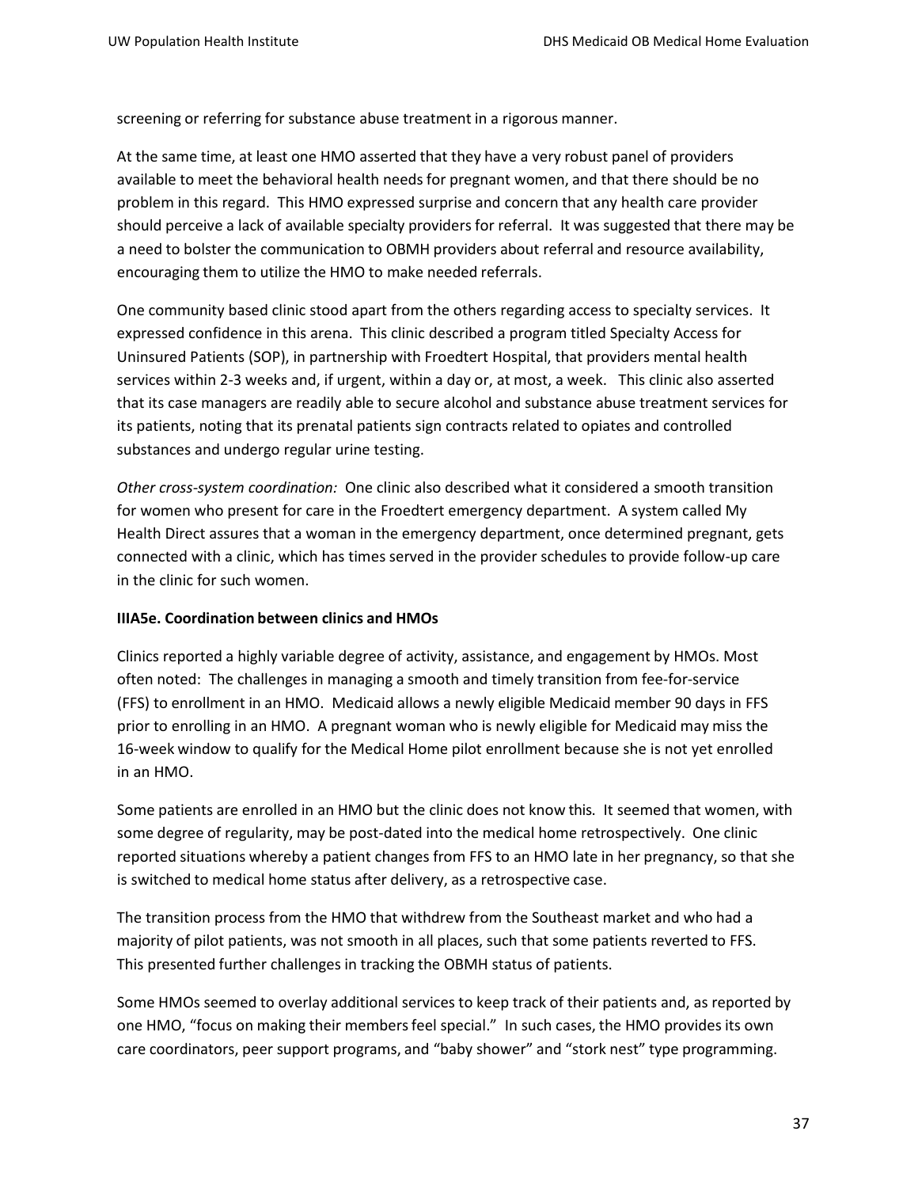screening or referring for substance abuse treatment in a rigorous manner.

At the same time, at least one HMO asserted that they have a very robust panel of providers available to meet the behavioral health needs for pregnant women, and that there should be no problem in this regard. This HMO expressed surprise and concern that any health care provider should perceive a lack of available specialty providers for referral. It was suggested that there may be a need to bolster the communication to OBMH providers about referral and resource availability, encouraging them to utilize the HMO to make needed referrals.

One community based clinic stood apart from the others regarding access to specialty services. It expressed confidence in this arena. This clinic described a program titled Specialty Access for Uninsured Patients (SOP), in partnership with Froedtert Hospital, that providers mental health services within 2-3 weeks and, if urgent, within a day or, at most, a week. This clinic also asserted that its case managers are readily able to secure alcohol and substance abuse treatment services for its patients, noting that its prenatal patients sign contracts related to opiates and controlled substances and undergo regular urine testing.

*Other cross-system coordination:* One clinic also described what it considered a smooth transition for women who present for care in the Froedtert emergency department. A system called My Health Direct assures that a woman in the emergency department, once determined pregnant, gets connected with a clinic, which has times served in the provider schedules to provide follow-up care in the clinic for such women.

**IIIA5e. Coordination between clinics and HMOs**

Clinics reported a highly variable degree of activity, assistance, and engagement by HMOs. Most often noted: The challenges in managing a smooth and timely transition from fee-for-service (FFS) to enrollment in an HMO. Medicaid allows a newly eligible Medicaid member 90 days in FFS prior to enrolling in an HMO. A pregnant woman who is newly eligible for Medicaid may miss the 16-week window to qualify for the Medical Home pilot enrollment because she is not yet enrolled in an HMO.

Some patients are enrolled in an HMO but the clinic does not know this. It seemed that women, with some degree of regularity, may be post-dated into the medical home retrospectively. One clinic reported situations whereby a patient changes from FFS to an HMO late in her pregnancy, so that she is switched to medical home status after delivery, as a retrospective case.

The transition process from the HMO that withdrew from the Southeast market and who had a majority of pilot patients, was not smooth in all places, such that some patients reverted to FFS. This presented further challenges in tracking the OBMH status of patients.

Some HMOs seemed to overlay additional services to keep track of their patients and, as reported by one HMO, "focus on making their members feel special." In such cases, the HMO provides its own care coordinators, peer support programs, and "baby shower" and "stork nest" type programming.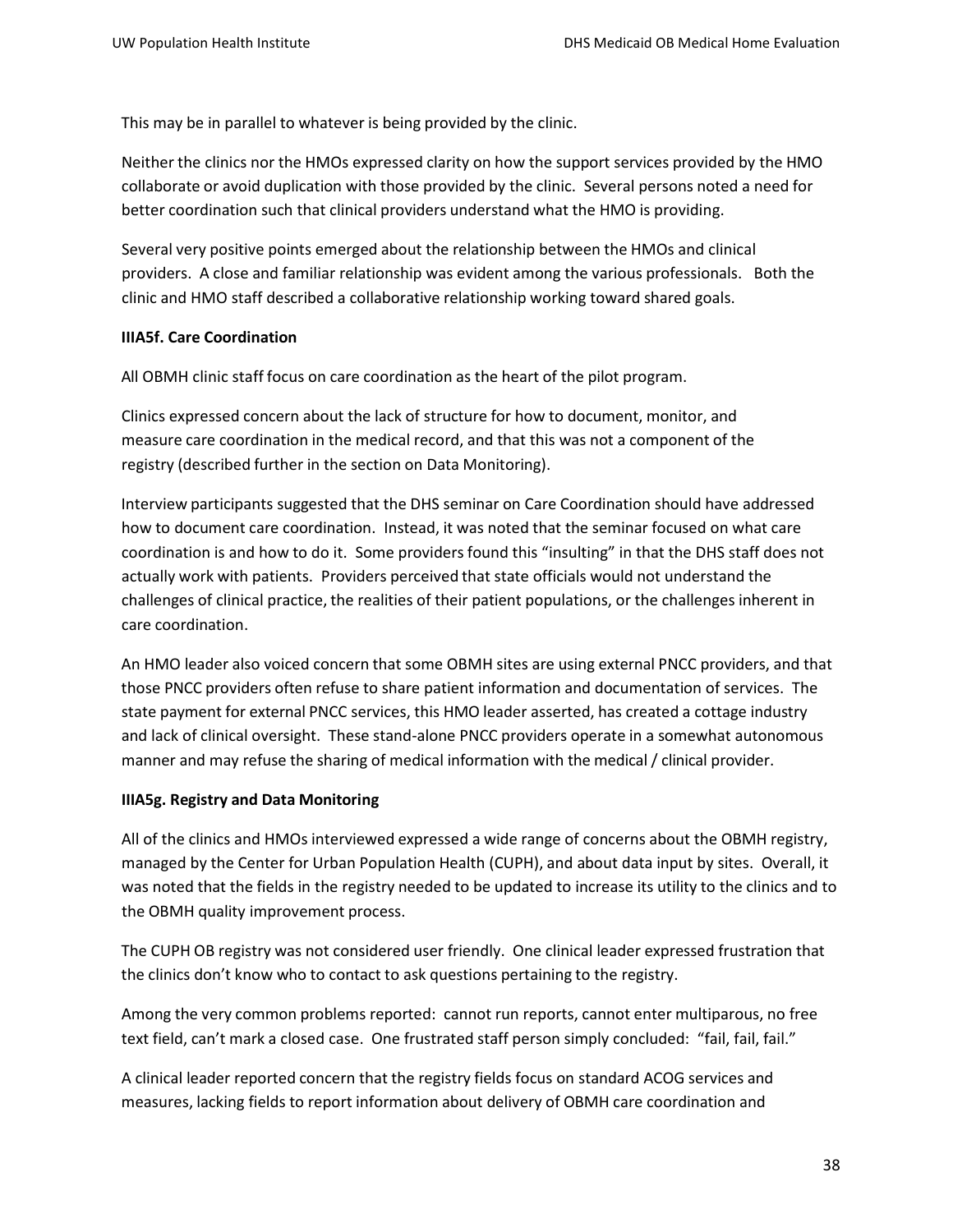This may be in parallel to whatever is being provided by the clinic.

Neither the clinics nor the HMOs expressed clarity on how the support services provided by the HMO collaborate or avoid duplication with those provided by the clinic. Several persons noted a need for better coordination such that clinical providers understand what the HMO is providing.

Several very positive points emerged about the relationship between the HMOs and clinical providers. A close and familiar relationship was evident among the various professionals. Both the clinic and HMO staff described a collaborative relationship working toward shared goals.

**IIIA5f. Care Coordination**

All OBMH clinic staff focus on care coordination as the heart of the pilot program.

Clinics expressed concern about the lack of structure for how to document, monitor, and measure care coordination in the medical record, and that this was not a component of the registry (described further in the section on Data Monitoring).

Interview participants suggested that the DHS seminar on Care Coordination should have addressed how to document care coordination. Instead, it was noted that the seminar focused on what care coordination is and how to do it. Some providers found this "insulting" in that the DHS staff does not actually work with patients. Providers perceived that state officials would not understand the challenges of clinical practice, the realities of their patient populations, or the challenges inherent in care coordination.

An HMO leader also voiced concern that some OBMH sites are using external PNCC providers, and that those PNCC providers often refuse to share patient information and documentation of services. The state payment for external PNCC services, this HMO leader asserted, has created a cottage industry and lack of clinical oversight. These stand-alone PNCC providers operate in a somewhat autonomous manner and may refuse the sharing of medical information with the medical / clinical provider.

**IIIA5g. Registry and Data Monitoring**

All of the clinics and HMOs interviewed expressed a wide range of concerns about the OBMH registry, managed by the Center for Urban Population Health (CUPH), and about data input by sites. Overall, it was noted that the fields in the registry needed to be updated to increase its utility to the clinics and to the OBMH quality improvement process.

The CUPH OB registry was not considered user friendly. One clinical leader expressed frustration that the clinics don't know who to contact to ask questions pertaining to the registry.

Among the very common problems reported: cannot run reports, cannot enter multiparous, no free text field, can't mark a closed case. One frustrated staff person simply concluded: "fail, fail, fail."

A clinical leader reported concern that the registry fields focus on standard ACOG services and measures, lacking fields to report information about delivery of OBMH care coordination and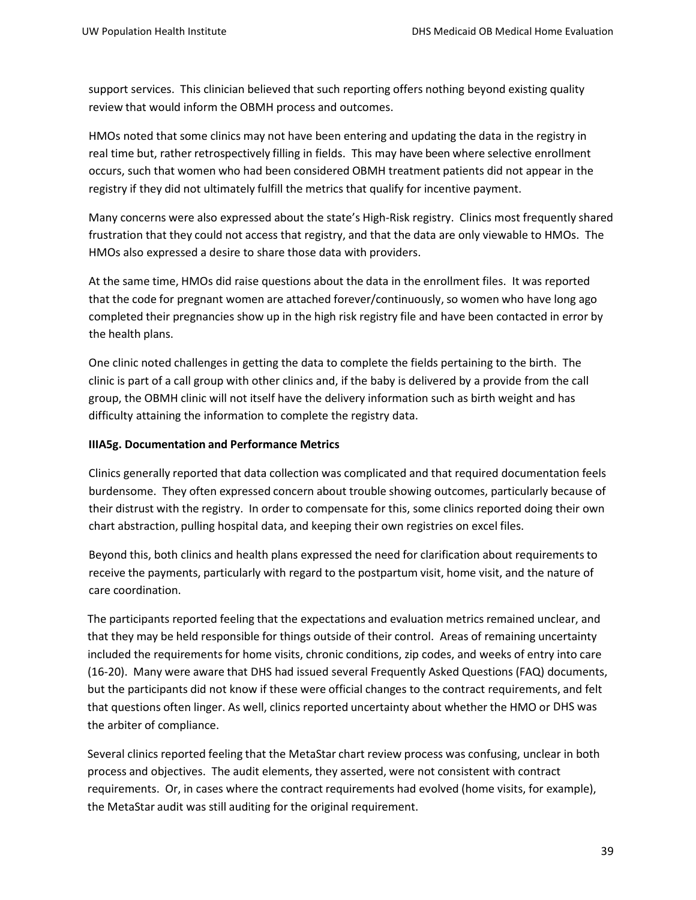support services. This clinician believed that such reporting offers nothing beyond existing quality review that would inform the OBMH process and outcomes.

HMOs noted that some clinics may not have been entering and updating the data in the registry in real time but, rather retrospectively filling in fields. This may have been where selective enrollment occurs, such that women who had been considered OBMH treatment patients did not appear in the registry if they did not ultimately fulfill the metrics that qualify for incentive payment.

Many concerns were also expressed about the state's High-Risk registry. Clinics most frequently shared frustration that they could not access that registry, and that the data are only viewable to HMOs. The HMOs also expressed a desire to share those data with providers.

At the same time, HMOs did raise questions about the data in the enrollment files. It was reported that the code for pregnant women are attached forever/continuously, so women who have long ago completed their pregnancies show up in the high risk registry file and have been contacted in error by the health plans.

One clinic noted challenges in getting the data to complete the fields pertaining to the birth. The clinic is part of a call group with other clinics and, if the baby is delivered by a provide from the call group, the OBMH clinic will not itself have the delivery information such as birth weight and has difficulty attaining the information to complete the registry data.

**IIIA5g. Documentation and Performance Metrics**

Clinics generally reported that data collection was complicated and that required documentation feels burdensome. They often expressed concern about trouble showing outcomes, particularly because of their distrust with the registry. In order to compensate for this, some clinics reported doing their own chart abstraction, pulling hospital data, and keeping their own registries on excel files.

Beyond this, both clinics and health plans expressed the need for clarification about requirements to receive the payments, particularly with regard to the postpartum visit, home visit, and the nature of care coordination.

The participants reported feeling that the expectations and evaluation metrics remained unclear, and that they may be held responsible for things outside of their control. Areas of remaining uncertainty included the requirements for home visits, chronic conditions, zip codes, and weeks of entry into care (16-20). Many were aware that DHS had issued several Frequently Asked Questions (FAQ) documents, but the participants did not know if these were official changes to the contract requirements, and felt that questions often linger. As well, clinics reported uncertainty about whether the HMO or DHS was the arbiter of compliance.

Several clinics reported feeling that the MetaStar chart review process was confusing, unclear in both process and objectives. The audit elements, they asserted, were not consistent with contract requirements. Or, in cases where the contract requirements had evolved (home visits, for example), the MetaStar audit was still auditing for the original requirement.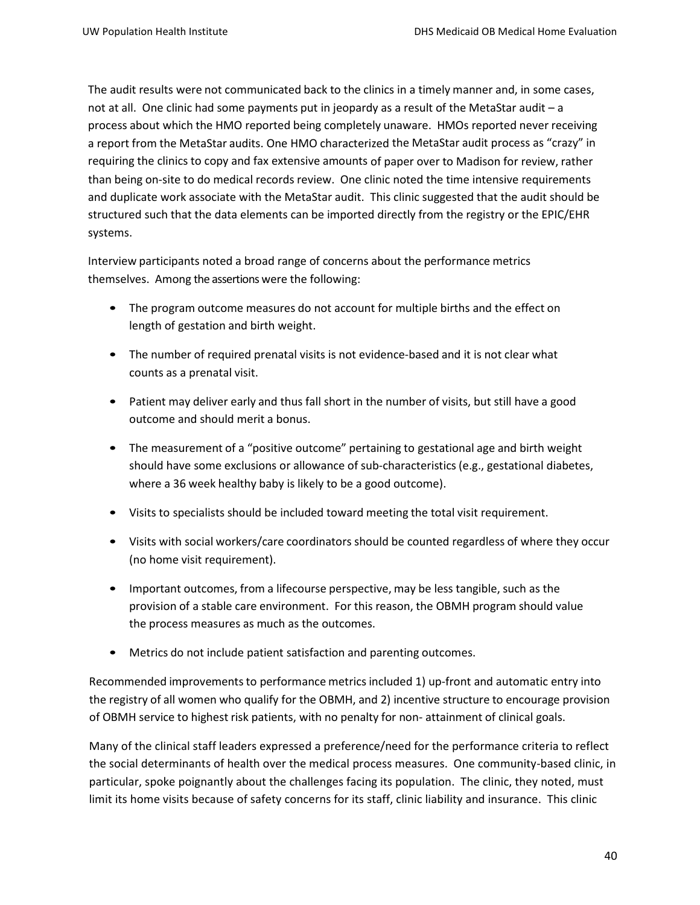The audit results were not communicated back to the clinics in a timely manner and, in some cases, not at all. One clinic had some payments put in jeopardy as a result of the MetaStar audit – a process about which the HMO reported being completely unaware. HMOs reported never receiving a report from the MetaStar audits. One HMO characterized the MetaStar audit process as "crazy" in requiring the clinics to copy and fax extensive amounts of paper over to Madison for review, rather than being on-site to do medical records review. One clinic noted the time intensive requirements and duplicate work associate with the MetaStar audit. This clinic suggested that the audit should be structured such that the data elements can be imported directly from the registry or the EPIC/EHR systems.

Interview participants noted a broad range of concerns about the performance metrics themselves. Among the assertions were the following:

- The program outcome measures do not account for multiple births and the effect on length of gestation and birth weight.
- The number of required prenatal visits is not evidence-based and it is not clear what counts as a prenatal visit.
- Patient may deliver early and thus fall short in the number of visits, but still have a good outcome and should merit a bonus.
- The measurement of a "positive outcome" pertaining to gestational age and birth weight should have some exclusions or allowance of sub-characteristics (e.g., gestational diabetes, where a 36 week healthy baby is likely to be a good outcome).
- Visits to specialists should be included toward meeting the total visit requirement.
- Visits with social workers/care coordinators should be counted regardless of where they occur (no home visit requirement).
- Important outcomes, from a lifecourse perspective, may be less tangible, such as the provision of a stable care environment. For this reason, the OBMH program should value the process measures as much as the outcomes.
- Metrics do not include patient satisfaction and parenting outcomes.

Recommended improvements to performance metrics included 1) up-front and automatic entry into the registry of all women who qualify for the OBMH, and 2) incentive structure to encourage provision of OBMH service to highest risk patients, with no penalty for non- attainment of clinical goals.

Many of the clinical staff leaders expressed a preference/need for the performance criteria to reflect the social determinants of health over the medical process measures. One community-based clinic, in particular, spoke poignantly about the challenges facing its population. The clinic, they noted, must limit its home visits because of safety concerns for its staff, clinic liability and insurance. This clinic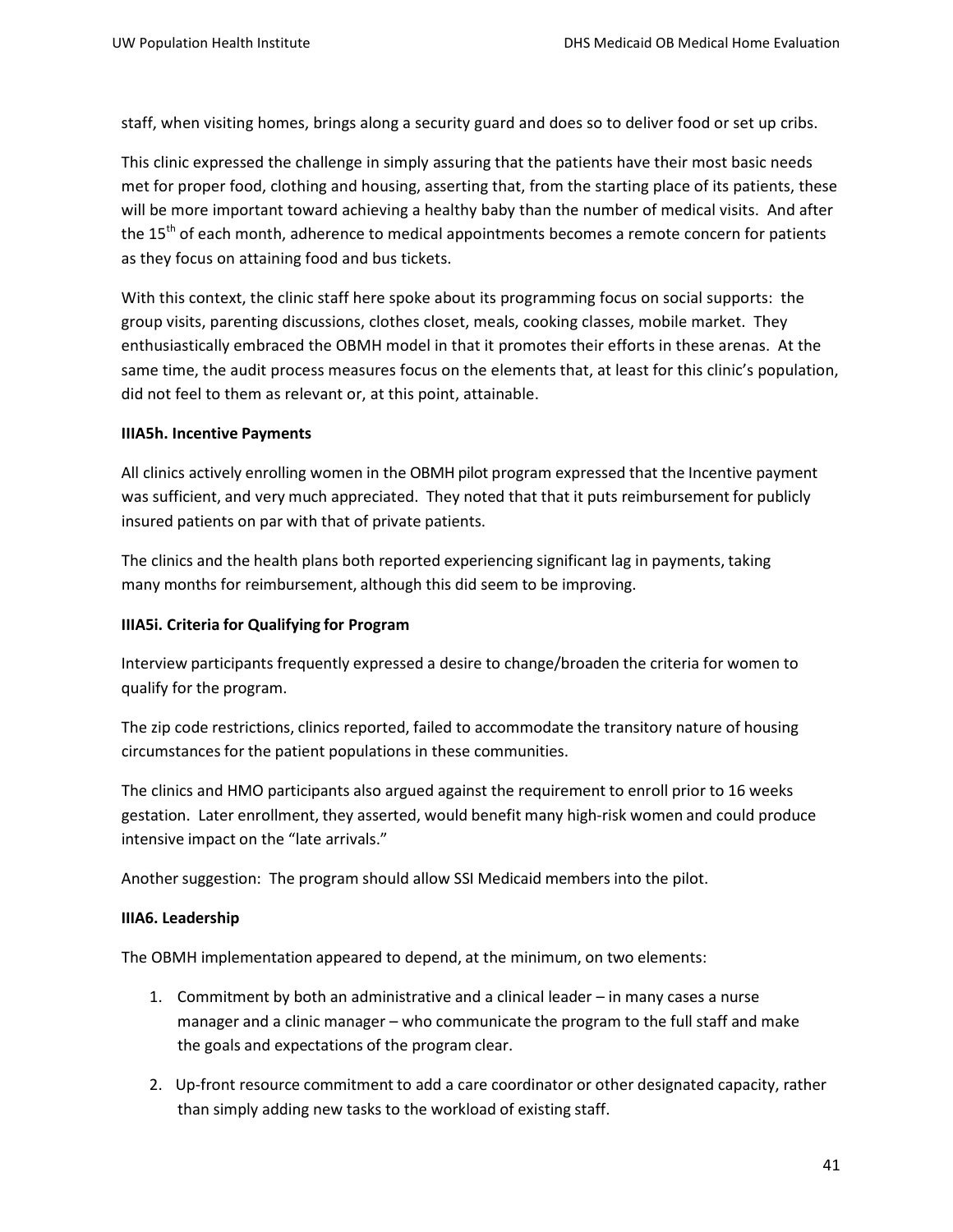staff, when visiting homes, brings along a security guard and does so to deliver food or set up cribs.

This clinic expressed the challenge in simply assuring that the patients have their most basic needs met for proper food, clothing and housing, asserting that, from the starting place of its patients, these will be more important toward achieving a healthy baby than the number of medical visits. And after the 15th of each month, adherence to medical appointments becomes a remote concern for patients as they focus on attaining food and bus tickets.

With this context, the clinic staff here spoke about its programming focus on social supports: the group visits, parenting discussions, clothes closet, meals, cooking classes, mobile market. They enthusiastically embraced the OBMH model in that it promotes their efforts in these arenas. At the same time, the audit process measures focus on the elements that, at least for this clinic's population, did not feel to them as relevant or, at this point, attainable.

**IIIA5h. Incentive Payments**

All clinics actively enrolling women in the OBMH pilot program expressed that the Incentive payment was sufficient, and very much appreciated. They noted that that it puts reimbursement for publicly insured patients on par with that of private patients.

The clinics and the health plans both reported experiencing significant lag in payments, taking many months for reimbursement, although this did seem to be improving.

**IIIA5i. Criteria for Qualifying for Program**

Interview participants frequently expressed a desire to change/broaden the criteria for women to qualify for the program.

The zip code restrictions, clinics reported, failed to accommodate the transitory nature of housing circumstances for the patient populations in these communities.

The clinics and HMO participants also argued against the requirement to enroll prior to 16 weeks gestation. Later enrollment, they asserted, would benefit many high-risk women and could produce intensive impact on the "late arrivals."

Another suggestion: The program should allow SSI Medicaid members into the pilot.

**IIIA6. Leadership**

The OBMH implementation appeared to depend, at the minimum, on two elements:

1. Commitment by both an administrative and a clinical leader – in many cases a nurse manager and a clinic manager – who communicate the program to the full staff and make the goals and expectations of the program clear.
2. Up-front resource commitment to add a care coordinator or other designated capacity, rather than simply adding new tasks to the workload of existing staff.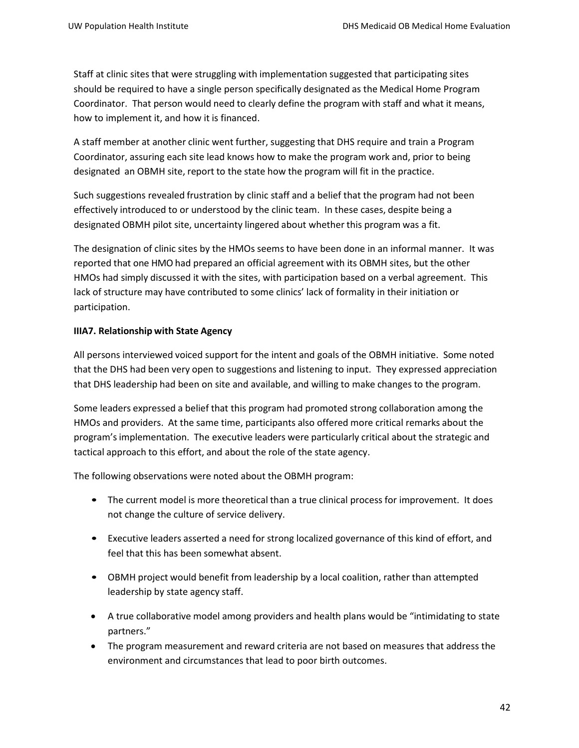Staff at clinic sites that were struggling with implementation suggested that participating sites should be required to have a single person specifically designated as the Medical Home Program Coordinator. That person would need to clearly define the program with staff and what it means, how to implement it, and how it is financed.

A staff member at another clinic went further, suggesting that DHS require and train a Program Coordinator, assuring each site lead knows how to make the program work and, prior to being designated an OBMH site, report to the state how the program will fit in the practice.

Such suggestions revealed frustration by clinic staff and a belief that the program had not been effectively introduced to or understood by the clinic team. In these cases, despite being a designated OBMH pilot site, uncertainty lingered about whether this program was a fit.

The designation of clinic sites by the HMOs seems to have been done in an informal manner. It was reported that one HMO had prepared an official agreement with its OBMH sites, but the other HMOs had simply discussed it with the sites, with participation based on a verbal agreement. This lack of structure may have contributed to some clinics' lack of formality in their initiation or participation.

**IIIA7. Relationship with State Agency**

All persons interviewed voiced support for the intent and goals of the OBMH initiative. Some noted that the DHS had been very open to suggestions and listening to input. They expressed appreciation that DHS leadership had been on site and available, and willing to make changes to the program.

Some leaders expressed a belief that this program had promoted strong collaboration among the HMOs and providers. At the same time, participants also offered more critical remarks about the program's implementation. The executive leaders were particularly critical about the strategic and tactical approach to this effort, and about the role of the state agency.

The following observations were noted about the OBMH program:

- The current model is more theoretical than a true clinical process for improvement. It does not change the culture of service delivery.
- Executive leaders asserted a need for strong localized governance of this kind of effort, and feel that this has been somewhat absent.
- OBMH project would benefit from leadership by a local coalition, rather than attempted leadership by state agency staff.
- A true collaborative model among providers and health plans would be "intimidating to state partners."
- The program measurement and reward criteria are not based on measures that address the environment and circumstances that lead to poor birth outcomes.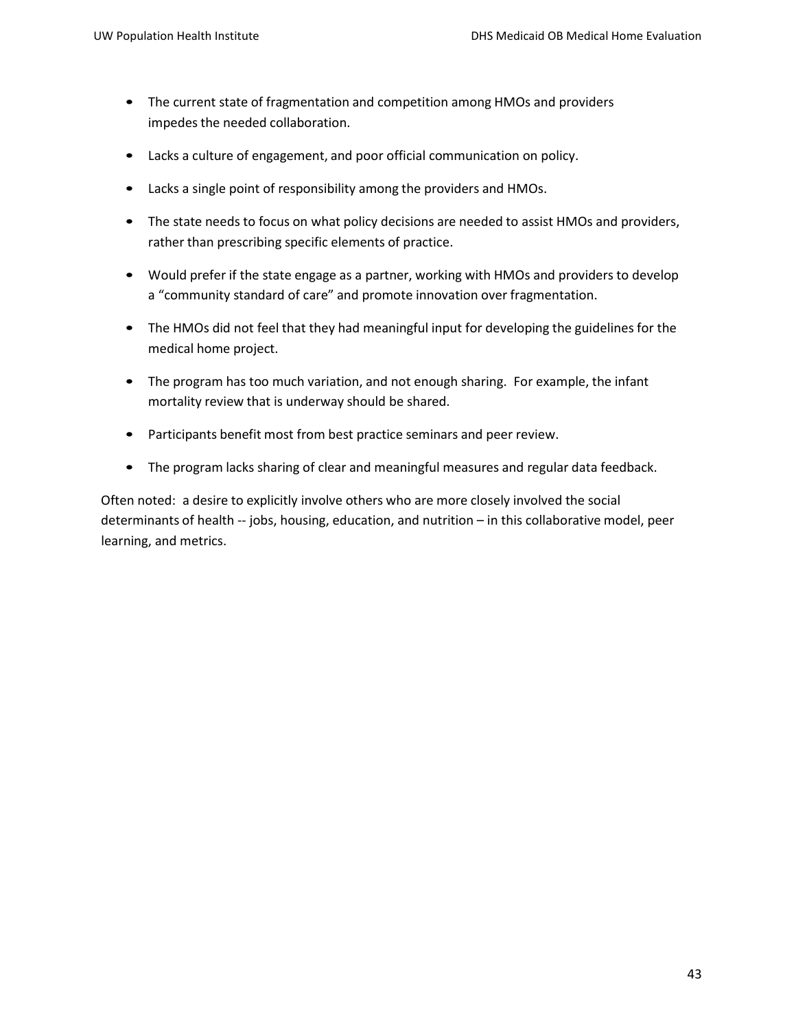- The current state of fragmentation and competition among HMOs and providers impedes the needed collaboration.
- Lacks a culture of engagement, and poor official communication on policy.
- Lacks a single point of responsibility among the providers and HMOs.
- The state needs to focus on what policy decisions are needed to assist HMOs and providers, rather than prescribing specific elements of practice.
- Would prefer if the state engage as a partner, working with HMOs and providers to develop a "community standard of care" and promote innovation over fragmentation.
- The HMOs did not feel that they had meaningful input for developing the guidelines for the medical home project.
- The program has too much variation, and not enough sharing. For example, the infant mortality review that is underway should be shared.
- Participants benefit most from best practice seminars and peer review.
- The program lacks sharing of clear and meaningful measures and regular data feedback.

Often noted: a desire to explicitly involve others who are more closely involved the social determinants of health -- jobs, housing, education, and nutrition – in this collaborative model, peer learning, and metrics.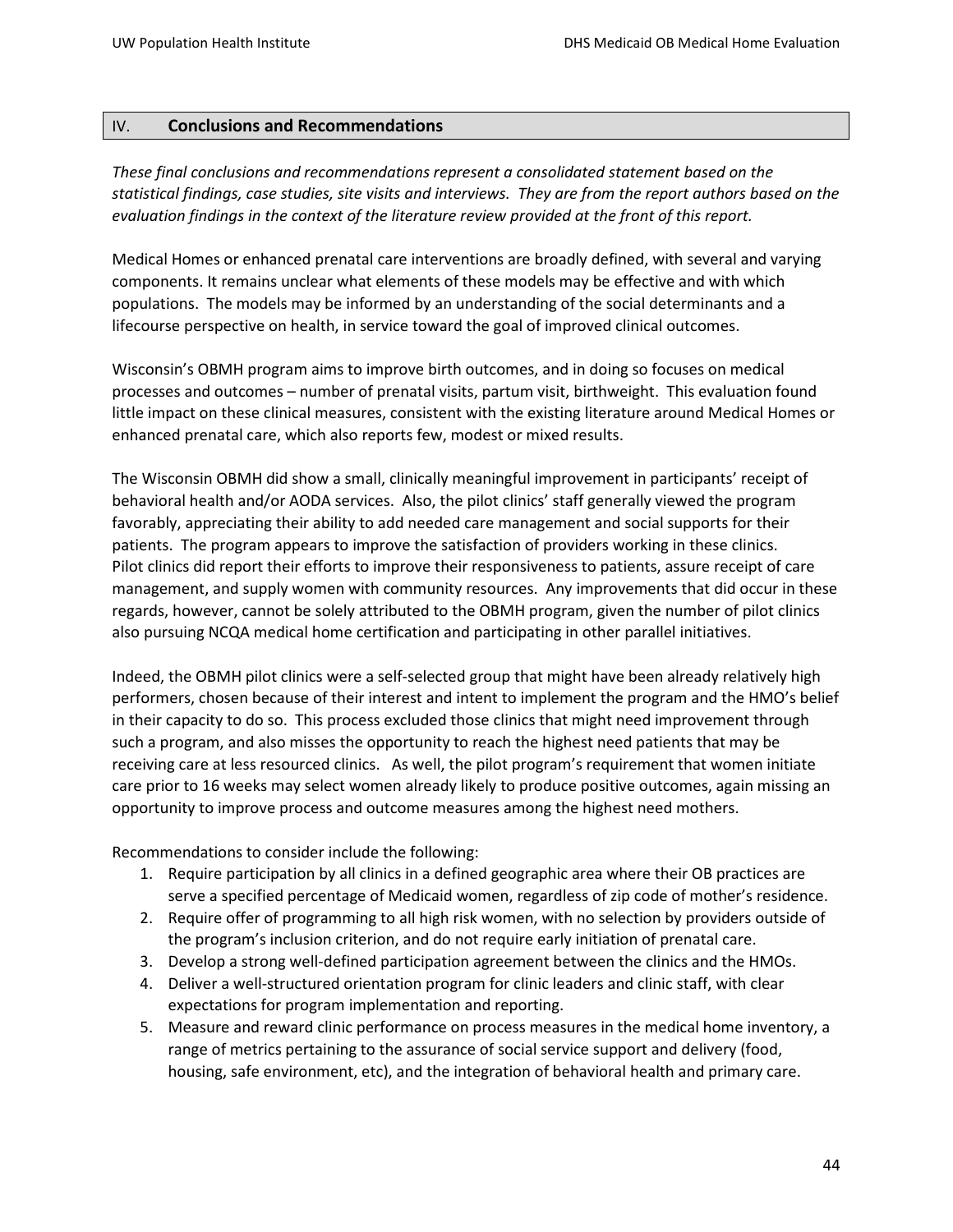## IV. Conclusions and Recommendations

*These final conclusions and recommendations represent a consolidated statement based on the statistical findings, case studies, site visits and interviews. They are from the report authors based on the evaluation findings in the context of the literature review provided at the front of this report.*

Medical Homes or enhanced prenatal care interventions are broadly defined, with several and varying components. It remains unclear what elements of these models may be effective and with which populations. The models may be informed by an understanding of the social determinants and a lifecourse perspective on health, in service toward the goal of improved clinical outcomes.

Wisconsin's OBMH program aims to improve birth outcomes, and in doing so focuses on medical processes and outcomes – number of prenatal visits, partum visit, birthweight. This evaluation found little impact on these clinical measures, consistent with the existing literature around Medical Homes or enhanced prenatal care, which also reports few, modest or mixed results.

The Wisconsin OBMH did show a small, clinically meaningful improvement in participants' receipt of behavioral health and/or AODA services. Also, the pilot clinics' staff generally viewed the program favorably, appreciating their ability to add needed care management and social supports for their patients. The program appears to improve the satisfaction of providers working in these clinics. Pilot clinics did report their efforts to improve their responsiveness to patients, assure receipt of care management, and supply women with community resources. Any improvements that did occur in these regards, however, cannot be solely attributed to the OBMH program, given the number of pilot clinics also pursuing NCQA medical home certification and participating in other parallel initiatives.

Indeed, the OBMH pilot clinics were a self-selected group that might have been already relatively high performers, chosen because of their interest and intent to implement the program and the HMO's belief in their capacity to do so. This process excluded those clinics that might need improvement through such a program, and also misses the opportunity to reach the highest need patients that may be receiving care at less resourced clinics. As well, the pilot program's requirement that women initiate care prior to 16 weeks may select women already likely to produce positive outcomes, again missing an opportunity to improve process and outcome measures among the highest need mothers.

Recommendations to consider include the following:

1. Require participation by all clinics in a defined geographic area where their OB practices are serve a specified percentage of Medicaid women, regardless of zip code of mother's residence.
2. Require offer of programming to all high risk women, with no selection by providers outside of the program's inclusion criterion, and do not require early initiation of prenatal care.
3. Develop a strong well-defined participation agreement between the clinics and the HMOs.
4. Deliver a well-structured orientation program for clinic leaders and clinic staff, with clear expectations for program implementation and reporting.
5. Measure and reward clinic performance on process measures in the medical home inventory, a range of metrics pertaining to the assurance of social service support and delivery (food, housing, safe environment, etc), and the integration of behavioral health and primary care.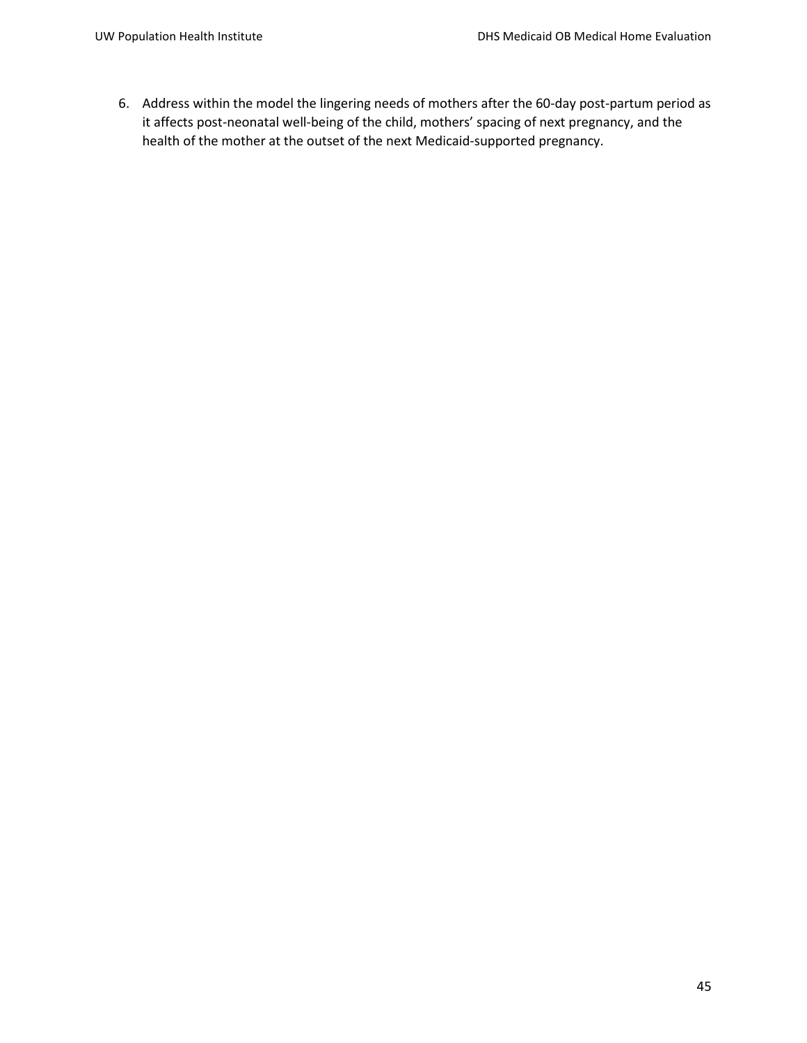6. Address within the model the lingering needs of mothers after the 60-day post-partum period as it affects post-neonatal well-being of the child, mothers' spacing of next pregnancy, and the health of the mother at the outset of the next Medicaid-supported pregnancy.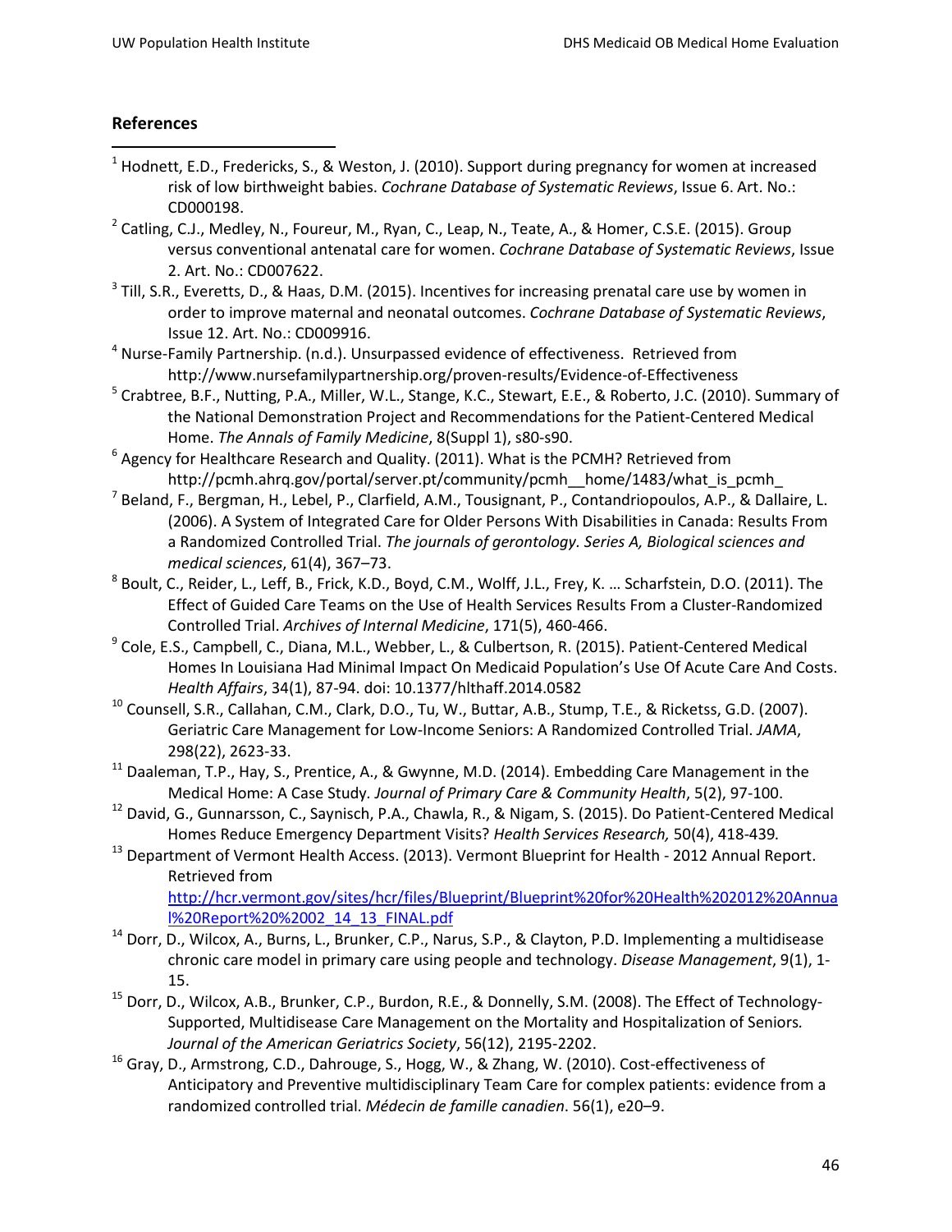## References

[1] Hodnett, E.D., Fredericks, S., & Weston, J. (2010). Support during pregnancy for women at increased risk of low birthweight babies. *Cochrane Database of Systematic Reviews*, Issue 6. Art. No.: CD000198.

[2] Catling, C.J., Medley, N., Foureur, M., Ryan, C., Leap, N., Teate, A., & Homer, C.S.E. (2015). Group versus conventional antenatal care for women. *Cochrane Database of Systematic Reviews*, Issue 2. Art. No.: CD007622.

[3] Till, S.R., Everetts, D., & Haas, D.M. (2015). Incentives for increasing prenatal care use by women in order to improve maternal and neonatal outcomes. *Cochrane Database of Systematic Reviews*, Issue 12. Art. No.: CD009916.

[4] Nurse-Family Partnership. (n.d.). Unsurpassed evidence of effectiveness. Retrieved from http://www.nursefamilypartnership.org/proven-results/Evidence-of-Effectiveness

[5] Crabtree, B.F., Nutting, P.A., Miller, W.L., Stange, K.C., Stewart, E.E., & Roberto, J.C. (2010). Summary of the National Demonstration Project and Recommendations for the Patient-Centered Medical Home. *The Annals of Family Medicine*, 8(Suppl 1), s80-s90.

[6] Agency for Healthcare Research and Quality. (2011). What is the PCMH? Retrieved from http://pcmh.ahrq.gov/portal/server.pt/community/pcmh__home/1483/what_is_pcmh_

[7] Beland, F., Bergman, H., Lebel, P., Clarfield, A.M., Tousignant, P., Contandriopoulos, A.P., & Dallaire, L. (2006). A System of Integrated Care for Older Persons With Disabilities in Canada: Results From a Randomized Controlled Trial. *The journals of gerontology. Series A, Biological sciences and medical sciences*, 61(4), 367–73.

[8] Boult, C., Reider, L., Leff, B., Frick, K.D., Boyd, C.M., Wolff, J.L., Frey, K. … Scharfstein, D.O. (2011). The Effect of Guided Care Teams on the Use of Health Services Results From a Cluster-Randomized Controlled Trial. *Archives of Internal Medicine*, 171(5), 460-466.

[9] Cole, E.S., Campbell, C., Diana, M.L., Webber, L., & Culbertson, R. (2015). Patient-Centered Medical Homes In Louisiana Had Minimal Impact On Medicaid Population's Use Of Acute Care And Costs. *Health Affairs*, 34(1), 87-94. doi: 10.1377/hlthaff.2014.0582

[10] Counsell, S.R., Callahan, C.M., Clark, D.O., Tu, W., Buttar, A.B., Stump, T.E., & Ricketss, G.D. (2007). Geriatric Care Management for Low-Income Seniors: A Randomized Controlled Trial. *JAMA*, 298(22), 2623-33.

[11] Daaleman, T.P., Hay, S., Prentice, A., & Gwynne, M.D. (2014). Embedding Care Management in the Medical Home: A Case Study. *Journal of Primary Care & Community Health*, 5(2), 97-100.

[12] David, G., Gunnarsson, C., Saynisch, P.A., Chawla, R., & Nigam, S. (2015). Do Patient-Centered Medical Homes Reduce Emergency Department Visits? *Health Services Research,* 50(4), 418-439*.*

[13] Department of Vermont Health Access. (2013). Vermont Blueprint for Health - 2012 Annual Report. Retrieved from http://hcr.vermont.gov/sites/hcr/files/Blueprint/Blueprint%20for%20Health%202012%20Annual%20Report%20%2002_14_13_FINAL.pdf

[14] Dorr, D., Wilcox, A., Burns, L., Brunker, C.P., Narus, S.P., & Clayton, P.D. Implementing a multidisease chronic care model in primary care using people and technology. *Disease Management*, 9(1), 1-15.

[15] Dorr, D., Wilcox, A.B., Brunker, C.P., Burdon, R.E., & Donnelly, S.M. (2008). The Effect of Technology-Supported, Multidisease Care Management on the Mortality and Hospitalization of Seniors*. Journal of the American Geriatrics Society*, 56(12), 2195-2202.

[16] Gray, D., Armstrong, C.D., Dahrouge, S., Hogg, W., & Zhang, W. (2010). Cost-effectiveness of Anticipatory and Preventive multidisciplinary Team Care for complex patients: evidence from a randomized controlled trial. *Médecin de famille canadien*. 56(1), e20–9.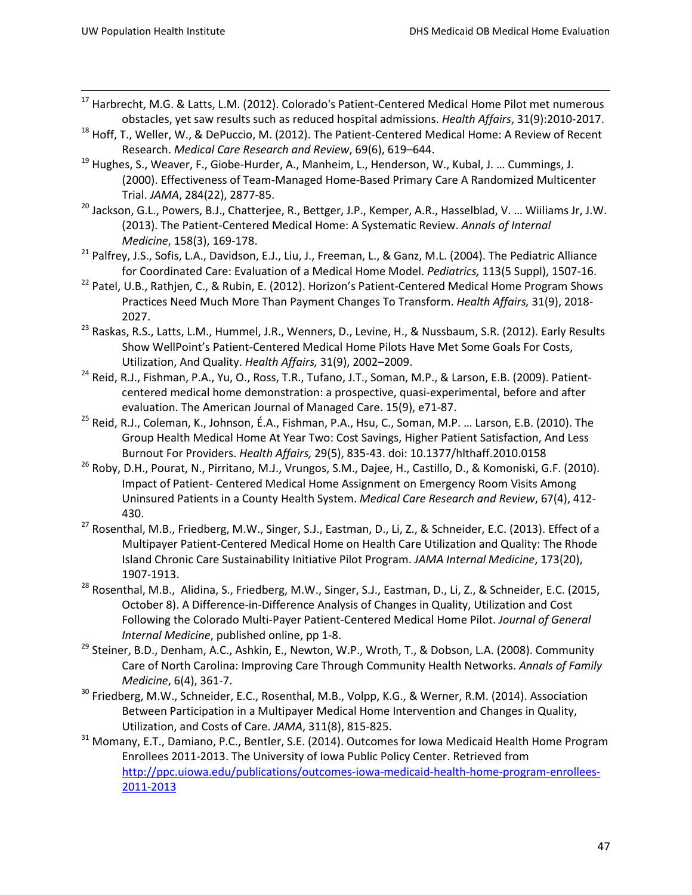[17] Harbrecht, M.G. & Latts, L.M. (2012). Colorado's Patient-Centered Medical Home Pilot met numerous obstacles, yet saw results such as reduced hospital admissions. *Health Affairs*, 31(9):2010-2017.

[18] Hoff, T., Weller, W., & DePuccio, M. (2012). The Patient-Centered Medical Home: A Review of Recent Research. *Medical Care Research and Review*, 69(6), 619–644.

[19] Hughes, S., Weaver, F., Giobe-Hurder, A., Manheim, L., Henderson, W., Kubal, J. … Cummings, J. (2000). Effectiveness of Team-Managed Home-Based Primary Care A Randomized Multicenter Trial. *JAMA*, 284(22), 2877-85.

[20] Jackson, G.L., Powers, B.J., Chatterjee, R., Bettger, J.P., Kemper, A.R., Hasselblad, V. … Wiiliams Jr, J.W. (2013). The Patient-Centered Medical Home: A Systematic Review. *Annals of Internal Medicine*, 158(3), 169-178.

[21] Palfrey, J.S., Sofis, L.A., Davidson, E.J., Liu, J., Freeman, L., & Ganz, M.L. (2004). The Pediatric Alliance for Coordinated Care: Evaluation of a Medical Home Model. *Pediatrics,* 113(5 Suppl), 1507-16.

[22] Patel, U.B., Rathjen, C., & Rubin, E. (2012). Horizon's Patient-Centered Medical Home Program Shows Practices Need Much More Than Payment Changes To Transform. *Health Affairs,* 31(9), 2018-2027.

[23] Raskas, R.S., Latts, L.M., Hummel, J.R., Wenners, D., Levine, H., & Nussbaum, S.R. (2012). Early Results Show WellPoint's Patient-Centered Medical Home Pilots Have Met Some Goals For Costs, Utilization, And Quality. *Health Affairs,* 31(9), 2002–2009.

[24] Reid, R.J., Fishman, P.A., Yu, O., Ross, T.R., Tufano, J.T., Soman, M.P., & Larson, E.B. (2009). Patient-centered medical home demonstration: a prospective, quasi-experimental, before and after evaluation. The American Journal of Managed Care. 15(9), e71-87.

[25] Reid, R.J., Coleman, K., Johnson, É.A., Fishman, P.A., Hsu, C., Soman, M.P. … Larson, E.B. (2010). The Group Health Medical Home At Year Two: Cost Savings, Higher Patient Satisfaction, And Less Burnout For Providers. *Health Affairs,* 29(5), 835-43. doi: 10.1377/hlthaff.2010.0158

[26] Roby, D.H., Pourat, N., Pirritano, M.J., Vrungos, S.M., Dajee, H., Castillo, D., & Komoniski, G.F. (2010). Impact of Patient- Centered Medical Home Assignment on Emergency Room Visits Among Uninsured Patients in a County Health System. *Medical Care Research and Review*, 67(4), 412-430.

[27] Rosenthal, M.B., Friedberg, M.W., Singer, S.J., Eastman, D., Li, Z., & Schneider, E.C. (2013). Effect of a Multipayer Patient-Centered Medical Home on Health Care Utilization and Quality: The Rhode Island Chronic Care Sustainability Initiative Pilot Program. *JAMA Internal Medicine*, 173(20), 1907-1913.

[28] Rosenthal, M.B., Alidina, S., Friedberg, M.W., Singer, S.J., Eastman, D., Li, Z., & Schneider, E.C. (2015, October 8). A Difference-in-Difference Analysis of Changes in Quality, Utilization and Cost Following the Colorado Multi-Payer Patient-Centered Medical Home Pilot. *Journal of General Internal Medicine*, published online, pp 1-8.

[29] Steiner, B.D., Denham, A.C., Ashkin, E., Newton, W.P., Wroth, T., & Dobson, L.A. (2008). Community Care of North Carolina: Improving Care Through Community Health Networks. *Annals of Family Medicine*, 6(4), 361-7.

[30] Friedberg, M.W., Schneider, E.C., Rosenthal, M.B., Volpp, K.G., & Werner, R.M. (2014). Association Between Participation in a Multipayer Medical Home Intervention and Changes in Quality, Utilization, and Costs of Care. *JAMA*, 311(8), 815-825.

[31] Momany, E.T., Damiano, P.C., Bentler, S.E. (2014). Outcomes for Iowa Medicaid Health Home Program Enrollees 2011-2013. The University of Iowa Public Policy Center. Retrieved from http://ppc.uiowa.edu/publications/outcomes-iowa-medicaid-health-home-program-enrollees-2011-2013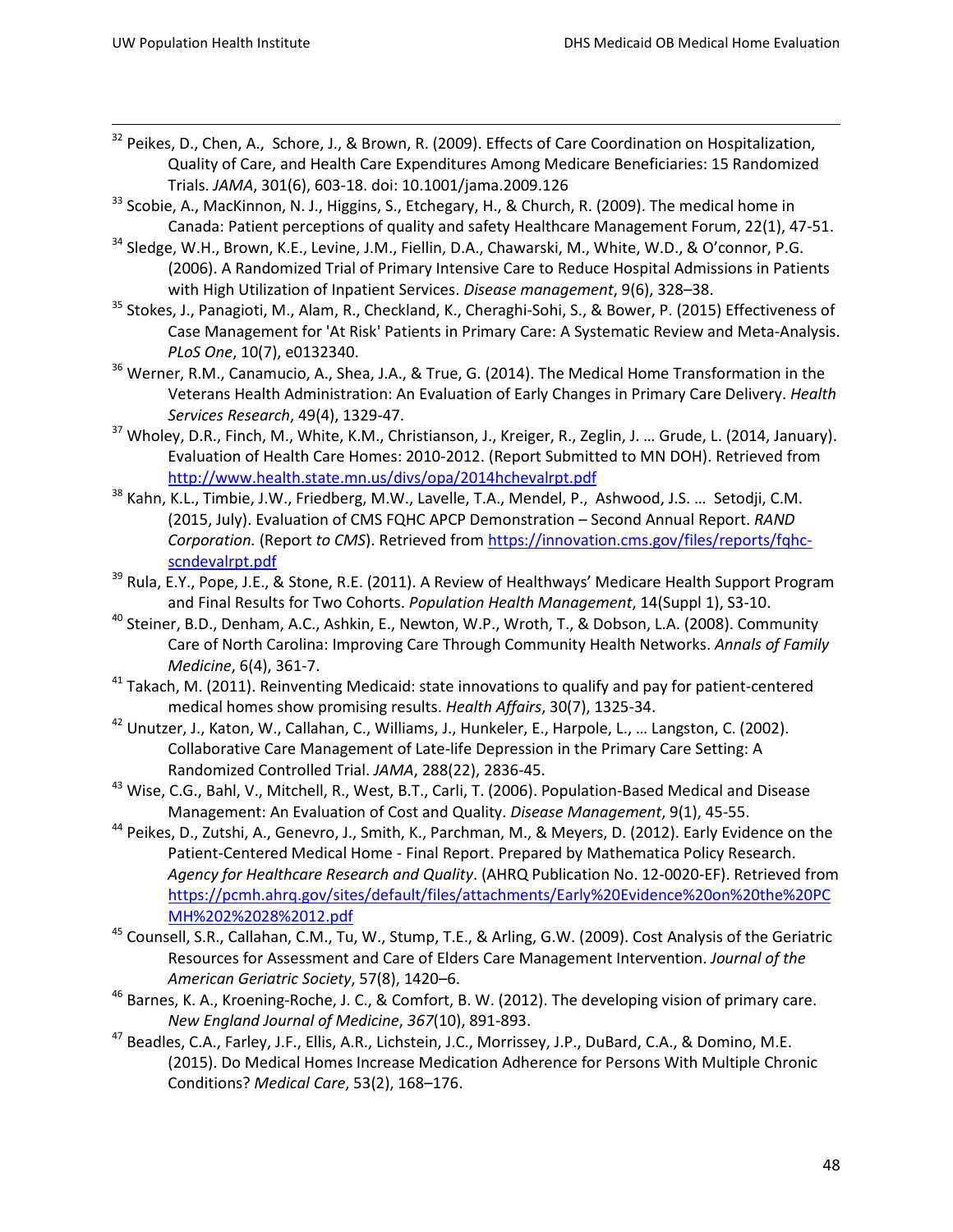[32] Peikes, D., Chen, A., Schore, J., & Brown, R. (2009). Effects of Care Coordination on Hospitalization, Quality of Care, and Health Care Expenditures Among Medicare Beneficiaries: 15 Randomized Trials. *JAMA*, 301(6), 603-18. doi: 10.1001/jama.2009.126

[33] Scobie, A., MacKinnon, N. J., Higgins, S., Etchegary, H., & Church, R. (2009). The medical home in Canada: Patient perceptions of quality and safety Healthcare Management Forum, 22(1), 47-51.

[34] Sledge, W.H., Brown, K.E., Levine, J.M., Fiellin, D.A., Chawarski, M., White, W.D., & O'connor, P.G. (2006). A Randomized Trial of Primary Intensive Care to Reduce Hospital Admissions in Patients with High Utilization of Inpatient Services. *Disease management*, 9(6), 328–38.

[35] Stokes, J., Panagioti, M., Alam, R., Checkland, K., Cheraghi-Sohi, S., & Bower, P. (2015) Effectiveness of Case Management for 'At Risk' Patients in Primary Care: A Systematic Review and Meta-Analysis. *PLoS One*, 10(7), e0132340.

[36] Werner, R.M., Canamucio, A., Shea, J.A., & True, G. (2014). The Medical Home Transformation in the Veterans Health Administration: An Evaluation of Early Changes in Primary Care Delivery. *Health Services Research*, 49(4), 1329-47.

[37] Wholey, D.R., Finch, M., White, K.M., Christianson, J., Kreiger, R., Zeglin, J. … Grude, L. (2014, January). Evaluation of Health Care Homes: 2010-2012. (Report Submitted to MN DOH). Retrieved from http://www.health.state.mn.us/divs/opa/2014hchevalrpt.pdf

[38] Kahn, K.L., Timbie, J.W., Friedberg, M.W., Lavelle, T.A., Mendel, P., Ashwood, J.S. … Setodji, C.M. (2015, July). Evaluation of CMS FQHC APCP Demonstration – Second Annual Report. *RAND Corporation.* (Report *to CMS*). Retrieved from https://innovation.cms.gov/files/reports/fqhc-scndevalrpt.pdf

[39] Rula, E.Y., Pope, J.E., & Stone, R.E. (2011). A Review of Healthways' Medicare Health Support Program and Final Results for Two Cohorts. *Population Health Management*, 14(Suppl 1), S3-10.

[40] Steiner, B.D., Denham, A.C., Ashkin, E., Newton, W.P., Wroth, T., & Dobson, L.A. (2008). Community Care of North Carolina: Improving Care Through Community Health Networks. *Annals of Family Medicine*, 6(4), 361-7.

[41] Takach, M. (2011). Reinventing Medicaid: state innovations to qualify and pay for patient-centered medical homes show promising results. *Health Affairs*, 30(7), 1325-34.

[42] Unutzer, J., Katon, W., Callahan, C., Williams, J., Hunkeler, E., Harpole, L., … Langston, C. (2002). Collaborative Care Management of Late-life Depression in the Primary Care Setting: A Randomized Controlled Trial. *JAMA*, 288(22), 2836-45.

[43] Wise, C.G., Bahl, V., Mitchell, R., West, B.T., Carli, T. (2006). Population-Based Medical and Disease Management: An Evaluation of Cost and Quality. *Disease Management*, 9(1), 45-55.

[44] Peikes, D., Zutshi, A., Genevro, J., Smith, K., Parchman, M., & Meyers, D. (2012). Early Evidence on the Patient-Centered Medical Home - Final Report. Prepared by Mathematica Policy Research. *Agency for Healthcare Research and Quality*. (AHRQ Publication No. 12-0020-EF). Retrieved from https://pcmh.ahrq.gov/sites/default/files/attachments/Early%20Evidence%20on%20the%20PCMH%202%2028%2012.pdf

[45] Counsell, S.R., Callahan, C.M., Tu, W., Stump, T.E., & Arling, G.W. (2009). Cost Analysis of the Geriatric Resources for Assessment and Care of Elders Care Management Intervention. *Journal of the American Geriatric Society*, 57(8), 1420–6.

[46] Barnes, K. A., Kroening-Roche, J. C., & Comfort, B. W. (2012). The developing vision of primary care. *New England Journal of Medicine*, *367*(10), 891-893.

[47] Beadles, C.A., Farley, J.F., Ellis, A.R., Lichstein, J.C., Morrissey, J.P., DuBard, C.A., & Domino, M.E. (2015). Do Medical Homes Increase Medication Adherence for Persons With Multiple Chronic Conditions? *Medical Care*, 53(2), 168–176.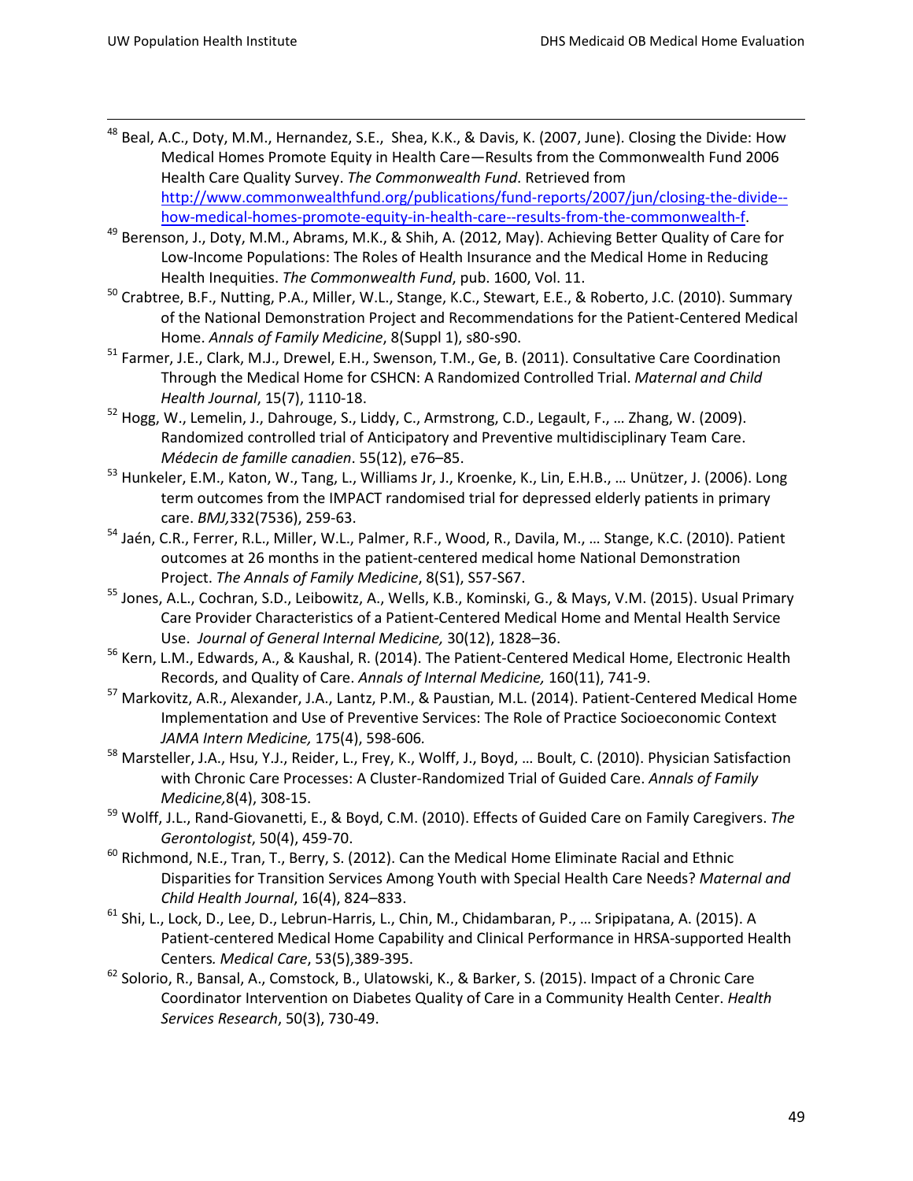[48] Beal, A.C., Doty, M.M., Hernandez, S.E., Shea, K.K., & Davis, K. (2007, June). Closing the Divide: How Medical Homes Promote Equity in Health Care—Results from the Commonwealth Fund 2006 Health Care Quality Survey. *The Commonwealth Fund*. Retrieved from http://www.commonwealthfund.org/publications/fund-reports/2007/jun/closing-the-divide--how-medical-homes-promote-equity-in-health-care--results-from-the-commonwealth-f.

[49] Berenson, J., Doty, M.M., Abrams, M.K., & Shih, A. (2012, May). Achieving Better Quality of Care for Low-Income Populations: The Roles of Health Insurance and the Medical Home in Reducing Health Inequities. *The Commonwealth Fund*, pub. 1600, Vol. 11.

[50] Crabtree, B.F., Nutting, P.A., Miller, W.L., Stange, K.C., Stewart, E.E., & Roberto, J.C. (2010). Summary of the National Demonstration Project and Recommendations for the Patient-Centered Medical Home. *Annals of Family Medicine*, 8(Suppl 1), s80-s90.

[51] Farmer, J.E., Clark, M.J., Drewel, E.H., Swenson, T.M., Ge, B. (2011). Consultative Care Coordination Through the Medical Home for CSHCN: A Randomized Controlled Trial. *Maternal and Child Health Journal*, 15(7), 1110-18.

[52] Hogg, W., Lemelin, J., Dahrouge, S., Liddy, C., Armstrong, C.D., Legault, F., … Zhang, W. (2009). Randomized controlled trial of Anticipatory and Preventive multidisciplinary Team Care. *Médecin de famille canadien*. 55(12), e76–85.

[53] Hunkeler, E.M., Katon, W., Tang, L., Williams Jr, J., Kroenke, K., Lin, E.H.B., … Unützer, J. (2006). Long term outcomes from the IMPACT randomised trial for depressed elderly patients in primary care. *BMJ,*332(7536), 259-63.

[54] Jaén, C.R., Ferrer, R.L., Miller, W.L., Palmer, R.F., Wood, R., Davila, M., … Stange, K.C. (2010). Patient outcomes at 26 months in the patient-centered medical home National Demonstration Project. *The Annals of Family Medicine*, 8(S1), S57-S67.

[55] Jones, A.L., Cochran, S.D., Leibowitz, A., Wells, K.B., Kominski, G., & Mays, V.M. (2015). Usual Primary Care Provider Characteristics of a Patient-Centered Medical Home and Mental Health Service Use. *Journal of General Internal Medicine,* 30(12), 1828–36.

[56] Kern, L.M., Edwards, A., & Kaushal, R. (2014). The Patient-Centered Medical Home, Electronic Health Records, and Quality of Care. *Annals of Internal Medicine,* 160(11), 741-9.

[57] Markovitz, A.R., Alexander, J.A., Lantz, P.M., & Paustian, M.L. (2014). Patient-Centered Medical Home Implementation and Use of Preventive Services: The Role of Practice Socioeconomic Context *JAMA Intern Medicine,* 175(4), 598-606*.*

[58] Marsteller, J.A., Hsu, Y.J., Reider, L., Frey, K., Wolff, J., Boyd, … Boult, C. (2010). Physician Satisfaction with Chronic Care Processes: A Cluster-Randomized Trial of Guided Care. *Annals of Family Medicine,*8(4), 308-15.

[59] Wolff, J.L., Rand-Giovanetti, E., & Boyd, C.M. (2010). Effects of Guided Care on Family Caregivers. *The Gerontologist*, 50(4), 459-70.

[60] Richmond, N.E., Tran, T., Berry, S. (2012). Can the Medical Home Eliminate Racial and Ethnic Disparities for Transition Services Among Youth with Special Health Care Needs? *Maternal and Child Health Journal*, 16(4), 824–833.

[61] Shi, L., Lock, D., Lee, D., Lebrun-Harris, L., Chin, M., Chidambaran, P., … Sripipatana, A. (2015). A Patient-centered Medical Home Capability and Clinical Performance in HRSA-supported Health Centers*. Medical Care*, 53(5),389-395.

[62] Solorio, R., Bansal, A., Comstock, B., Ulatowski, K., & Barker, S. (2015). Impact of a Chronic Care Coordinator Intervention on Diabetes Quality of Care in a Community Health Center. *Health Services Research*, 50(3), 730-49.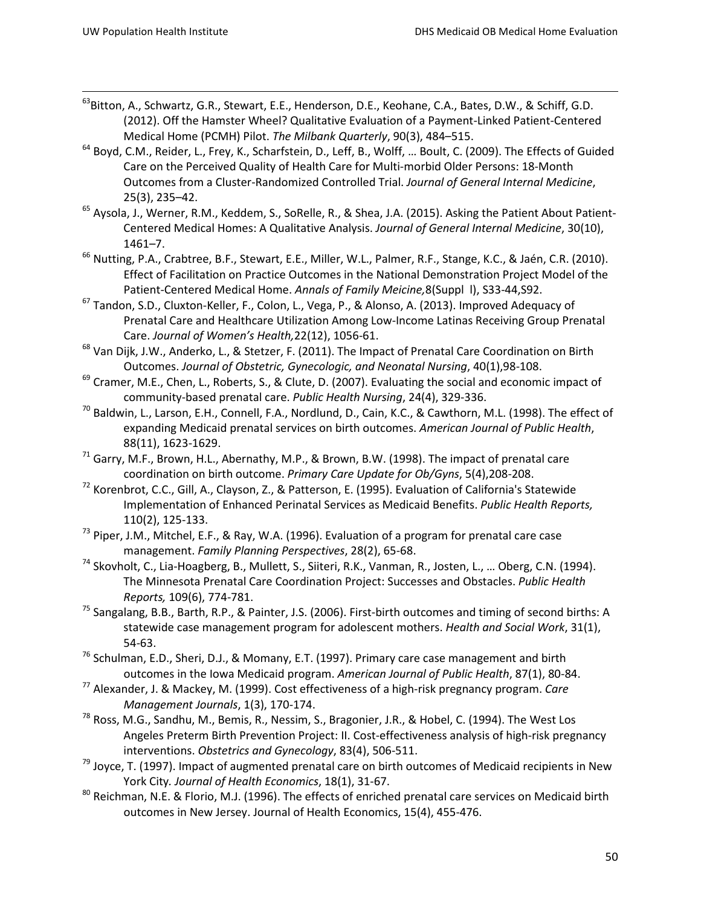[63] Bitton, A., Schwartz, G.R., Stewart, E.E., Henderson, D.E., Keohane, C.A., Bates, D.W., & Schiff, G.D. (2012). Off the Hamster Wheel? Qualitative Evaluation of a Payment-Linked Patient-Centered Medical Home (PCMH) Pilot. *The Milbank Quarterly*, 90(3), 484–515.

[64] Boyd, C.M., Reider, L., Frey, K., Scharfstein, D., Leff, B., Wolff, … Boult, C. (2009). The Effects of Guided Care on the Perceived Quality of Health Care for Multi-morbid Older Persons: 18-Month Outcomes from a Cluster-Randomized Controlled Trial. *Journal of General Internal Medicine*, 25(3), 235–42.

[65] Aysola, J., Werner, R.M., Keddem, S., SoRelle, R., & Shea, J.A. (2015). Asking the Patient About Patient-Centered Medical Homes: A Qualitative Analysis. *Journal of General Internal Medicine*, 30(10), 1461–7.

[66] Nutting, P.A., Crabtree, B.F., Stewart, E.E., Miller, W.L., Palmer, R.F., Stange, K.C., & Jaén, C.R. (2010). Effect of Facilitation on Practice Outcomes in the National Demonstration Project Model of the Patient-Centered Medical Home. *Annals of Family Meicine,*8(Suppl l), S33-44,S92.

[67] Tandon, S.D., Cluxton-Keller, F., Colon, L., Vega, P., & Alonso, A. (2013). Improved Adequacy of Prenatal Care and Healthcare Utilization Among Low-Income Latinas Receiving Group Prenatal Care. *Journal of Women's Health,*22(12), 1056-61.

[68] Van Dijk, J.W., Anderko, L., & Stetzer, F. (2011). The Impact of Prenatal Care Coordination on Birth Outcomes. *Journal of Obstetric, Gynecologic, and Neonatal Nursing*, 40(1),98-108.

[69] Cramer, M.E., Chen, L., Roberts, S., & Clute, D. (2007). Evaluating the social and economic impact of community-based prenatal care. *Public Health Nursing*, 24(4), 329-336.

[70] Baldwin, L., Larson, E.H., Connell, F.A., Nordlund, D., Cain, K.C., & Cawthorn, M.L. (1998). The effect of expanding Medicaid prenatal services on birth outcomes. *American Journal of Public Health*, 88(11), 1623-1629.

[71] Garry, M.F., Brown, H.L., Abernathy, M.P., & Brown, B.W. (1998). The impact of prenatal care coordination on birth outcome. *Primary Care Update for Ob/Gyns*, 5(4),208-208.

[72] Korenbrot, C.C., Gill, A., Clayson, Z., & Patterson, E. (1995). Evaluation of California's Statewide Implementation of Enhanced Perinatal Services as Medicaid Benefits. *Public Health Reports,* 110(2), 125-133.

[73] Piper, J.M., Mitchel, E.F., & Ray, W.A. (1996). Evaluation of a program for prenatal care case management. *Family Planning Perspectives*, 28(2), 65-68.

[74] Skovholt, C., Lia-Hoagberg, B., Mullett, S., Siiteri, R.K., Vanman, R., Josten, L., … Oberg, C.N. (1994). The Minnesota Prenatal Care Coordination Project: Successes and Obstacles. *Public Health Reports,* 109(6), 774-781.

[75] Sangalang, B.B., Barth, R.P., & Painter, J.S. (2006). First-birth outcomes and timing of second births: A statewide case management program for adolescent mothers. *Health and Social Work*, 31(1), 54-63.

[76] Schulman, E.D., Sheri, D.J., & Momany, E.T. (1997). Primary care case management and birth outcomes in the Iowa Medicaid program. *American Journal of Public Health*, 87(1), 80-84.

[77] Alexander, J. & Mackey, M. (1999). Cost effectiveness of a high-risk pregnancy program. *Care Management Journals*, 1(3), 170-174.

[78] Ross, M.G., Sandhu, M., Bemis, R., Nessim, S., Bragonier, J.R., & Hobel, C. (1994). The West Los Angeles Preterm Birth Prevention Project: II. Cost-effectiveness analysis of high-risk pregnancy interventions. *Obstetrics and Gynecology*, 83(4), 506-511.

[79] Joyce, T. (1997). Impact of augmented prenatal care on birth outcomes of Medicaid recipients in New York City. *Journal of Health Economics*, 18(1), 31-67.

[80] Reichman, N.E. & Florio, M.J. (1996). The effects of enriched prenatal care services on Medicaid birth outcomes in New Jersey. Journal of Health Economics, 15(4), 455-476.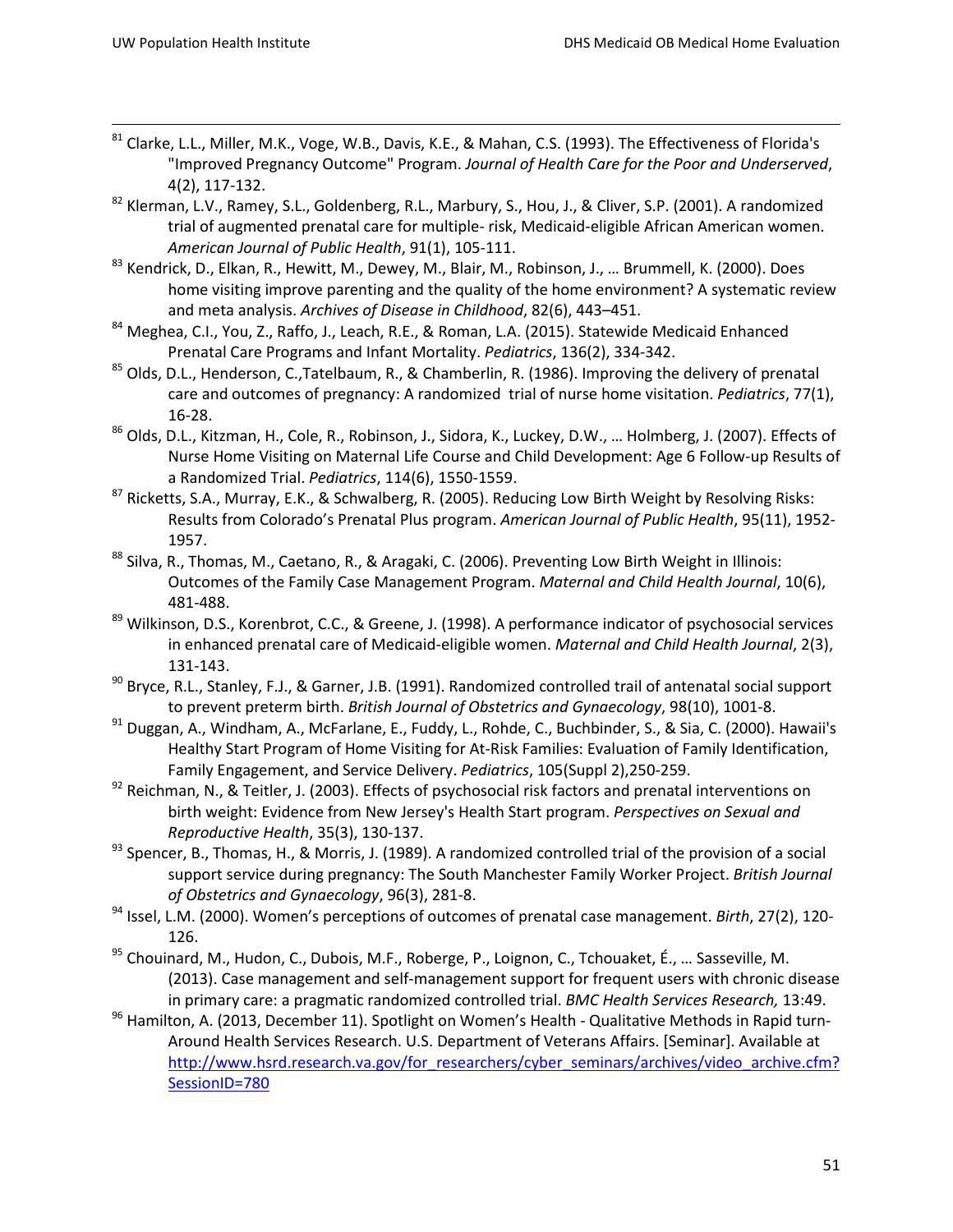[81] Clarke, L.L., Miller, M.K., Voge, W.B., Davis, K.E., & Mahan, C.S. (1993). The Effectiveness of Florida's "Improved Pregnancy Outcome" Program. *Journal of Health Care for the Poor and Underserved*, 4(2), 117-132.

[82] Klerman, L.V., Ramey, S.L., Goldenberg, R.L., Marbury, S., Hou, J., & Cliver, S.P. (2001). A randomized trial of augmented prenatal care for multiple- risk, Medicaid-eligible African American women. *American Journal of Public Health*, 91(1), 105-111.

[83] Kendrick, D., Elkan, R., Hewitt, M., Dewey, M., Blair, M., Robinson, J., … Brummell, K. (2000). Does home visiting improve parenting and the quality of the home environment? A systematic review and meta analysis. *Archives of Disease in Childhood*, 82(6), 443–451.

[84] Meghea, C.I., You, Z., Raffo, J., Leach, R.E., & Roman, L.A. (2015). Statewide Medicaid Enhanced Prenatal Care Programs and Infant Mortality. *Pediatrics*, 136(2), 334-342.

[85] Olds, D.L., Henderson, C.,Tatelbaum, R., & Chamberlin, R. (1986). Improving the delivery of prenatal care and outcomes of pregnancy: A randomized trial of nurse home visitation. *Pediatrics*, 77(1), 16-28.

[86] Olds, D.L., Kitzman, H., Cole, R., Robinson, J., Sidora, K., Luckey, D.W., … Holmberg, J. (2007). Effects of Nurse Home Visiting on Maternal Life Course and Child Development: Age 6 Follow-up Results of a Randomized Trial. *Pediatrics*, 114(6), 1550-1559.

[87] Ricketts, S.A., Murray, E.K., & Schwalberg, R. (2005). Reducing Low Birth Weight by Resolving Risks: Results from Colorado's Prenatal Plus program. *American Journal of Public Health*, 95(11), 1952-1957.

[88] Silva, R., Thomas, M., Caetano, R., & Aragaki, C. (2006). Preventing Low Birth Weight in Illinois: Outcomes of the Family Case Management Program. *Maternal and Child Health Journal*, 10(6), 481-488.

[89] Wilkinson, D.S., Korenbrot, C.C., & Greene, J. (1998). A performance indicator of psychosocial services in enhanced prenatal care of Medicaid-eligible women. *Maternal and Child Health Journal*, 2(3), 131-143.

[90] Bryce, R.L., Stanley, F.J., & Garner, J.B. (1991). Randomized controlled trail of antenatal social support to prevent preterm birth. *British Journal of Obstetrics and Gynaecology*, 98(10), 1001-8.

[91] Duggan, A., Windham, A., McFarlane, E., Fuddy, L., Rohde, C., Buchbinder, S., & Sia, C. (2000). Hawaii's Healthy Start Program of Home Visiting for At-Risk Families: Evaluation of Family Identification, Family Engagement, and Service Delivery. *Pediatrics*, 105(Suppl 2),250-259.

[92] Reichman, N., & Teitler, J. (2003). Effects of psychosocial risk factors and prenatal interventions on birth weight: Evidence from New Jersey's Health Start program. *Perspectives on Sexual and Reproductive Health*, 35(3), 130-137.

[93] Spencer, B., Thomas, H., & Morris, J. (1989). A randomized controlled trial of the provision of a social support service during pregnancy: The South Manchester Family Worker Project. *British Journal of Obstetrics and Gynaecology*, 96(3), 281-8.

[94] Issel, L.M. (2000). Women's perceptions of outcomes of prenatal case management. *Birth*, 27(2), 120-126.

[95] Chouinard, M., Hudon, C., Dubois, M.F., Roberge, P., Loignon, C., Tchouaket, É., … Sasseville, M. (2013). Case management and self-management support for frequent users with chronic disease in primary care: a pragmatic randomized controlled trial. *BMC Health Services Research,* 13:49.

[96] Hamilton, A. (2013, December 11). Spotlight on Women's Health - Qualitative Methods in Rapid turn-Around Health Services Research. U.S. Department of Veterans Affairs. [Seminar]. Available at http://www.hsrd.research.va.gov/for_researchers/cyber_seminars/archives/video_archive.cfm?SessionID=780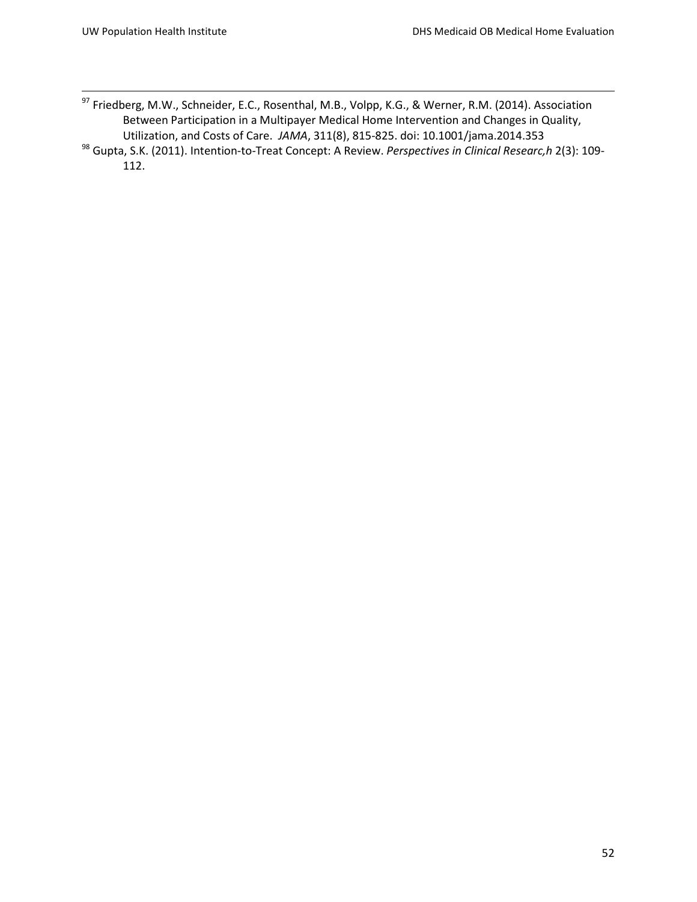[97] Friedberg, M.W., Schneider, E.C., Rosenthal, M.B., Volpp, K.G., & Werner, R.M. (2014). Association Between Participation in a Multipayer Medical Home Intervention and Changes in Quality, Utilization, and Costs of Care. *JAMA*, 311(8), 815-825. doi: 10.1001/jama.2014.353

[98] Gupta, S.K. (2011). Intention-to-Treat Concept: A Review. *Perspectives in Clinical Researc,h* 2(3): 109-112.